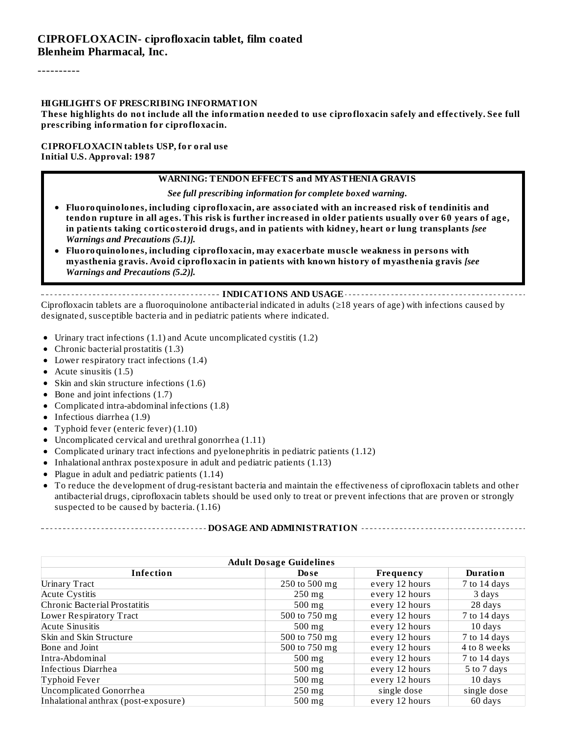# CIPROFLOXACIN- ciprofloxacin tablet, film coated
**Blenheim Pharmacal, Inc.**

----------

**HIGHLIGHTS OF PRESCRIBING INFORMATION**

**These highlights do not include all the information needed to use ciprofloxacin safely and effectively. See full prescribing information for ciprofloxacin.**

**CIPROFLOXACIN tablets USP, for oral use**
**Initial U.S. Approval: 1987**

**WARNING: TENDON EFFECTS and MYASTHENIA GRAVIS**

***See full prescribing information for complete boxed warning.***

- **Fluoroquinolones, including ciprofloxacin, are associated with an increased risk of tendinitis and tendon rupture in all ages. This risk is further increased in older patients usually over 60 years of age, in patients taking corticosteroid drugs, and in patients with kidney, heart or lung transplants** ***[see Warnings and Precautions (5.1)].***
- **Fluoroquinolones, including ciprofloxacin, may exacerbate muscle weakness in persons with myasthenia gravis. Avoid ciprofloxacin in patients with known history of myasthenia gravis** ***[see Warnings and Precautions (5.2)].***

**INDICATIONS AND USAGE**

Ciprofloxacin tablets are a fluoroquinolone antibacterial indicated in adults (≥18 years of age) with infections caused by designated, susceptible bacteria and in pediatric patients where indicated.

- Urinary tract infections (1.1) and Acute uncomplicated cystitis (1.2)
- Chronic bacterial prostatitis (1.3)
- Lower respiratory tract infections (1.4)
- Acute sinusitis (1.5)
- Skin and skin structure infections (1.6)
- Bone and joint infections (1.7)
- Complicated intra-abdominal infections (1.8)
- Infectious diarrhea (1.9)
- Typhoid fever (enteric fever) (1.10)
- Uncomplicated cervical and urethral gonorrhea (1.11)
- Complicated urinary tract infections and pyelonephritis in pediatric patients (1.12)
- Inhalational anthrax postexposure in adult and pediatric patients (1.13)
- Plague in adult and pediatric patients (1.14)
- To reduce the development of drug-resistant bacteria and maintain the effectiveness of ciprofloxacin tablets and other antibacterial drugs, ciprofloxacin tablets should be used only to treat or prevent infections that are proven or strongly suspected to be caused by bacteria. (1.16)

**DOSAGE AND ADMINISTRATION**

| **Adult Dosage Guidelines** | | | |
|---|---|---|---|
| **Infection** | **Dose** | **Frequency** | **Duration** |
| Urinary Tract | 250 to 500 mg | every 12 hours | 7 to 14 days |
| Acute Cystitis | 250 mg | every 12 hours | 3 days |
| Chronic Bacterial Prostatitis | 500 mg | every 12 hours | 28 days |
| Lower Respiratory Tract | 500 to 750 mg | every 12 hours | 7 to 14 days |
| Acute Sinusitis | 500 mg | every 12 hours | 10 days |
| Skin and Skin Structure | 500 to 750 mg | every 12 hours | 7 to 14 days |
| Bone and Joint | 500 to 750 mg | every 12 hours | 4 to 8 weeks |
| Intra-Abdominal | 500 mg | every 12 hours | 7 to 14 days |
| Infectious Diarrhea | 500 mg | every 12 hours | 5 to 7 days |
| Typhoid Fever | 500 mg | every 12 hours | 10 days |
| Uncomplicated Gonorrhea | 250 mg | single dose | single dose |
| Inhalational anthrax (post-exposure) | 500 mg | every 12 hours | 60 days |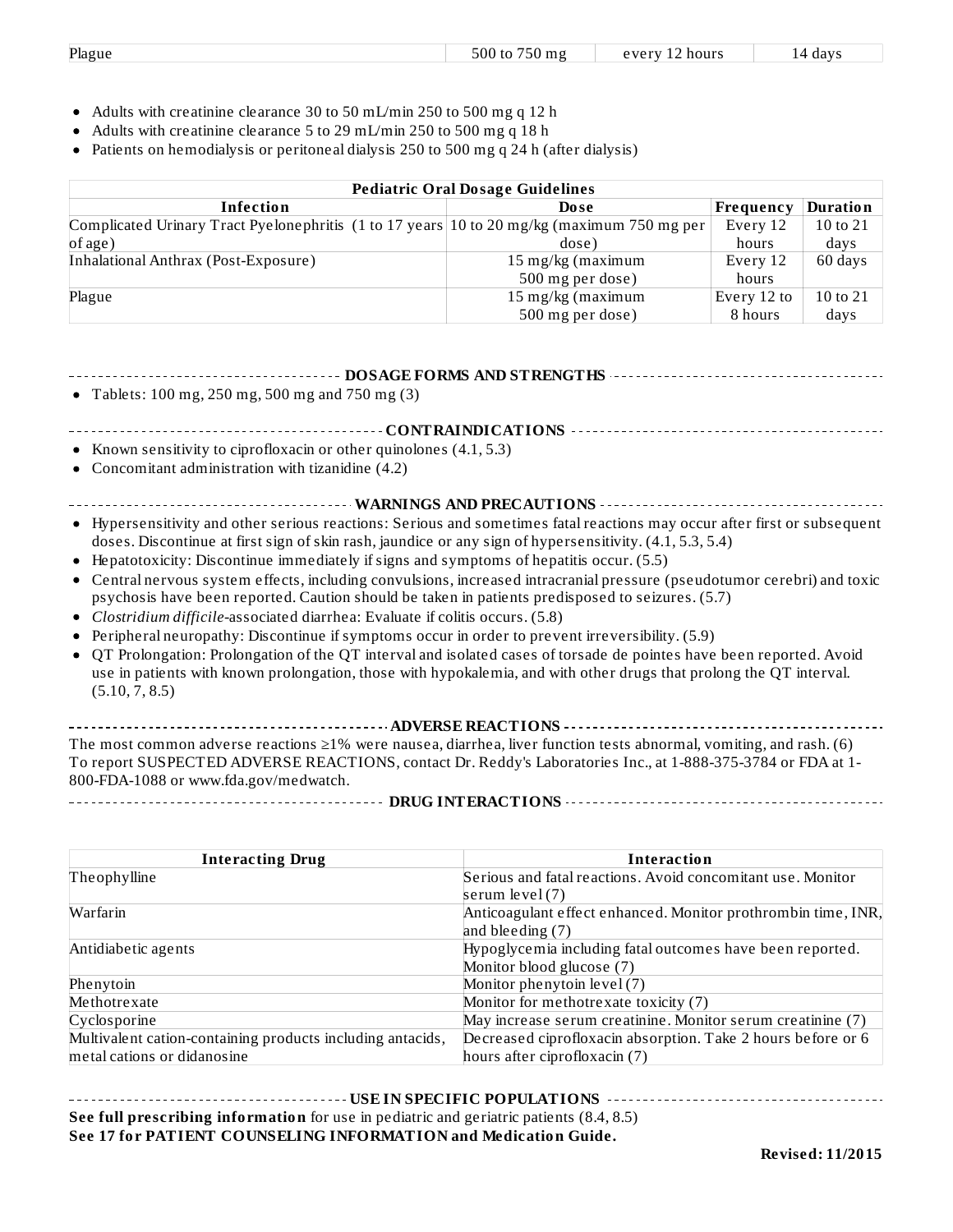| Plague | 500 to 750 mg | every 12 hours | 14 days |
|---|---|---|---|

- Adults with creatinine clearance 30 to 50 mL/min 250 to 500 mg q 12 h
- Adults with creatinine clearance 5 to 29 mL/min 250 to 500 mg q 18 h
- Patients on hemodialysis or peritoneal dialysis 250 to 500 mg q 24 h (after dialysis)

| Pediatric Oral Dosage Guidelines | | | |
|---|---|---|---|
| **Infection** | **Dose** | **Frequency** | **Duration** |
| Complicated Urinary Tract Pyelonephritis (1 to 17 years of age) | 10 to 20 mg/kg (maximum 750 mg per dose) | Every 12 hours | 10 to 21 days |
| Inhalational Anthrax (Post-Exposure) | 15 mg/kg (maximum 500 mg per dose) | Every 12 hours | 60 days |
| Plague | 15 mg/kg (maximum 500 mg per dose) | Every 12 to 8 hours | 10 to 21 days |

## DOSAGE FORMS AND STRENGTHS

- Tablets: 100 mg, 250 mg, 500 mg and 750 mg (3)

## CONTRAINDICATIONS

- Known sensitivity to ciprofloxacin or other quinolones (4.1, 5.3)
- Concomitant administration with tizanidine (4.2)

## WARNINGS AND PRECAUTIONS

- Hypersensitivity and other serious reactions: Serious and sometimes fatal reactions may occur after first or subsequent doses. Discontinue at first sign of skin rash, jaundice or any sign of hypersensitivity. (4.1, 5.3, 5.4)
- Hepatotoxicity: Discontinue immediately if signs and symptoms of hepatitis occur. (5.5)
- Central nervous system effects, including convulsions, increased intracranial pressure (pseudotumor cerebri) and toxic psychosis have been reported. Caution should be taken in patients predisposed to seizures. (5.7)
- *Clostridium difficile*-associated diarrhea: Evaluate if colitis occurs. (5.8)
- Peripheral neuropathy: Discontinue if symptoms occur in order to prevent irreversibility. (5.9)
- QT Prolongation: Prolongation of the QT interval and isolated cases of torsade de pointes have been reported. Avoid use in patients with known prolongation, those with hypokalemia, and with other drugs that prolong the QT interval. (5.10, 7, 8.5)

## ADVERSE REACTIONS

The most common adverse reactions ≥1% were nausea, diarrhea, liver function tests abnormal, vomiting, and rash. (6)
To report SUSPECTED ADVERSE REACTIONS, contact Dr. Reddy's Laboratories Inc., at 1-888-375-3784 or FDA at 1-800-FDA-1088 or www.fda.gov/medwatch.

## DRUG INTERACTIONS

| Interacting Drug | Interaction |
|---|---|
| Theophylline | Serious and fatal reactions. Avoid concomitant use. Monitor serum level (7) |
| Warfarin | Anticoagulant effect enhanced. Monitor prothrombin time, INR, and bleeding (7) |
| Antidiabetic agents | Hypoglycemia including fatal outcomes have been reported. Monitor blood glucose (7) |
| Phenytoin | Monitor phenytoin level (7) |
| Methotrexate | Monitor for methotrexate toxicity (7) |
| Cyclosporine | May increase serum creatinine. Monitor serum creatinine (7) |
| Multivalent cation-containing products including antacids, metal cations or didanosine | Decreased ciprofloxacin absorption. Take 2 hours before or 6 hours after ciprofloxacin (7) |

## USE IN SPECIFIC POPULATIONS

**See full prescribing information** for use in pediatric and geriatric patients (8.4, 8.5)
**See 17 for PATIENT COUNSELING INFORMATION and Medication Guide.**

**Revised: 11/2015**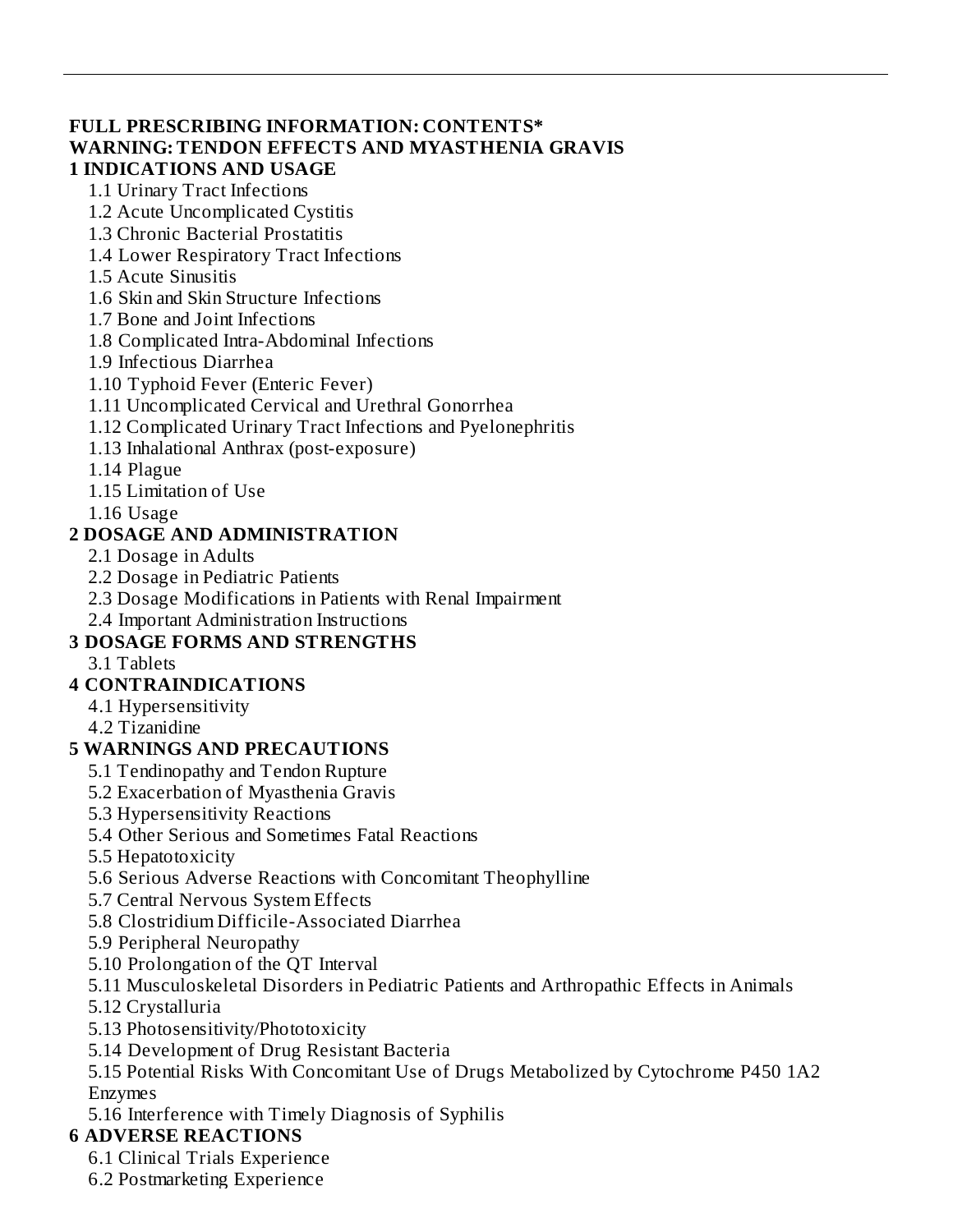**FULL PRESCRIBING INFORMATION: CONTENTS***

**WARNING: TENDON EFFECTS AND MYASTHENIA GRAVIS**

**1 INDICATIONS AND USAGE**

- 1.1 Urinary Tract Infections
- 1.2 Acute Uncomplicated Cystitis
- 1.3 Chronic Bacterial Prostatitis
- 1.4 Lower Respiratory Tract Infections
- 1.5 Acute Sinusitis
- 1.6 Skin and Skin Structure Infections
- 1.7 Bone and Joint Infections
- 1.8 Complicated Intra-Abdominal Infections
- 1.9 Infectious Diarrhea
- 1.10 Typhoid Fever (Enteric Fever)
- 1.11 Uncomplicated Cervical and Urethral Gonorrhea
- 1.12 Complicated Urinary Tract Infections and Pyelonephritis
- 1.13 Inhalational Anthrax (post-exposure)
- 1.14 Plague
- 1.15 Limitation of Use
- 1.16 Usage

**2 DOSAGE AND ADMINISTRATION**

- 2.1 Dosage in Adults
- 2.2 Dosage in Pediatric Patients
- 2.3 Dosage Modifications in Patients with Renal Impairment
- 2.4 Important Administration Instructions

**3 DOSAGE FORMS AND STRENGTHS**

- 3.1 Tablets

**4 CONTRAINDICATIONS**

- 4.1 Hypersensitivity
- 4.2 Tizanidine

**5 WARNINGS AND PRECAUTIONS**

- 5.1 Tendinopathy and Tendon Rupture
- 5.2 Exacerbation of Myasthenia Gravis
- 5.3 Hypersensitivity Reactions
- 5.4 Other Serious and Sometimes Fatal Reactions
- 5.5 Hepatotoxicity
- 5.6 Serious Adverse Reactions with Concomitant Theophylline
- 5.7 Central Nervous System Effects
- 5.8 Clostridium Difficile-Associated Diarrhea
- 5.9 Peripheral Neuropathy
- 5.10 Prolongation of the QT Interval
- 5.11 Musculoskeletal Disorders in Pediatric Patients and Arthropathic Effects in Animals
- 5.12 Crystalluria
- 5.13 Photosensitivity/Phototoxicity
- 5.14 Development of Drug Resistant Bacteria
- 5.15 Potential Risks With Concomitant Use of Drugs Metabolized by Cytochrome P450 1A2 Enzymes
- 5.16 Interference with Timely Diagnosis of Syphilis

**6 ADVERSE REACTIONS**

- 6.1 Clinical Trials Experience
- 6.2 Postmarketing Experience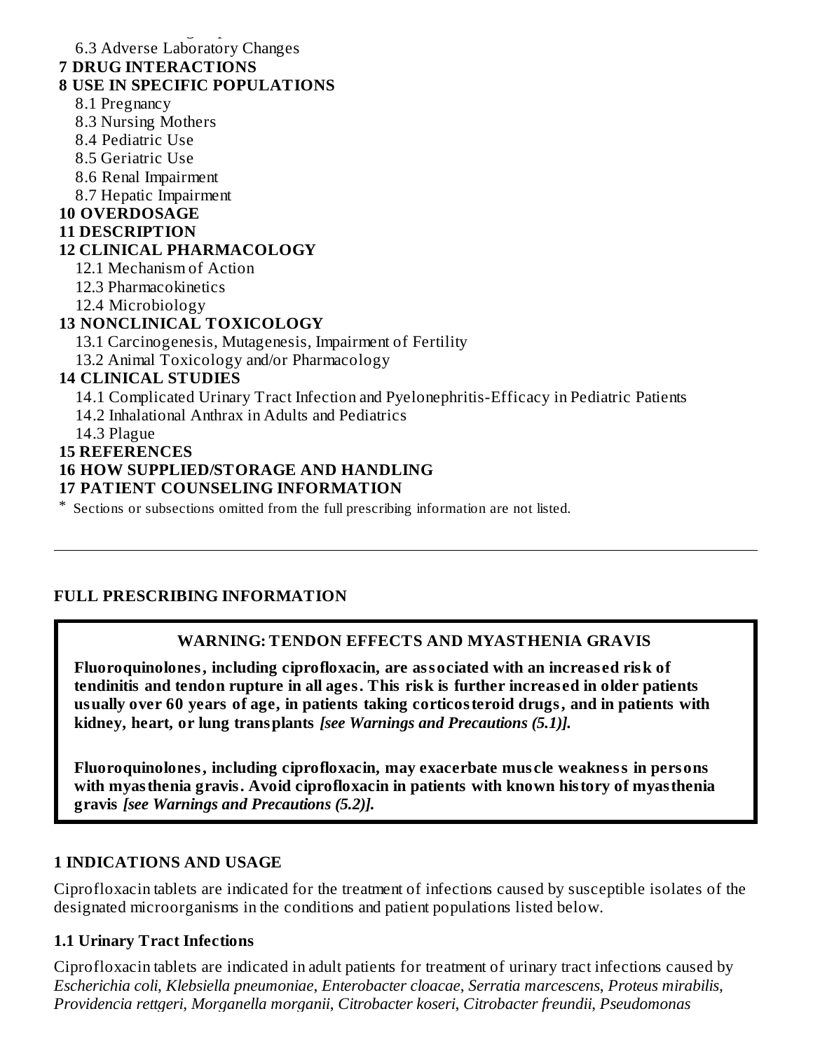6.3 Adverse Laboratory Changes

**7 DRUG INTERACTIONS**

**8 USE IN SPECIFIC POPULATIONS**

8.1 Pregnancy

8.3 Nursing Mothers

8.4 Pediatric Use

8.5 Geriatric Use

8.6 Renal Impairment

8.7 Hepatic Impairment

**10 OVERDOSAGE**

**11 DESCRIPTION**

**12 CLINICAL PHARMACOLOGY**

12.1 Mechanism of Action

12.3 Pharmacokinetics

12.4 Microbiology

**13 NONCLINICAL TOXICOLOGY**

13.1 Carcinogenesis, Mutagenesis, Impairment of Fertility

13.2 Animal Toxicology and/or Pharmacology

**14 CLINICAL STUDIES**

14.1 Complicated Urinary Tract Infection and Pyelonephritis-Efficacy in Pediatric Patients

14.2 Inhalational Anthrax in Adults and Pediatrics

14.3 Plague

**15 REFERENCES**

**16 HOW SUPPLIED/STORAGE AND HANDLING**

**17 PATIENT COUNSELING INFORMATION**

* Sections or subsections omitted from the full prescribing information are not listed.

---

## FULL PRESCRIBING INFORMATION

**WARNING: TENDON EFFECTS AND MYASTHENIA GRAVIS**

**Fluoroquinolones, including ciprofloxacin, are associated with an increased risk of tendinitis and tendon rupture in all ages. This risk is further increased in older patients usually over 60 years of age, in patients taking corticosteroid drugs, and in patients with kidney, heart, or lung transplants** ***[see Warnings and Precautions (5.1)].***

**Fluoroquinolones, including ciprofloxacin, may exacerbate muscle weakness in persons with myasthenia gravis. Avoid ciprofloxacin in patients with known history of myasthenia gravis** ***[see Warnings and Precautions (5.2)].***

## 1 INDICATIONS AND USAGE

Ciprofloxacin tablets are indicated for the treatment of infections caused by susceptible isolates of the designated microorganisms in the conditions and patient populations listed below.

### 1.1 Urinary Tract Infections

Ciprofloxacin tablets are indicated in adult patients for treatment of urinary tract infections caused by *Escherichia coli, Klebsiella pneumoniae, Enterobacter cloacae, Serratia marcescens, Proteus mirabilis, Providencia rettgeri, Morganella morganii, Citrobacter koseri, Citrobacter freundii, Pseudomonas*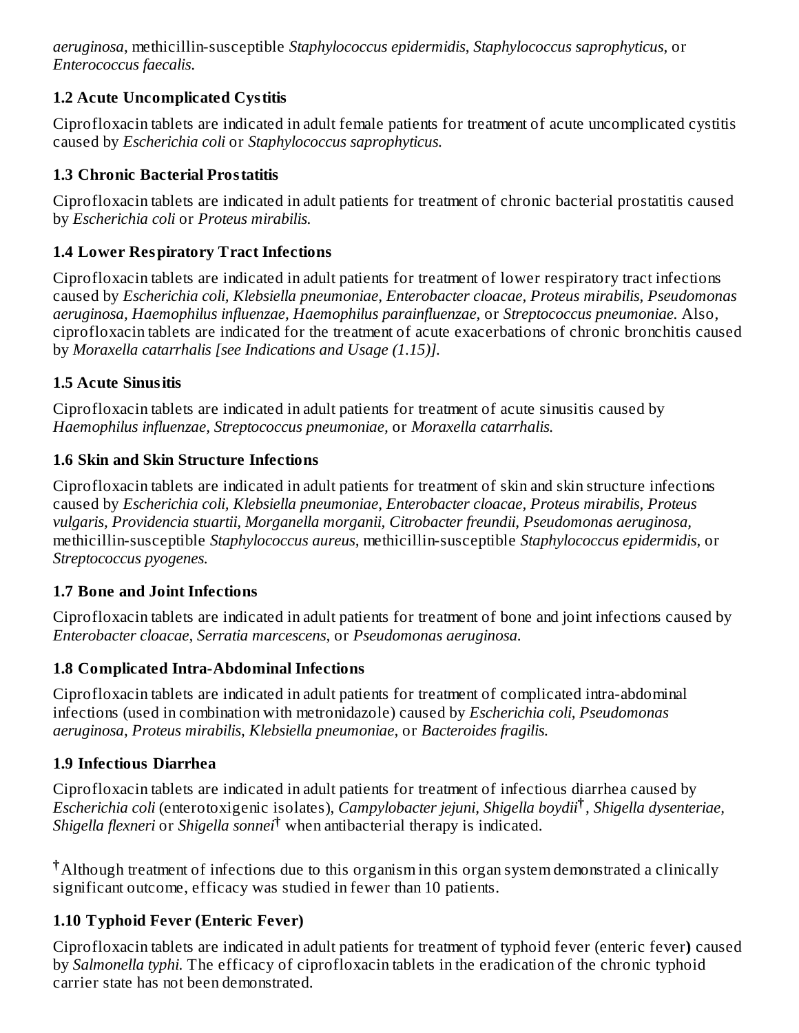*aeruginosa*, methicillin-susceptible *Staphylococcus epidermidis*, *Staphylococcus saprophyticus*, or *Enterococcus faecalis*.

### 1.2 Acute Uncomplicated Cystitis

Ciprofloxacin tablets are indicated in adult female patients for treatment of acute uncomplicated cystitis caused by *Escherichia coli* or *Staphylococcus saprophyticus*.

### 1.3 Chronic Bacterial Prostatitis

Ciprofloxacin tablets are indicated in adult patients for treatment of chronic bacterial prostatitis caused by *Escherichia coli* or *Proteus mirabilis*.

### 1.4 Lower Respiratory Tract Infections

Ciprofloxacin tablets are indicated in adult patients for treatment of lower respiratory tract infections caused by *Escherichia coli, Klebsiella pneumoniae, Enterobacter cloacae, Proteus mirabilis, Pseudomonas aeruginosa, Haemophilus influenzae, Haemophilus parainfluenzae*, or *Streptococcus pneumoniae*. Also, ciprofloxacin tablets are indicated for the treatment of acute exacerbations of chronic bronchitis caused by *Moraxella catarrhalis [see Indications and Usage (1.15)]*.

### 1.5 Acute Sinusitis

Ciprofloxacin tablets are indicated in adult patients for treatment of acute sinusitis caused by *Haemophilus influenzae*, *Streptococcus pneumoniae*, or *Moraxella catarrhalis*.

### 1.6 Skin and Skin Structure Infections

Ciprofloxacin tablets are indicated in adult patients for treatment of skin and skin structure infections caused by *Escherichia coli, Klebsiella pneumoniae, Enterobacter cloacae, Proteus mirabilis, Proteus vulgaris, Providencia stuartii, Morganella morganii, Citrobacter freundii, Pseudomonas aeruginosa*, methicillin-susceptible *Staphylococcus aureus*, methicillin-susceptible *Staphylococcus epidermidis*, or *Streptococcus pyogenes*.

### 1.7 Bone and Joint Infections

Ciprofloxacin tablets are indicated in adult patients for treatment of bone and joint infections caused by *Enterobacter cloacae, Serratia marcescens*, or *Pseudomonas aeruginosa*.

### 1.8 Complicated Intra-Abdominal Infections

Ciprofloxacin tablets are indicated in adult patients for treatment of complicated intra-abdominal infections (used in combination with metronidazole) caused by *Escherichia coli, Pseudomonas aeruginosa, Proteus mirabilis, Klebsiella pneumoniae*, or *Bacteroides fragilis*.

### 1.9 Infectious Diarrhea

Ciprofloxacin tablets are indicated in adult patients for treatment of infectious diarrhea caused by *Escherichia coli* (enterotoxigenic isolates), *Campylobacter jejuni, Shigella boydii*[†], *Shigella dysenteriae, Shigella flexneri* or *Shigella sonnei*[†] when antibacterial therapy is indicated.

[†]Although treatment of infections due to this organism in this organ system demonstrated a clinically significant outcome, efficacy was studied in fewer than 10 patients.

### 1.10 Typhoid Fever (Enteric Fever)

Ciprofloxacin tablets are indicated in adult patients for treatment of typhoid fever (enteric fever) caused by *Salmonella typhi*. The efficacy of ciprofloxacin tablets in the eradication of the chronic typhoid carrier state has not been demonstrated.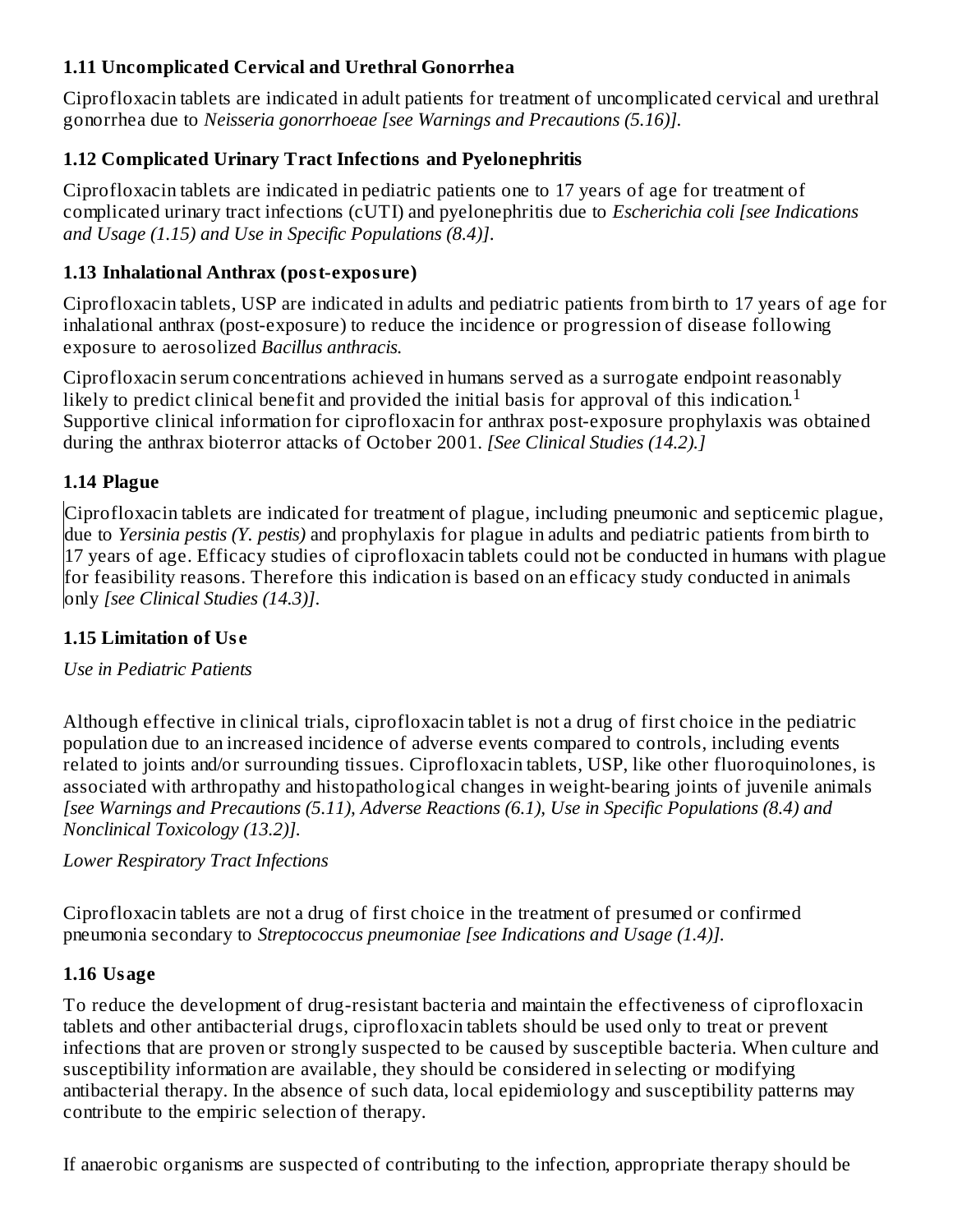### 1.11 Uncomplicated Cervical and Urethral Gonorrhea

Ciprofloxacin tablets are indicated in adult patients for treatment of uncomplicated cervical and urethral gonorrhea due to *Neisseria gonorrhoeae [see Warnings and Precautions (5.16)].*

### 1.12 Complicated Urinary Tract Infections and Pyelonephritis

Ciprofloxacin tablets are indicated in pediatric patients one to 17 years of age for treatment of complicated urinary tract infections (cUTI) and pyelonephritis due to *Escherichia coli [see Indications and Usage (1.15) and Use in Specific Populations (8.4)].*

### 1.13 Inhalational Anthrax (post-exposure)

Ciprofloxacin tablets, USP are indicated in adults and pediatric patients from birth to 17 years of age for inhalational anthrax (post-exposure) to reduce the incidence or progression of disease following exposure to aerosolized *Bacillus anthracis.*

Ciprofloxacin serum concentrations achieved in humans served as a surrogate endpoint reasonably likely to predict clinical benefit and provided the initial basis for approval of this indication.[1] Supportive clinical information for ciprofloxacin for anthrax post-exposure prophylaxis was obtained during the anthrax bioterror attacks of October 2001. *[See Clinical Studies (14.2).]*

### 1.14 Plague

Ciprofloxacin tablets are indicated for treatment of plague, including pneumonic and septicemic plague, due to *Yersinia pestis (Y. pestis)* and prophylaxis for plague in adults and pediatric patients from birth to 17 years of age. Efficacy studies of ciprofloxacin tablets could not be conducted in humans with plague for feasibility reasons. Therefore this indication is based on an efficacy study conducted in animals only *[see Clinical Studies (14.3)].*

### 1.15 Limitation of Use

*Use in Pediatric Patients*

Although effective in clinical trials, ciprofloxacin tablet is not a drug of first choice in the pediatric population due to an increased incidence of adverse events compared to controls, including events related to joints and/or surrounding tissues. Ciprofloxacin tablets, USP, like other fluoroquinolones, is associated with arthropathy and histopathological changes in weight-bearing joints of juvenile animals *[see Warnings and Precautions (5.11), Adverse Reactions (6.1), Use in Specific Populations (8.4) and Nonclinical Toxicology (13.2)].*

*Lower Respiratory Tract Infections*

Ciprofloxacin tablets are not a drug of first choice in the treatment of presumed or confirmed pneumonia secondary to *Streptococcus pneumoniae [see Indications and Usage (1.4)].*

### 1.16 Usage

To reduce the development of drug-resistant bacteria and maintain the effectiveness of ciprofloxacin tablets and other antibacterial drugs, ciprofloxacin tablets should be used only to treat or prevent infections that are proven or strongly suspected to be caused by susceptible bacteria. When culture and susceptibility information are available, they should be considered in selecting or modifying antibacterial therapy. In the absence of such data, local epidemiology and susceptibility patterns may contribute to the empiric selection of therapy.

If anaerobic organisms are suspected of contributing to the infection, appropriate therapy should be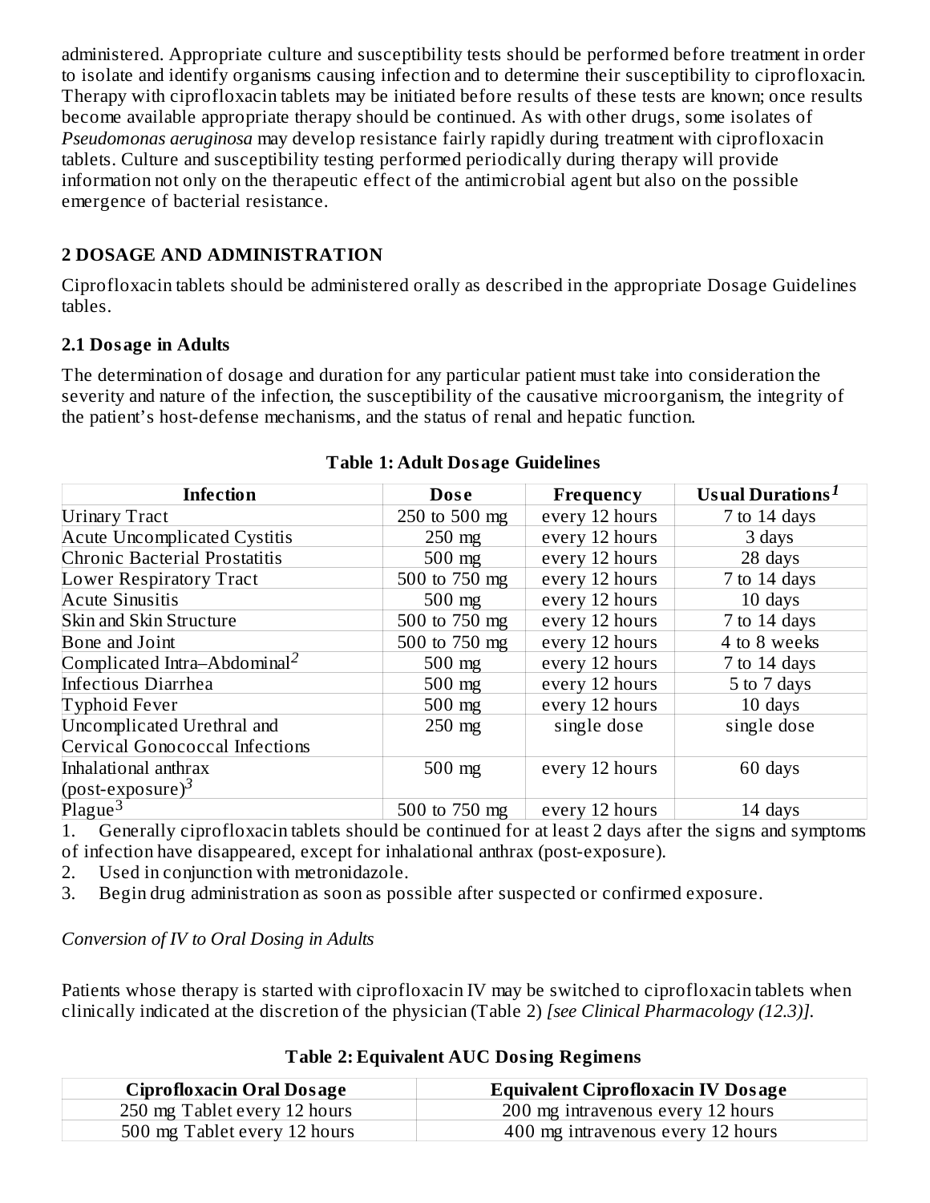administered. Appropriate culture and susceptibility tests should be performed before treatment in order to isolate and identify organisms causing infection and to determine their susceptibility to ciprofloxacin. Therapy with ciprofloxacin tablets may be initiated before results of these tests are known; once results become available appropriate therapy should be continued. As with other drugs, some isolates of *Pseudomonas aeruginosa* may develop resistance fairly rapidly during treatment with ciprofloxacin tablets. Culture and susceptibility testing performed periodically during therapy will provide information not only on the therapeutic effect of the antimicrobial agent but also on the possible emergence of bacterial resistance.

## 2 DOSAGE AND ADMINISTRATION

Ciprofloxacin tablets should be administered orally as described in the appropriate Dosage Guidelines tables.

### 2.1 Dosage in Adults

The determination of dosage and duration for any particular patient must take into consideration the severity and nature of the infection, the susceptibility of the causative microorganism, the integrity of the patient's host-defense mechanisms, and the status of renal and hepatic function.

**Table 1: Adult Dosage Guidelines**

| Infection | Dose | Frequency | Usual Durations[1] |
|---|---|---|---|
| Urinary Tract | 250 to 500 mg | every 12 hours | 7 to 14 days |
| Acute Uncomplicated Cystitis | 250 mg | every 12 hours | 3 days |
| Chronic Bacterial Prostatitis | 500 mg | every 12 hours | 28 days |
| Lower Respiratory Tract | 500 to 750 mg | every 12 hours | 7 to 14 days |
| Acute Sinusitis | 500 mg | every 12 hours | 10 days |
| Skin and Skin Structure | 500 to 750 mg | every 12 hours | 7 to 14 days |
| Bone and Joint | 500 to 750 mg | every 12 hours | 4 to 8 weeks |
| Complicated Intra–Abdominal[2] | 500 mg | every 12 hours | 7 to 14 days |
| Infectious Diarrhea | 500 mg | every 12 hours | 5 to 7 days |
| Typhoid Fever | 500 mg | every 12 hours | 10 days |
| Uncomplicated Urethral and Cervical Gonococcal Infections | 250 mg | single dose | single dose |
| Inhalational anthrax (post-exposure)[3] | 500 mg | every 12 hours | 60 days |
| Plague[3] | 500 to 750 mg | every 12 hours | 14 days |

1. Generally ciprofloxacin tablets should be continued for at least 2 days after the signs and symptoms of infection have disappeared, except for inhalational anthrax (post-exposure).
2. Used in conjunction with metronidazole.
3. Begin drug administration as soon as possible after suspected or confirmed exposure.

*Conversion of IV to Oral Dosing in Adults*

Patients whose therapy is started with ciprofloxacin IV may be switched to ciprofloxacin tablets when clinically indicated at the discretion of the physician (Table 2) *[see Clinical Pharmacology (12.3)]*.

**Table 2: Equivalent AUC Dosing Regimens**

| Ciprofloxacin Oral Dosage | Equivalent Ciprofloxacin IV Dosage |
|---|---|
| 250 mg Tablet every 12 hours | 200 mg intravenous every 12 hours |
| 500 mg Tablet every 12 hours | 400 mg intravenous every 12 hours |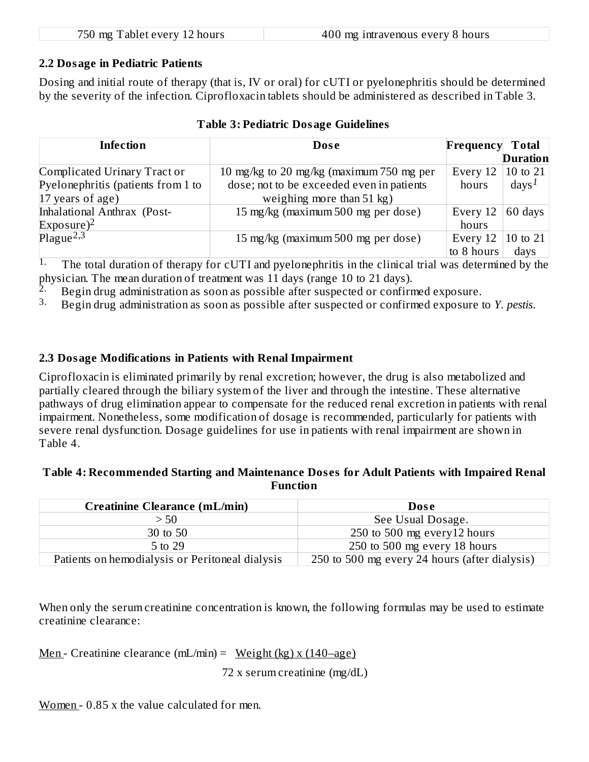| 750 mg Tablet every 12 hours | 400 mg intravenous every 8 hours |
|---|---|

## 2.2 Dosage in Pediatric Patients

Dosing and initial route of therapy (that is, IV or oral) for cUTI or pyelonephritis should be determined by the severity of the infection. Ciprofloxacin tablets should be administered as described in Table 3.

**Table 3: Pediatric Dosage Guidelines**

| Infection | Dose | Frequency | Total Duration |
|---|---|---|---|
| Complicated Urinary Tract or Pyelonephritis (patients from 1 to 17 years of age) | 10 mg/kg to 20 mg/kg (maximum 750 mg per dose; not to be exceeded even in patients weighing more than 51 kg) | Every 12 hours | 10 to 21 days[1] |
| Inhalational Anthrax (Post-Exposure)[2] | 15 mg/kg (maximum 500 mg per dose) | Every 12 hours | 60 days |
| Plague[2,3] | 15 mg/kg (maximum 500 mg per dose) | Every 12 to 8 hours | 10 to 21 days |

1. The total duration of therapy for cUTI and pyelonephritis in the clinical trial was determined by the physician. The mean duration of treatment was 11 days (range 10 to 21 days).
2. Begin drug administration as soon as possible after suspected or confirmed exposure.
3. Begin drug administration as soon as possible after suspected or confirmed exposure to *Y. pestis*.

## 2.3 Dosage Modifications in Patients with Renal Impairment

Ciprofloxacin is eliminated primarily by renal excretion; however, the drug is also metabolized and partially cleared through the biliary system of the liver and through the intestine. These alternative pathways of drug elimination appear to compensate for the reduced renal excretion in patients with renal impairment. Nonetheless, some modification of dosage is recommended, particularly for patients with severe renal dysfunction. Dosage guidelines for use in patients with renal impairment are shown in Table 4.

**Table 4: Recommended Starting and Maintenance Doses for Adult Patients with Impaired Renal Function**

| Creatinine Clearance (mL/min) | Dose |
|---|---|
| > 50 | See Usual Dosage. |
| 30 to 50 | 250 to 500 mg every12 hours |
| 5 to 29 | 250 to 500 mg every 18 hours |
| Patients on hemodialysis or Peritoneal dialysis | 250 to 500 mg every 24 hours (after dialysis) |

When only the serum creatinine concentration is known, the following formulas may be used to estimate creatinine clearance:

Men - $$\text{Creatinine clearance (mL/min)} = \frac{\text{Weight (kg)} \times (140 - \text{age})}{72 \times \text{serum creatinine (mg/dL)}}$$

Women - 0.85 x the value calculated for men.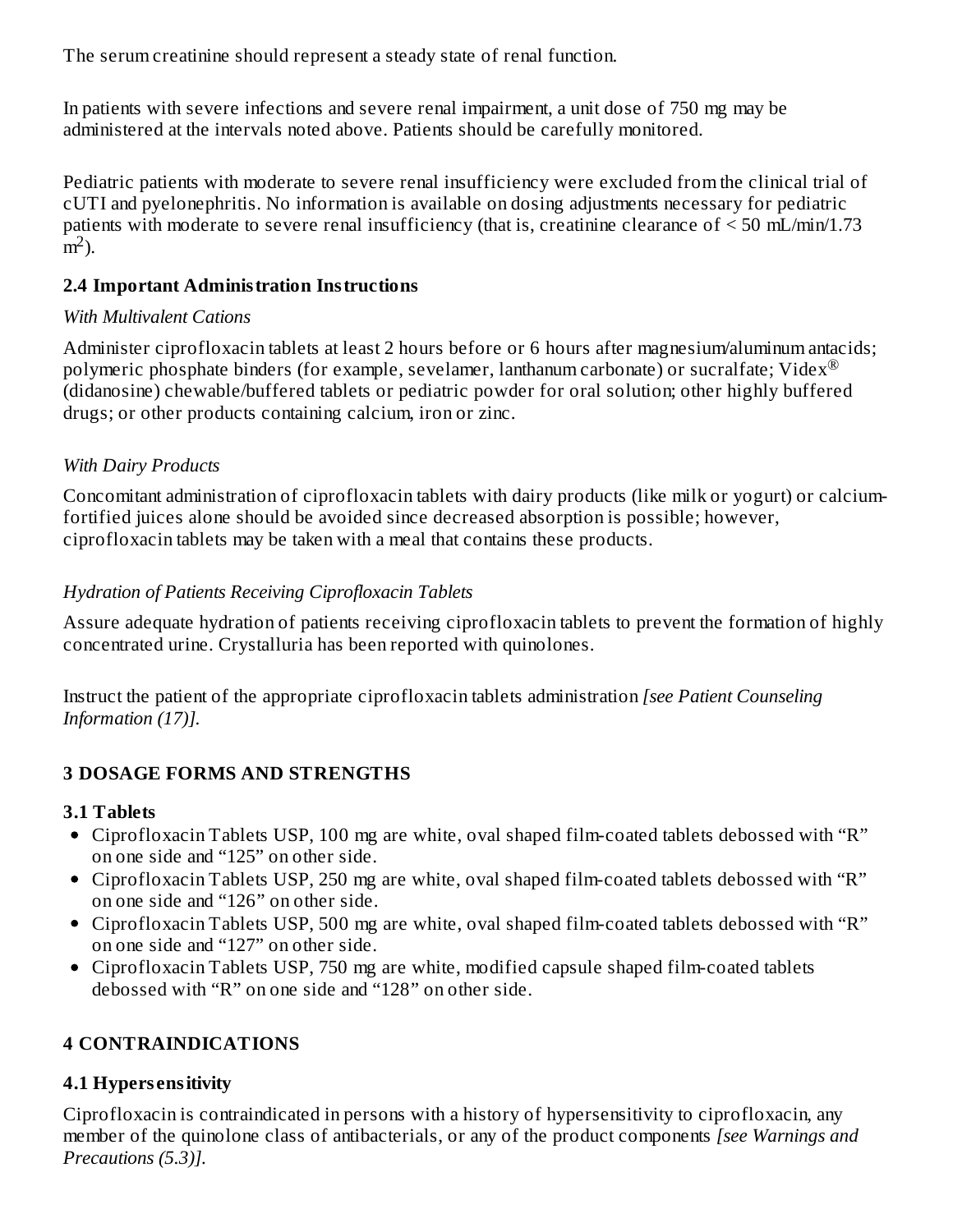The serum creatinine should represent a steady state of renal function.

In patients with severe infections and severe renal impairment, a unit dose of 750 mg may be administered at the intervals noted above. Patients should be carefully monitored.

Pediatric patients with moderate to severe renal insufficiency were excluded from the clinical trial of cUTI and pyelonephritis. No information is available on dosing adjustments necessary for pediatric patients with moderate to severe renal insufficiency (that is, creatinine clearance of < 50 mL/min/1.73 $m^2$).

### 2.4 Important Administration Instructions

*With Multivalent Cations*

Administer ciprofloxacin tablets at least 2 hours before or 6 hours after magnesium/aluminum antacids; polymeric phosphate binders (for example, sevelamer, lanthanum carbonate) or sucralfate; Videx® (didanosine) chewable/buffered tablets or pediatric powder for oral solution; other highly buffered drugs; or other products containing calcium, iron or zinc.

*With Dairy Products*

Concomitant administration of ciprofloxacin tablets with dairy products (like milk or yogurt) or calcium-fortified juices alone should be avoided since decreased absorption is possible; however, ciprofloxacin tablets may be taken with a meal that contains these products.

*Hydration of Patients Receiving Ciprofloxacin Tablets*

Assure adequate hydration of patients receiving ciprofloxacin tablets to prevent the formation of highly concentrated urine. Crystalluria has been reported with quinolones.

Instruct the patient of the appropriate ciprofloxacin tablets administration *[see Patient Counseling Information (17)].*

## 3 DOSAGE FORMS AND STRENGTHS

### 3.1 Tablets

- Ciprofloxacin Tablets USP, 100 mg are white, oval shaped film-coated tablets debossed with “R” on one side and “125” on other side.
- Ciprofloxacin Tablets USP, 250 mg are white, oval shaped film-coated tablets debossed with “R” on one side and “126” on other side.
- Ciprofloxacin Tablets USP, 500 mg are white, oval shaped film-coated tablets debossed with “R” on one side and “127” on other side.
- Ciprofloxacin Tablets USP, 750 mg are white, modified capsule shaped film-coated tablets debossed with “R” on one side and “128” on other side.

## 4 CONTRAINDICATIONS

### 4.1 Hypersensitivity

Ciprofloxacin is contraindicated in persons with a history of hypersensitivity to ciprofloxacin, any member of the quinolone class of antibacterials, or any of the product components *[see Warnings and Precautions (5.3)].*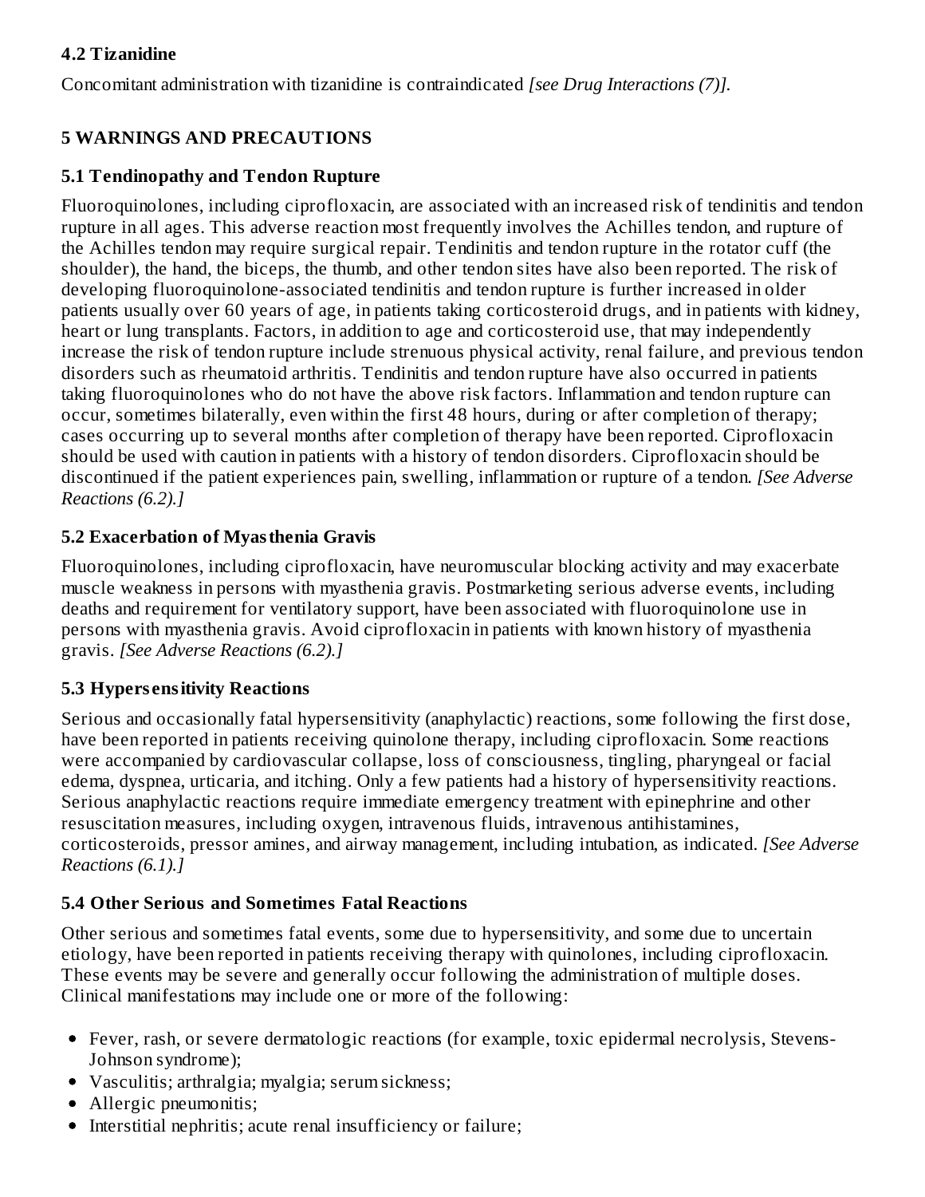### 4.2 Tizanidine

Concomitant administration with tizanidine is contraindicated *[see Drug Interactions (7)].*

## 5 WARNINGS AND PRECAUTIONS

### 5.1 Tendinopathy and Tendon Rupture

Fluoroquinolones, including ciprofloxacin, are associated with an increased risk of tendinitis and tendon rupture in all ages. This adverse reaction most frequently involves the Achilles tendon, and rupture of the Achilles tendon may require surgical repair. Tendinitis and tendon rupture in the rotator cuff (the shoulder), the hand, the biceps, the thumb, and other tendon sites have also been reported. The risk of developing fluoroquinolone-associated tendinitis and tendon rupture is further increased in older patients usually over 60 years of age, in patients taking corticosteroid drugs, and in patients with kidney, heart or lung transplants. Factors, in addition to age and corticosteroid use, that may independently increase the risk of tendon rupture include strenuous physical activity, renal failure, and previous tendon disorders such as rheumatoid arthritis. Tendinitis and tendon rupture have also occurred in patients taking fluoroquinolones who do not have the above risk factors. Inflammation and tendon rupture can occur, sometimes bilaterally, even within the first 48 hours, during or after completion of therapy; cases occurring up to several months after completion of therapy have been reported. Ciprofloxacin should be used with caution in patients with a history of tendon disorders. Ciprofloxacin should be discontinued if the patient experiences pain, swelling, inflammation or rupture of a tendon. *[See Adverse Reactions (6.2).]*

### 5.2 Exacerbation of Myasthenia Gravis

Fluoroquinolones, including ciprofloxacin, have neuromuscular blocking activity and may exacerbate muscle weakness in persons with myasthenia gravis. Postmarketing serious adverse events, including deaths and requirement for ventilatory support, have been associated with fluoroquinolone use in persons with myasthenia gravis. Avoid ciprofloxacin in patients with known history of myasthenia gravis. *[See Adverse Reactions (6.2).]*

### 5.3 Hypersensitivity Reactions

Serious and occasionally fatal hypersensitivity (anaphylactic) reactions, some following the first dose, have been reported in patients receiving quinolone therapy, including ciprofloxacin. Some reactions were accompanied by cardiovascular collapse, loss of consciousness, tingling, pharyngeal or facial edema, dyspnea, urticaria, and itching. Only a few patients had a history of hypersensitivity reactions. Serious anaphylactic reactions require immediate emergency treatment with epinephrine and other resuscitation measures, including oxygen, intravenous fluids, intravenous antihistamines, corticosteroids, pressor amines, and airway management, including intubation, as indicated. *[See Adverse Reactions (6.1).]*

### 5.4 Other Serious and Sometimes Fatal Reactions

Other serious and sometimes fatal events, some due to hypersensitivity, and some due to uncertain etiology, have been reported in patients receiving therapy with quinolones, including ciprofloxacin. These events may be severe and generally occur following the administration of multiple doses. Clinical manifestations may include one or more of the following:

- Fever, rash, or severe dermatologic reactions (for example, toxic epidermal necrolysis, Stevens-Johnson syndrome);
- Vasculitis; arthralgia; myalgia; serum sickness;
- Allergic pneumonitis;
- Interstitial nephritis; acute renal insufficiency or failure;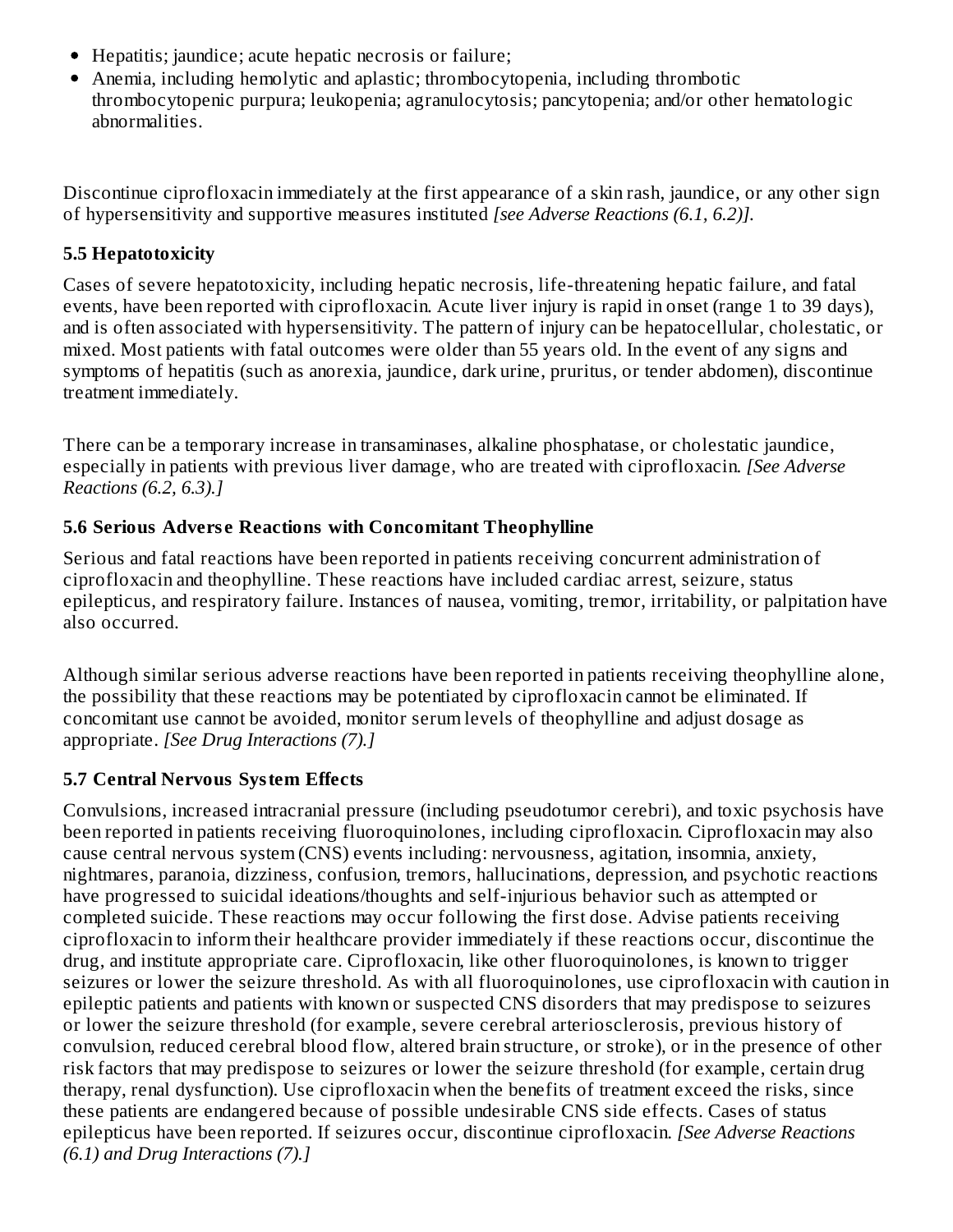- Hepatitis; jaundice; acute hepatic necrosis or failure;
- Anemia, including hemolytic and aplastic; thrombocytopenia, including thrombotic thrombocytopenic purpura; leukopenia; agranulocytosis; pancytopenia; and/or other hematologic abnormalities.

Discontinue ciprofloxacin immediately at the first appearance of a skin rash, jaundice, or any other sign of hypersensitivity and supportive measures instituted *[see Adverse Reactions (6.1, 6.2)].*

### 5.5 Hepatotoxicity

Cases of severe hepatotoxicity, including hepatic necrosis, life-threatening hepatic failure, and fatal events, have been reported with ciprofloxacin. Acute liver injury is rapid in onset (range 1 to 39 days), and is often associated with hypersensitivity. The pattern of injury can be hepatocellular, cholestatic, or mixed. Most patients with fatal outcomes were older than 55 years old. In the event of any signs and symptoms of hepatitis (such as anorexia, jaundice, dark urine, pruritus, or tender abdomen), discontinue treatment immediately.

There can be a temporary increase in transaminases, alkaline phosphatase, or cholestatic jaundice, especially in patients with previous liver damage, who are treated with ciprofloxacin. *[See Adverse Reactions (6.2, 6.3).]*

### 5.6 Serious Adverse Reactions with Concomitant Theophylline

Serious and fatal reactions have been reported in patients receiving concurrent administration of ciprofloxacin and theophylline. These reactions have included cardiac arrest, seizure, status epilepticus, and respiratory failure. Instances of nausea, vomiting, tremor, irritability, or palpitation have also occurred.

Although similar serious adverse reactions have been reported in patients receiving theophylline alone, the possibility that these reactions may be potentiated by ciprofloxacin cannot be eliminated. If concomitant use cannot be avoided, monitor serum levels of theophylline and adjust dosage as appropriate. *[See Drug Interactions (7).]*

### 5.7 Central Nervous System Effects

Convulsions, increased intracranial pressure (including pseudotumor cerebri), and toxic psychosis have been reported in patients receiving fluoroquinolones, including ciprofloxacin. Ciprofloxacin may also cause central nervous system (CNS) events including: nervousness, agitation, insomnia, anxiety, nightmares, paranoia, dizziness, confusion, tremors, hallucinations, depression, and psychotic reactions have progressed to suicidal ideations/thoughts and self-injurious behavior such as attempted or completed suicide. These reactions may occur following the first dose. Advise patients receiving ciprofloxacin to inform their healthcare provider immediately if these reactions occur, discontinue the drug, and institute appropriate care. Ciprofloxacin, like other fluoroquinolones, is known to trigger seizures or lower the seizure threshold. As with all fluoroquinolones, use ciprofloxacin with caution in epileptic patients and patients with known or suspected CNS disorders that may predispose to seizures or lower the seizure threshold (for example, severe cerebral arteriosclerosis, previous history of convulsion, reduced cerebral blood flow, altered brain structure, or stroke), or in the presence of other risk factors that may predispose to seizures or lower the seizure threshold (for example, certain drug therapy, renal dysfunction). Use ciprofloxacin when the benefits of treatment exceed the risks, since these patients are endangered because of possible undesirable CNS side effects. Cases of status epilepticus have been reported. If seizures occur, discontinue ciprofloxacin. *[See Adverse Reactions (6.1) and Drug Interactions (7).]*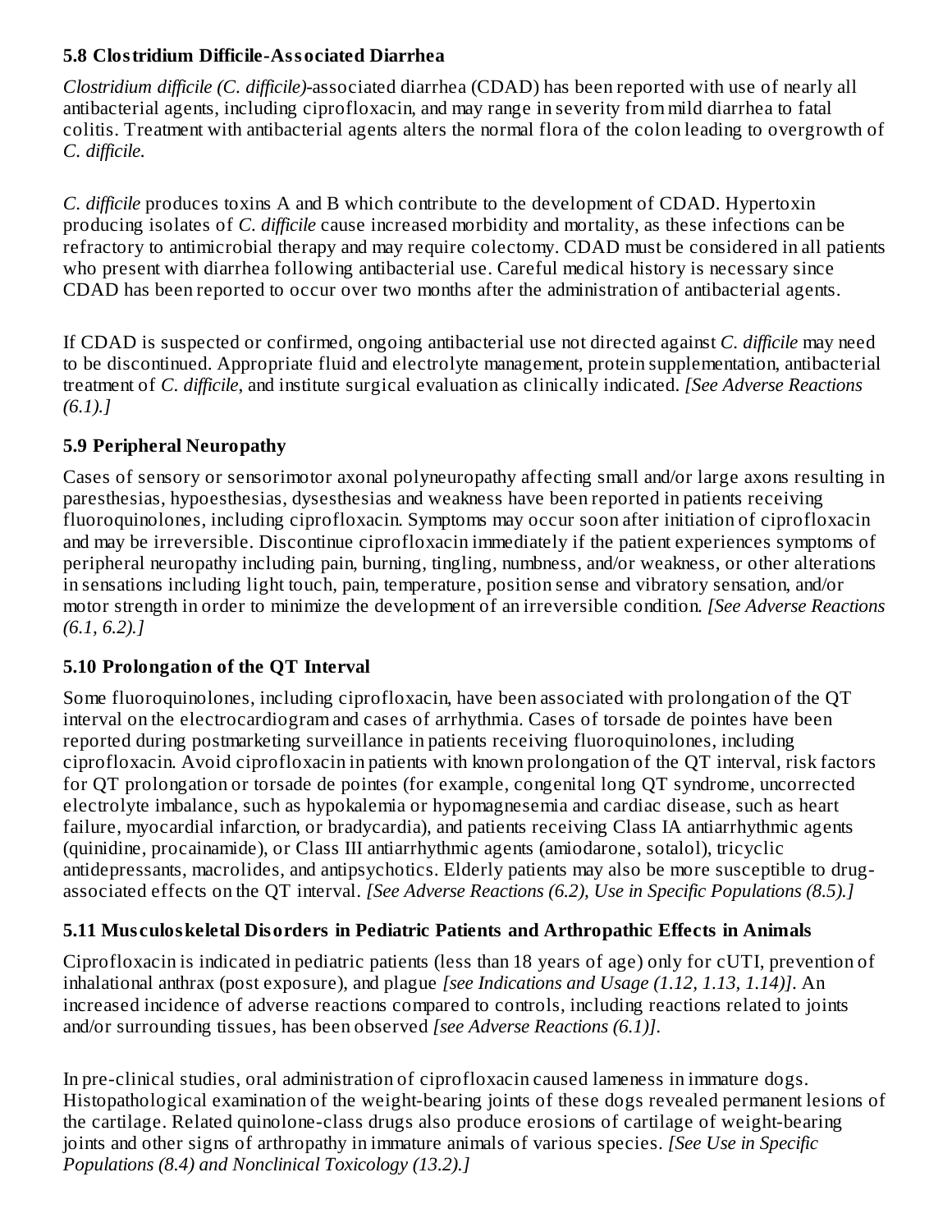### 5.8 Clostridium Difficile-Associated Diarrhea

*Clostridium difficile (C. difficile)*-associated diarrhea (CDAD) has been reported with use of nearly all antibacterial agents, including ciprofloxacin, and may range in severity from mild diarrhea to fatal colitis. Treatment with antibacterial agents alters the normal flora of the colon leading to overgrowth of *C. difficile.*

*C. difficile* produces toxins A and B which contribute to the development of CDAD. Hypertoxin producing isolates of *C. difficile* cause increased morbidity and mortality, as these infections can be refractory to antimicrobial therapy and may require colectomy. CDAD must be considered in all patients who present with diarrhea following antibacterial use. Careful medical history is necessary since CDAD has been reported to occur over two months after the administration of antibacterial agents.

If CDAD is suspected or confirmed, ongoing antibacterial use not directed against *C. difficile* may need to be discontinued. Appropriate fluid and electrolyte management, protein supplementation, antibacterial treatment of *C. difficile*, and institute surgical evaluation as clinically indicated. *[See Adverse Reactions (6.1).]*

### 5.9 Peripheral Neuropathy

Cases of sensory or sensorimotor axonal polyneuropathy affecting small and/or large axons resulting in paresthesias, hypoesthesias, dysesthesias and weakness have been reported in patients receiving fluoroquinolones, including ciprofloxacin. Symptoms may occur soon after initiation of ciprofloxacin and may be irreversible. Discontinue ciprofloxacin immediately if the patient experiences symptoms of peripheral neuropathy including pain, burning, tingling, numbness, and/or weakness, or other alterations in sensations including light touch, pain, temperature, position sense and vibratory sensation, and/or motor strength in order to minimize the development of an irreversible condition. *[See Adverse Reactions (6.1, 6.2).]*

### 5.10 Prolongation of the QT Interval

Some fluoroquinolones, including ciprofloxacin, have been associated with prolongation of the QT interval on the electrocardiogram and cases of arrhythmia. Cases of torsade de pointes have been reported during postmarketing surveillance in patients receiving fluoroquinolones, including ciprofloxacin. Avoid ciprofloxacin in patients with known prolongation of the QT interval, risk factors for QT prolongation or torsade de pointes (for example, congenital long QT syndrome, uncorrected electrolyte imbalance, such as hypokalemia or hypomagnesemia and cardiac disease, such as heart failure, myocardial infarction, or bradycardia), and patients receiving Class IA antiarrhythmic agents (quinidine, procainamide), or Class III antiarrhythmic agents (amiodarone, sotalol), tricyclic antidepressants, macrolides, and antipsychotics. Elderly patients may also be more susceptible to drug-associated effects on the QT interval. *[See Adverse Reactions (6.2), Use in Specific Populations (8.5).]*

### 5.11 Musculoskeletal Disorders in Pediatric Patients and Arthropathic Effects in Animals

Ciprofloxacin is indicated in pediatric patients (less than 18 years of age) only for cUTI, prevention of inhalational anthrax (post exposure), and plague *[see Indications and Usage (1.12, 1.13, 1.14)]*. An increased incidence of adverse reactions compared to controls, including reactions related to joints and/or surrounding tissues, has been observed *[see Adverse Reactions (6.1)]*.

In pre-clinical studies, oral administration of ciprofloxacin caused lameness in immature dogs. Histopathological examination of the weight-bearing joints of these dogs revealed permanent lesions of the cartilage. Related quinolone-class drugs also produce erosions of cartilage of weight-bearing joints and other signs of arthropathy in immature animals of various species. *[See Use in Specific Populations (8.4) and Nonclinical Toxicology (13.2).]*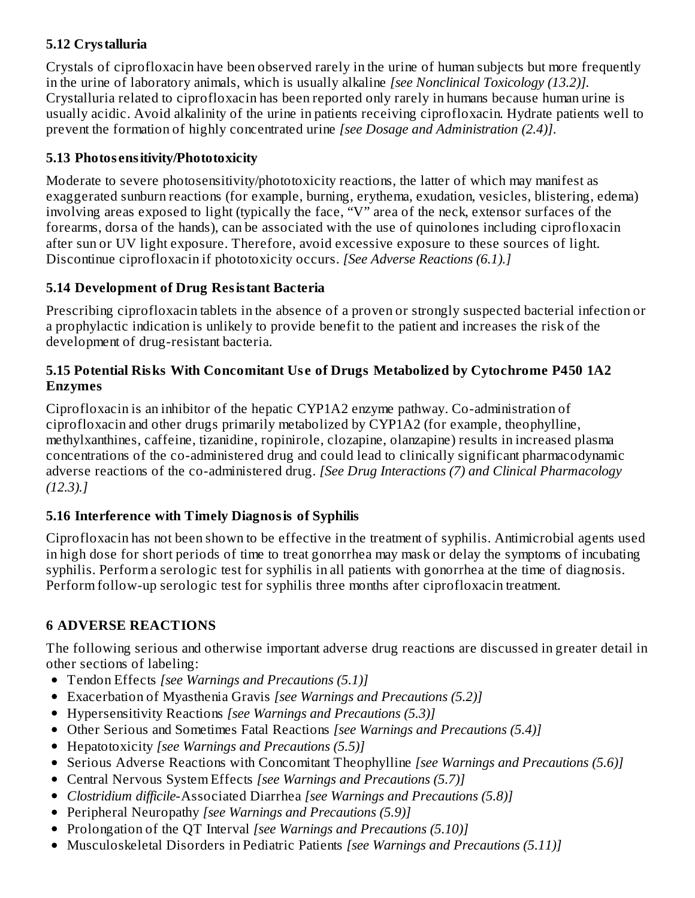### 5.12 Crystalluria

Crystals of ciprofloxacin have been observed rarely in the urine of human subjects but more frequently in the urine of laboratory animals, which is usually alkaline *[see Nonclinical Toxicology (13.2)]*. Crystalluria related to ciprofloxacin has been reported only rarely in humans because human urine is usually acidic. Avoid alkalinity of the urine in patients receiving ciprofloxacin. Hydrate patients well to prevent the formation of highly concentrated urine *[see Dosage and Administration (2.4)]*.

### 5.13 Photosensitivity/Phototoxicity

Moderate to severe photosensitivity/phototoxicity reactions, the latter of which may manifest as exaggerated sunburn reactions (for example, burning, erythema, exudation, vesicles, blistering, edema) involving areas exposed to light (typically the face, "V" area of the neck, extensor surfaces of the forearms, dorsa of the hands), can be associated with the use of quinolones including ciprofloxacin after sun or UV light exposure. Therefore, avoid excessive exposure to these sources of light. Discontinue ciprofloxacin if phototoxicity occurs. *[See Adverse Reactions (6.1).]*

### 5.14 Development of Drug Resistant Bacteria

Prescribing ciprofloxacin tablets in the absence of a proven or strongly suspected bacterial infection or a prophylactic indication is unlikely to provide benefit to the patient and increases the risk of the development of drug-resistant bacteria.

### 5.15 Potential Risks With Concomitant Use of Drugs Metabolized by Cytochrome P450 1A2 Enzymes

Ciprofloxacin is an inhibitor of the hepatic CYP1A2 enzyme pathway. Co-administration of ciprofloxacin and other drugs primarily metabolized by CYP1A2 (for example, theophylline, methylxanthines, caffeine, tizanidine, ropinirole, clozapine, olanzapine) results in increased plasma concentrations of the co-administered drug and could lead to clinically significant pharmacodynamic adverse reactions of the co-administered drug. *[See Drug Interactions (7) and Clinical Pharmacology (12.3).]*

### 5.16 Interference with Timely Diagnosis of Syphilis

Ciprofloxacin has not been shown to be effective in the treatment of syphilis. Antimicrobial agents used in high dose for short periods of time to treat gonorrhea may mask or delay the symptoms of incubating syphilis. Perform a serologic test for syphilis in all patients with gonorrhea at the time of diagnosis. Perform follow-up serologic test for syphilis three months after ciprofloxacin treatment.

## 6 ADVERSE REACTIONS

The following serious and otherwise important adverse drug reactions are discussed in greater detail in other sections of labeling:

- Tendon Effects *[see Warnings and Precautions (5.1)]*
- Exacerbation of Myasthenia Gravis *[see Warnings and Precautions (5.2)]*
- Hypersensitivity Reactions *[see Warnings and Precautions (5.3)]*
- Other Serious and Sometimes Fatal Reactions *[see Warnings and Precautions (5.4)]*
- Hepatotoxicity *[see Warnings and Precautions (5.5)]*
- Serious Adverse Reactions with Concomitant Theophylline *[see Warnings and Precautions (5.6)]*
- Central Nervous System Effects *[see Warnings and Precautions (5.7)]*
- *Clostridium difficile*-Associated Diarrhea *[see Warnings and Precautions (5.8)]*
- Peripheral Neuropathy *[see Warnings and Precautions (5.9)]*
- Prolongation of the QT Interval *[see Warnings and Precautions (5.10)]*
- Musculoskeletal Disorders in Pediatric Patients *[see Warnings and Precautions (5.11)]*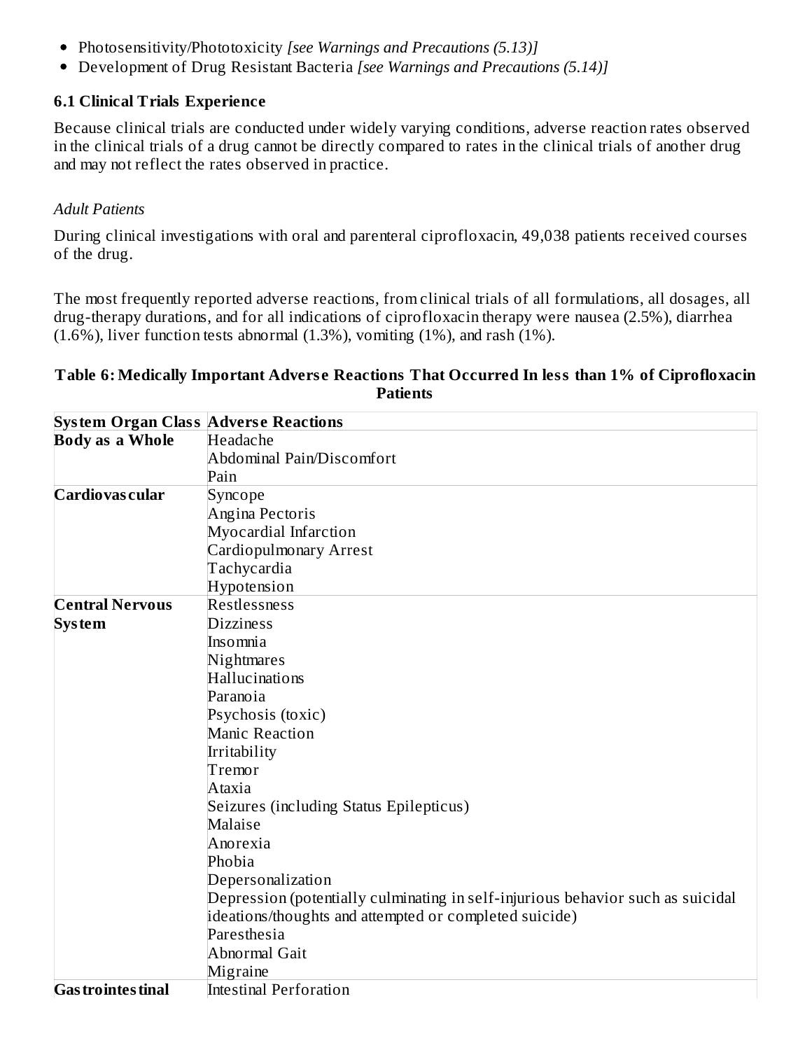- Photosensitivity/Phototoxicity *[see Warnings and Precautions (5.13)]*
- Development of Drug Resistant Bacteria *[see Warnings and Precautions (5.14)]*

### 6.1 Clinical Trials Experience

Because clinical trials are conducted under widely varying conditions, adverse reaction rates observed in the clinical trials of a drug cannot be directly compared to rates in the clinical trials of another drug and may not reflect the rates observed in practice.

*Adult Patients*

During clinical investigations with oral and parenteral ciprofloxacin, 49,038 patients received courses of the drug.

The most frequently reported adverse reactions, from clinical trials of all formulations, all dosages, all drug-therapy durations, and for all indications of ciprofloxacin therapy were nausea (2.5%), diarrhea (1.6%), liver function tests abnormal (1.3%), vomiting (1%), and rash (1%).

**Table 6: Medically Important Adverse Reactions That Occurred In less than 1% of Ciprofloxacin Patients**

| System Organ Class | Adverse Reactions |
|---|---|
| **Body as a Whole** | Headache<br>Abdominal Pain/Discomfort<br>Pain |
| **Cardiovascular** | Syncope<br>Angina Pectoris<br>Myocardial Infarction<br>Cardiopulmonary Arrest<br>Tachycardia<br>Hypotension |
| **Central Nervous System** | Restlessness<br>Dizziness<br>Insomnia<br>Nightmares<br>Hallucinations<br>Paranoia<br>Psychosis (toxic)<br>Manic Reaction<br>Irritability<br>Tremor<br>Ataxia<br>Seizures (including Status Epilepticus)<br>Malaise<br>Anorexia<br>Phobia<br>Depersonalization<br>Depression (potentially culminating in self-injurious behavior such as suicidal ideations/thoughts and attempted or completed suicide)<br>Paresthesia<br>Abnormal Gait<br>Migraine |
| **Gastrointestinal** | Intestinal Perforation |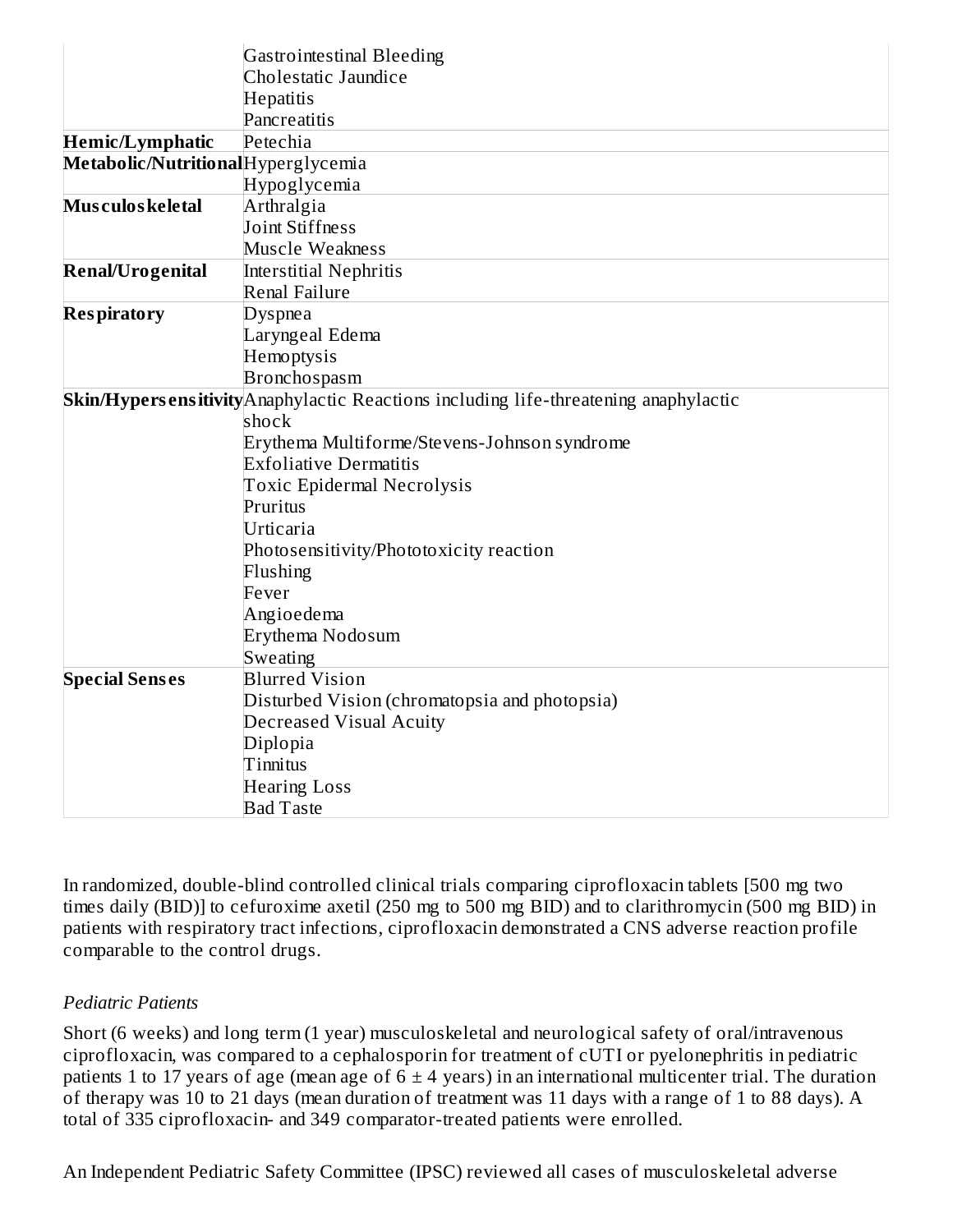| | |
|---|---|
| | Gastrointestinal Bleeding<br>Cholestatic Jaundice<br>Hepatitis<br>Pancreatitis |
| **Hemic/Lymphatic** | Petechia |
| **Metabolic/Nutritional** | Hyperglycemia<br>Hypoglycemia |
| **Musculoskeletal** | Arthralgia<br>Joint Stiffness<br>Muscle Weakness |
| **Renal/Urogenital** | Interstitial Nephritis<br>Renal Failure |
| **Respiratory** | Dyspnea<br>Laryngeal Edema<br>Hemoptysis<br>Bronchospasm |
| **Skin/Hypersensitivity** | Anaphylactic Reactions including life-threatening anaphylactic shock<br>Erythema Multiforme/Stevens-Johnson syndrome<br>Exfoliative Dermatitis<br>Toxic Epidermal Necrolysis<br>Pruritus<br>Urticaria<br>Photosensitivity/Phototoxicity reaction<br>Flushing<br>Fever<br>Angioedema<br>Erythema Nodosum<br>Sweating |
| **Special Senses** | Blurred Vision<br>Disturbed Vision (chromatopsia and photopsia)<br>Decreased Visual Acuity<br>Diplopia<br>Tinnitus<br>Hearing Loss<br>Bad Taste |

In randomized, double-blind controlled clinical trials comparing ciprofloxacin tablets [500 mg two times daily (BID)] to cefuroxime axetil (250 mg to 500 mg BID) and to clarithromycin (500 mg BID) in patients with respiratory tract infections, ciprofloxacin demonstrated a CNS adverse reaction profile comparable to the control drugs.

*Pediatric Patients*

Short (6 weeks) and long term (1 year) musculoskeletal and neurological safety of oral/intravenous ciprofloxacin, was compared to a cephalosporin for treatment of cUTI or pyelonephritis in pediatric patients 1 to 17 years of age (mean age of $6 \pm 4$ years) in an international multicenter trial. The duration of therapy was 10 to 21 days (mean duration of treatment was 11 days with a range of 1 to 88 days). A total of 335 ciprofloxacin- and 349 comparator-treated patients were enrolled.

An Independent Pediatric Safety Committee (IPSC) reviewed all cases of musculoskeletal adverse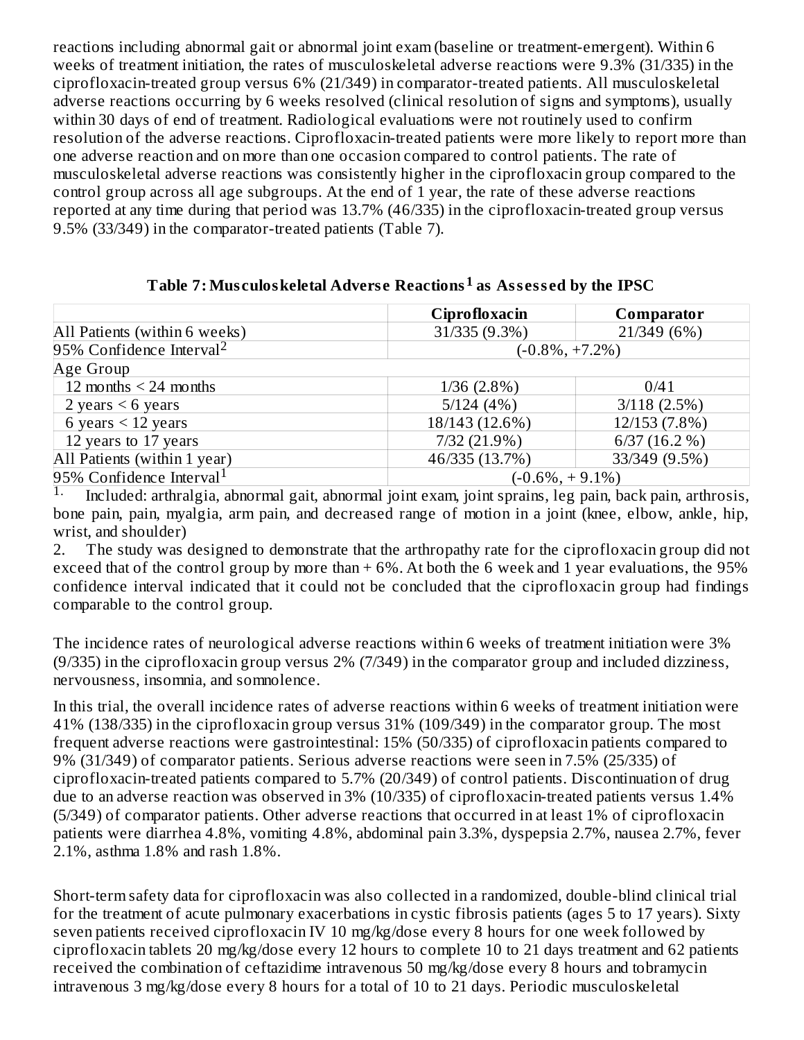reactions including abnormal gait or abnormal joint exam (baseline or treatment-emergent). Within 6 weeks of treatment initiation, the rates of musculoskeletal adverse reactions were 9.3% (31/335) in the ciprofloxacin-treated group versus 6% (21/349) in comparator-treated patients. All musculoskeletal adverse reactions occurring by 6 weeks resolved (clinical resolution of signs and symptoms), usually within 30 days of end of treatment. Radiological evaluations were not routinely used to confirm resolution of the adverse reactions. Ciprofloxacin-treated patients were more likely to report more than one adverse reaction and on more than one occasion compared to control patients. The rate of musculoskeletal adverse reactions was consistently higher in the ciprofloxacin group compared to the control group across all age subgroups. At the end of 1 year, the rate of these adverse reactions reported at any time during that period was 13.7% (46/335) in the ciprofloxacin-treated group versus 9.5% (33/349) in the comparator-treated patients (Table 7).

**Table 7: Musculoskeletal Adverse Reactions[1] as Assessed by the IPSC**

| | Ciprofloxacin | Comparator |
|---|---|---|
| All Patients (within 6 weeks) | 31/335 (9.3%) | 21/349 (6%) |
| 95% Confidence Interval[2] | (-0.8%, +7.2%) | |
| Age Group | | |
| 12 months < 24 months | 1/36 (2.8%) | 0/41 |
| 2 years < 6 years | 5/124 (4%) | 3/118 (2.5%) |
| 6 years < 12 years | 18/143 (12.6%) | 12/153 (7.8%) |
| 12 years to 17 years | 7/32 (21.9%) | 6/37 (16.2 %) |
| All Patients (within 1 year) | 46/335 (13.7%) | 33/349 (9.5%) |
| 95% Confidence Interval[1] | (-0.6%, + 9.1%) | |

1. Included: arthralgia, abnormal gait, abnormal joint exam, joint sprains, leg pain, back pain, arthrosis, bone pain, pain, myalgia, arm pain, and decreased range of motion in a joint (knee, elbow, ankle, hip, wrist, and shoulder)
2. The study was designed to demonstrate that the arthropathy rate for the ciprofloxacin group did not exceed that of the control group by more than + 6%. At both the 6 week and 1 year evaluations, the 95% confidence interval indicated that it could not be concluded that the ciprofloxacin group had findings comparable to the control group.

The incidence rates of neurological adverse reactions within 6 weeks of treatment initiation were 3% (9/335) in the ciprofloxacin group versus 2% (7/349) in the comparator group and included dizziness, nervousness, insomnia, and somnolence.

In this trial, the overall incidence rates of adverse reactions within 6 weeks of treatment initiation were 41% (138/335) in the ciprofloxacin group versus 31% (109/349) in the comparator group. The most frequent adverse reactions were gastrointestinal: 15% (50/335) of ciprofloxacin patients compared to 9% (31/349) of comparator patients. Serious adverse reactions were seen in 7.5% (25/335) of ciprofloxacin-treated patients compared to 5.7% (20/349) of control patients. Discontinuation of drug due to an adverse reaction was observed in 3% (10/335) of ciprofloxacin-treated patients versus 1.4% (5/349) of comparator patients. Other adverse reactions that occurred in at least 1% of ciprofloxacin patients were diarrhea 4.8%, vomiting 4.8%, abdominal pain 3.3%, dyspepsia 2.7%, nausea 2.7%, fever 2.1%, asthma 1.8% and rash 1.8%.

Short-term safety data for ciprofloxacin was also collected in a randomized, double-blind clinical trial for the treatment of acute pulmonary exacerbations in cystic fibrosis patients (ages 5 to 17 years). Sixty seven patients received ciprofloxacin IV 10 mg/kg/dose every 8 hours for one week followed by ciprofloxacin tablets 20 mg/kg/dose every 12 hours to complete 10 to 21 days treatment and 62 patients received the combination of ceftazidime intravenous 50 mg/kg/dose every 8 hours and tobramycin intravenous 3 mg/kg/dose every 8 hours for a total of 10 to 21 days. Periodic musculoskeletal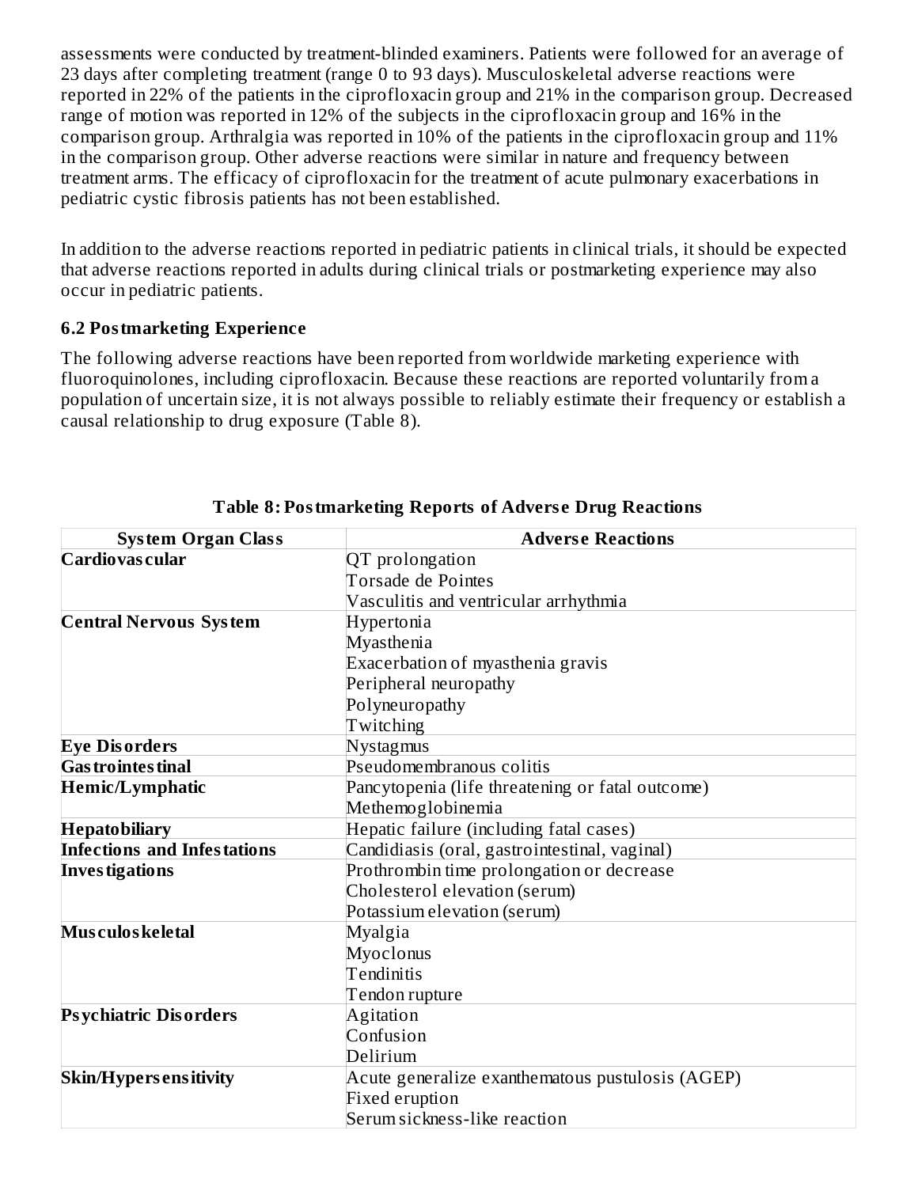assessments were conducted by treatment-blinded examiners. Patients were followed for an average of 23 days after completing treatment (range 0 to 93 days). Musculoskeletal adverse reactions were reported in 22% of the patients in the ciprofloxacin group and 21% in the comparison group. Decreased range of motion was reported in 12% of the subjects in the ciprofloxacin group and 16% in the comparison group. Arthralgia was reported in 10% of the patients in the ciprofloxacin group and 11% in the comparison group. Other adverse reactions were similar in nature and frequency between treatment arms. The efficacy of ciprofloxacin for the treatment of acute pulmonary exacerbations in pediatric cystic fibrosis patients has not been established.

In addition to the adverse reactions reported in pediatric patients in clinical trials, it should be expected that adverse reactions reported in adults during clinical trials or postmarketing experience may also occur in pediatric patients.

### 6.2 Postmarketing Experience

The following adverse reactions have been reported from worldwide marketing experience with fluoroquinolones, including ciprofloxacin. Because these reactions are reported voluntarily from a population of uncertain size, it is not always possible to reliably estimate their frequency or establish a causal relationship to drug exposure (Table 8).

**Table 8: Postmarketing Reports of Adverse Drug Reactions**

| System Organ Class | Adverse Reactions |
|---|---|
| **Cardiovascular** | QT prolongation<br>Torsade de Pointes<br>Vasculitis and ventricular arrhythmia |
| **Central Nervous System** | Hypertonia<br>Myasthenia<br>Exacerbation of myasthenia gravis<br>Peripheral neuropathy<br>Polyneuropathy<br>Twitching |
| **Eye Disorders** | Nystagmus |
| **Gastrointestinal** | Pseudomembranous colitis |
| **Hemic/Lymphatic** | Pancytopenia (life threatening or fatal outcome)<br>Methemoglobinemia |
| **Hepatobiliary** | Hepatic failure (including fatal cases) |
| **Infections and Infestations** | Candidiasis (oral, gastrointestinal, vaginal) |
| **Investigations** | Prothrombin time prolongation or decrease<br>Cholesterol elevation (serum)<br>Potassium elevation (serum) |
| **Musculoskeletal** | Myalgia<br>Myoclonus<br>Tendinitis<br>Tendon rupture |
| **Psychiatric Disorders** | Agitation<br>Confusion<br>Delirium |
| **Skin/Hypersensitivity** | Acute generalize exanthematous pustulosis (AGEP)<br>Fixed eruption<br>Serum sickness-like reaction |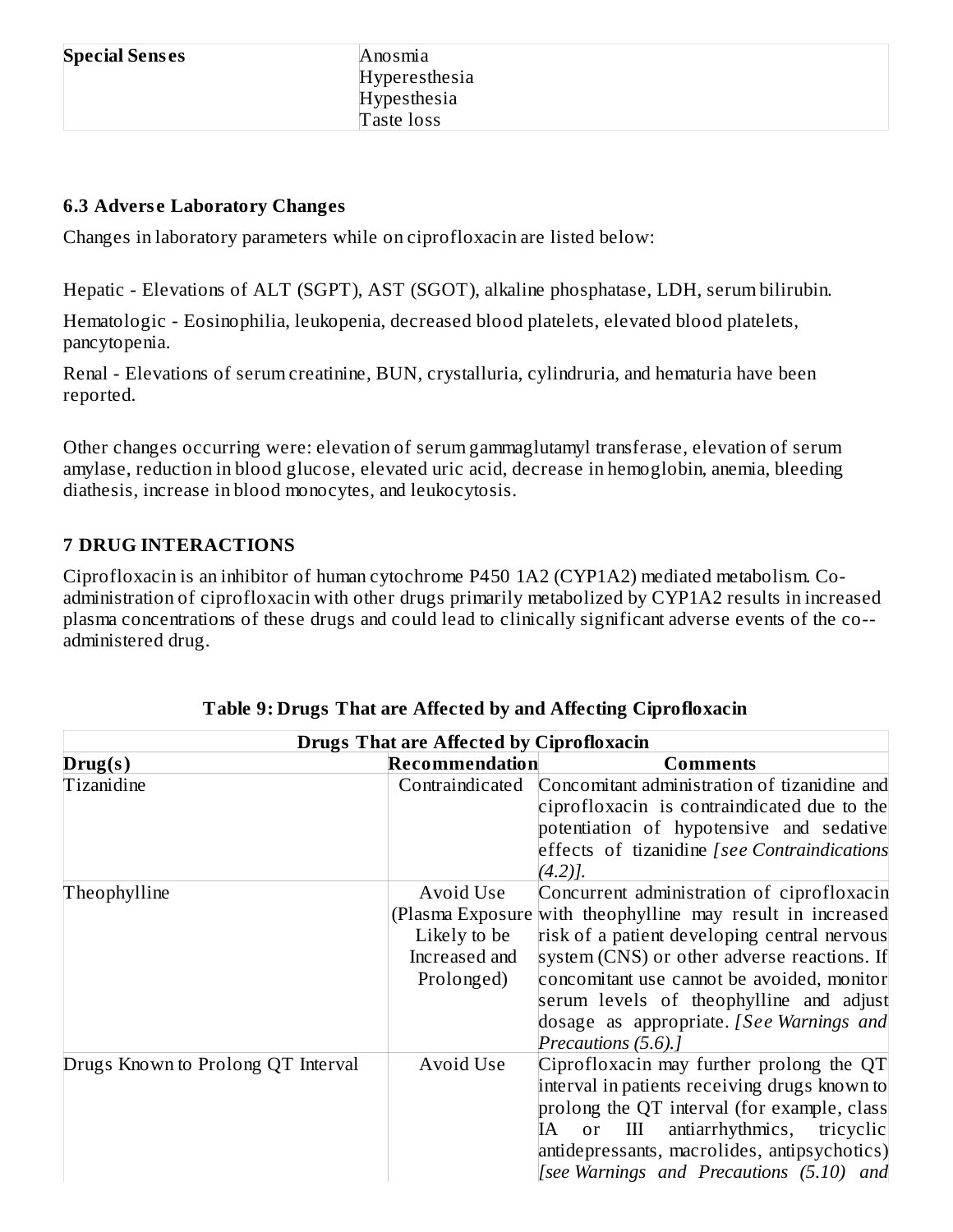| Special Senses | Anosmia<br>Hyperesthesia<br>Hypesthesia<br>Taste loss |
|---|---|

### 6.3 Adverse Laboratory Changes

Changes in laboratory parameters while on ciprofloxacin are listed below:

Hepatic - Elevations of ALT (SGPT), AST (SGOT), alkaline phosphatase, LDH, serum bilirubin.

Hematologic - Eosinophilia, leukopenia, decreased blood platelets, elevated blood platelets, pancytopenia.

Renal - Elevations of serum creatinine, BUN, crystalluria, cylindruria, and hematuria have been reported.

Other changes occurring were: elevation of serum gammaglutamyl transferase, elevation of serum amylase, reduction in blood glucose, elevated uric acid, decrease in hemoglobin, anemia, bleeding diathesis, increase in blood monocytes, and leukocytosis.

## 7 DRUG INTERACTIONS

Ciprofloxacin is an inhibitor of human cytochrome P450 1A2 (CYP1A2) mediated metabolism. Co-administration of ciprofloxacin with other drugs primarily metabolized by CYP1A2 results in increased plasma concentrations of these drugs and could lead to clinically significant adverse events of the co--administered drug.

**Table 9: Drugs That are Affected by and Affecting Ciprofloxacin**

| Drugs That are Affected by Ciprofloxacin | | |
|---|---|---|
| **Drug(s)** | **Recommendation** | **Comments** |
| Tizanidine | Contraindicated | Concomitant administration of tizanidine and ciprofloxacin is contraindicated due to the potentiation of hypotensive and sedative effects of tizanidine *[see Contraindications (4.2)].* |
| Theophylline | Avoid Use (Plasma Exposure Likely to be Increased and Prolonged) | Concurrent administration of ciprofloxacin with theophylline may result in increased risk of a patient developing central nervous system (CNS) or other adverse reactions. If concomitant use cannot be avoided, monitor serum levels of theophylline and adjust dosage as appropriate. *[See Warnings and Precautions (5.6).]* |
| Drugs Known to Prolong QT Interval | Avoid Use | Ciprofloxacin may further prolong the QT interval in patients receiving drugs known to prolong the QT interval (for example, class IA or III antiarrhythmics, tricyclic antidepressants, macrolides, antipsychotics) *[see Warnings and Precautions (5.10) and* |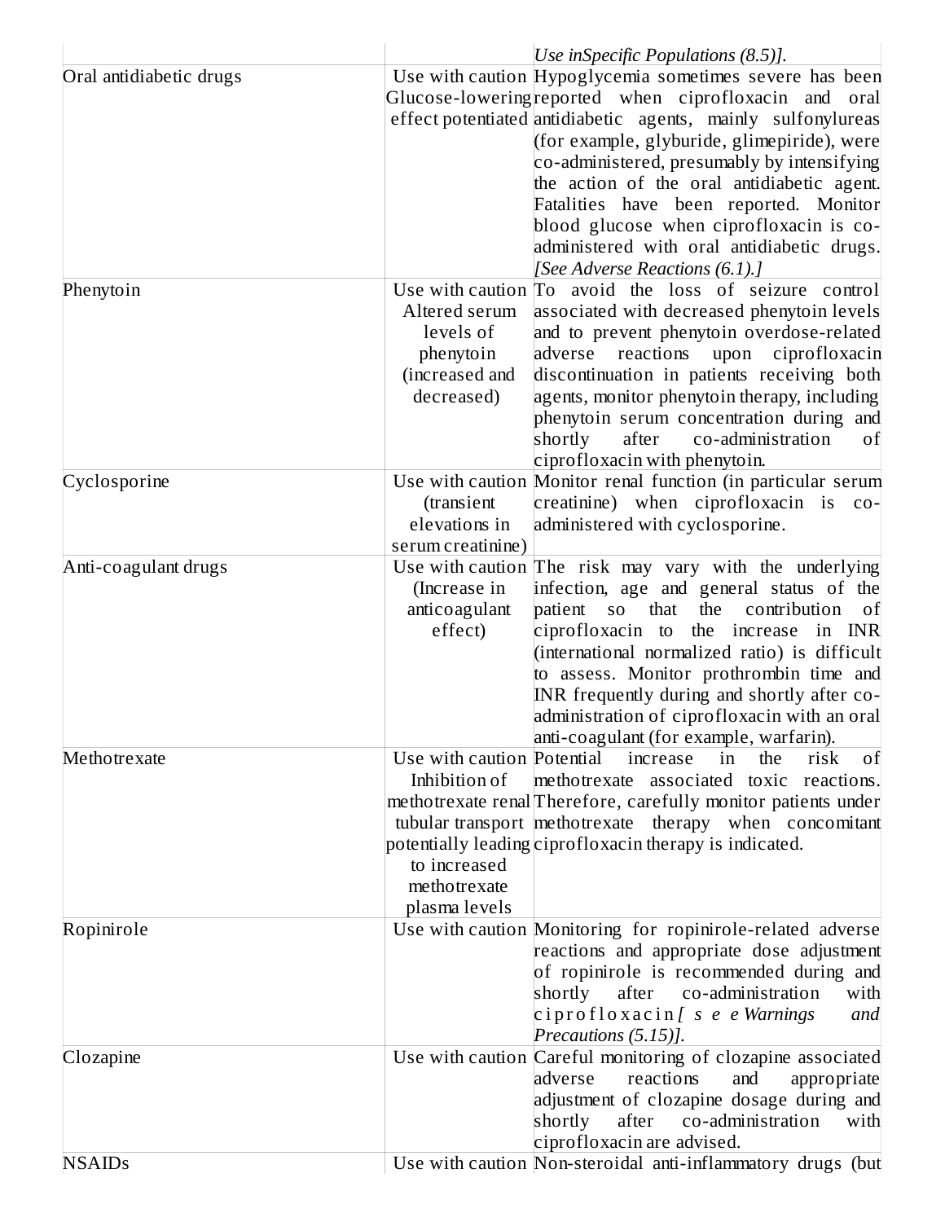| | | |
|---|---|---|
| | | *Use inSpecific Populations (8.5)].* |
| Oral antidiabetic drugs | Use with caution Glucose-lowering effect potentiated | Hypoglycemia sometimes severe has been reported when ciprofloxacin and oral antidiabetic agents, mainly sulfonylureas (for example, glyburide, glimepiride), were co-administered, presumably by intensifying the action of the oral antidiabetic agent. Fatalities have been reported. Monitor blood glucose when ciprofloxacin is co-administered with oral antidiabetic drugs. *[See Adverse Reactions (6.1).]* |
| Phenytoin | Use with caution Altered serum levels of phenytoin (increased and decreased) | To avoid the loss of seizure control associated with decreased phenytoin levels and to prevent phenytoin overdose-related adverse reactions upon ciprofloxacin discontinuation in patients receiving both agents, monitor phenytoin therapy, including phenytoin serum concentration during and shortly after co-administration of ciprofloxacin with phenytoin. |
| Cyclosporine | Use with caution (transient elevations in serum creatinine) | Monitor renal function (in particular serum creatinine) when ciprofloxacin is co-administered with cyclosporine. |
| Anti-coagulant drugs | Use with caution (Increase in anticoagulant effect) | The risk may vary with the underlying infection, age and general status of the patient so that the contribution of ciprofloxacin to the increase in INR (international normalized ratio) is difficult to assess. Monitor prothrombin time and INR frequently during and shortly after co-administration of ciprofloxacin with an oral anti-coagulant (for example, warfarin). |
| Methotrexate | Use with caution Inhibition of methotrexate renal tubular transport potentially leading to increased methotrexate plasma levels | Potential increase in the risk of methotrexate associated toxic reactions. Therefore, carefully monitor patients under methotrexate therapy when concomitant ciprofloxacin therapy is indicated. |
| Ropinirole | Use with caution | Monitoring for ropinirole-related adverse reactions and appropriate dose adjustment of ropinirole is recommended during and shortly after co-administration with ciprofloxacin *[see Warnings and Precautions (5.15)].* |
| Clozapine | Use with caution | Careful monitoring of clozapine associated adverse reactions and appropriate adjustment of clozapine dosage during and shortly after co-administration with ciprofloxacin are advised. |
| NSAIDs | Use with caution | Non-steroidal anti-inflammatory drugs (but |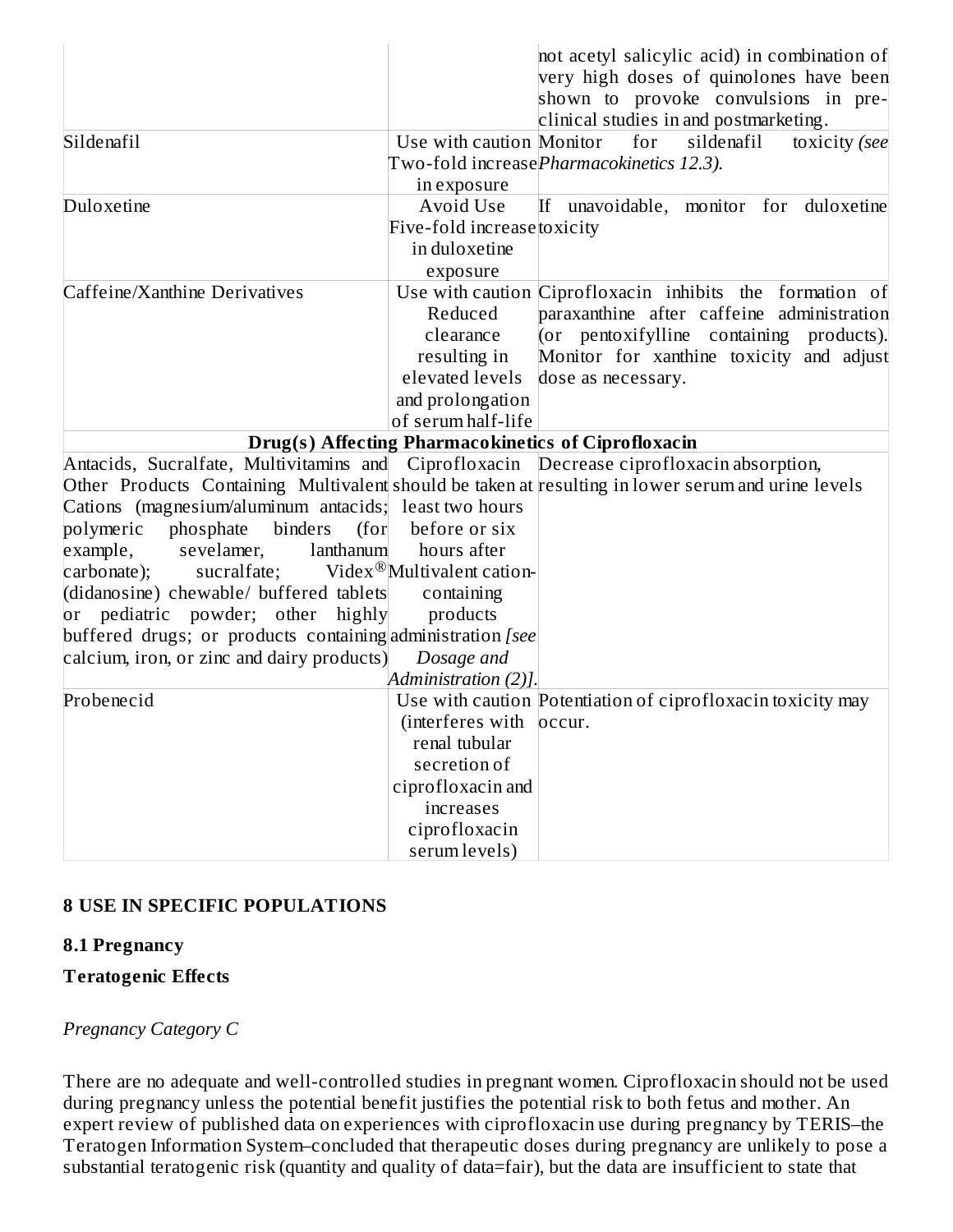| | | |
|---|---|---|
| | | not acetyl salicylic acid) in combination of very high doses of quinolones have been shown to provoke convulsions in pre-clinical studies in and postmarketing. |
| Sildenafil | Use with caution Two-fold increase in exposure | Monitor for sildenafil toxicity *(see Pharmacokinetics 12.3).* |
| Duloxetine | Avoid Use Five-fold increase in duloxetine exposure | If unavoidable, monitor for duloxetine toxicity |
| Caffeine/Xanthine Derivatives | Use with caution Reduced clearance resulting in elevated levels and prolongation of serum half-life | Ciprofloxacin inhibits the formation of paraxanthine after caffeine administration (or pentoxifylline containing products). Monitor for xanthine toxicity and adjust dose as necessary. |
| **Drug(s) Affecting Pharmacokinetics of Ciprofloxacin** | | |
| Antacids, Sucralfate, Multivitamins and Other Products Containing Multivalent Cations (magnesium/aluminum antacids; polymeric phosphate binders (for example, sevelamer, lanthanum carbonate); sucralfate; Videx® (didanosine) chewable/ buffered tablets or pediatric powder; other highly buffered drugs; or products containing calcium, iron, or zinc and dairy products) | Ciprofloxacin should be taken at least two hours before or six hours after Multivalent cation-containing products administration *[see Dosage and Administration (2)]*. | Decrease ciprofloxacin absorption, resulting in lower serum and urine levels |
| Probenecid | Use with caution (interferes with renal tubular secretion of ciprofloxacin and increases ciprofloxacin serum levels) | Potentiation of ciprofloxacin toxicity may occur. |

## 8 USE IN SPECIFIC POPULATIONS

### 8.1 Pregnancy

**Teratogenic Effects**

*Pregnancy Category C*

There are no adequate and well-controlled studies in pregnant women. Ciprofloxacin should not be used during pregnancy unless the potential benefit justifies the potential risk to both fetus and mother. An expert review of published data on experiences with ciprofloxacin use during pregnancy by TERIS–the Teratogen Information System–concluded that therapeutic doses during pregnancy are unlikely to pose a substantial teratogenic risk (quantity and quality of data=fair), but the data are insufficient to state that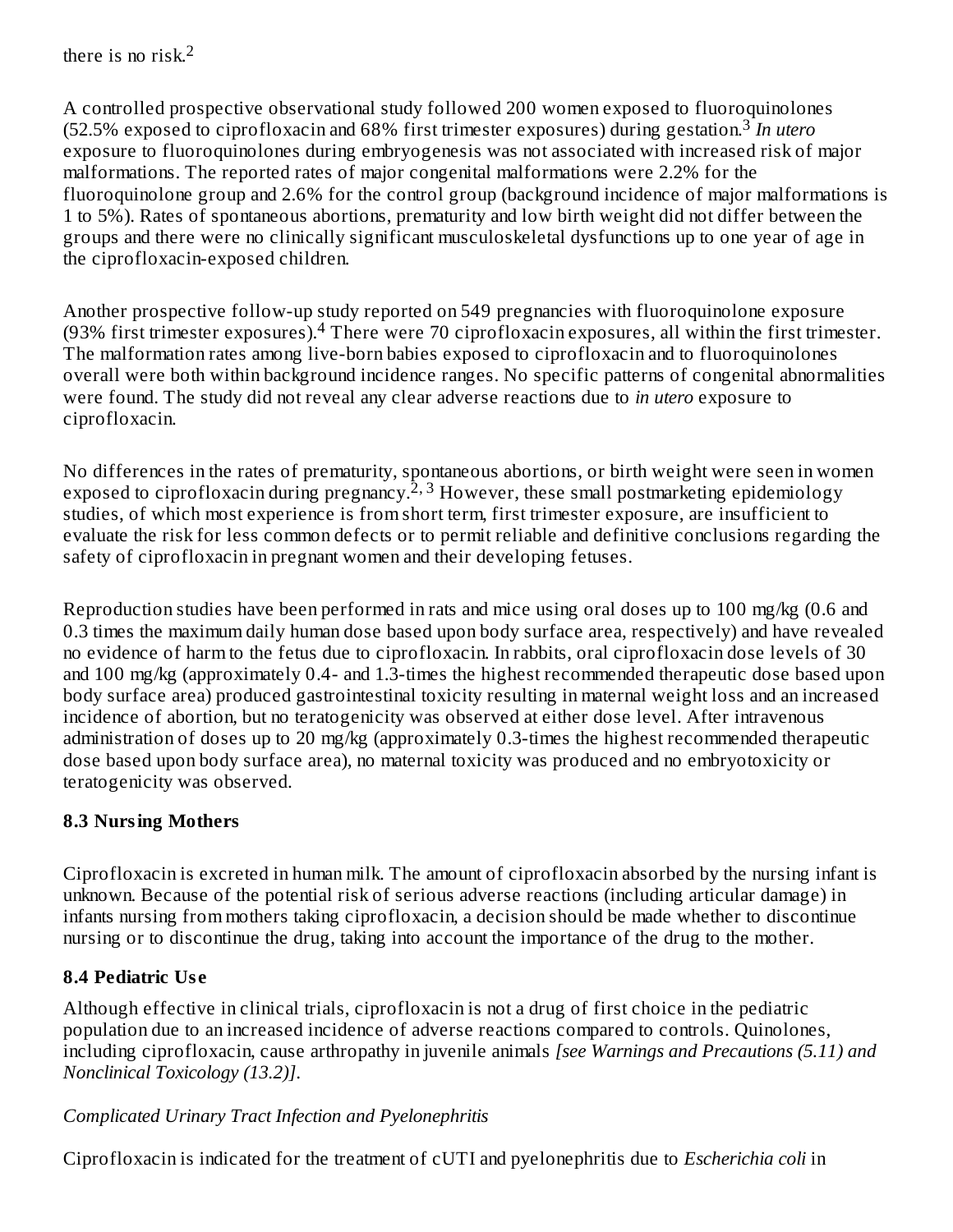there is no risk.[2]

A controlled prospective observational study followed 200 women exposed to fluoroquinolones (52.5% exposed to ciprofloxacin and 68% first trimester exposures) during gestation.[3] *In utero* exposure to fluoroquinolones during embryogenesis was not associated with increased risk of major malformations. The reported rates of major congenital malformations were 2.2% for the fluoroquinolone group and 2.6% for the control group (background incidence of major malformations is 1 to 5%). Rates of spontaneous abortions, prematurity and low birth weight did not differ between the groups and there were no clinically significant musculoskeletal dysfunctions up to one year of age in the ciprofloxacin-exposed children.

Another prospective follow-up study reported on 549 pregnancies with fluoroquinolone exposure (93% first trimester exposures).[4] There were 70 ciprofloxacin exposures, all within the first trimester. The malformation rates among live-born babies exposed to ciprofloxacin and to fluoroquinolones overall were both within background incidence ranges. No specific patterns of congenital abnormalities were found. The study did not reveal any clear adverse reactions due to *in utero* exposure to ciprofloxacin.

No differences in the rates of prematurity, spontaneous abortions, or birth weight were seen in women exposed to ciprofloxacin during pregnancy.[2, 3] However, these small postmarketing epidemiology studies, of which most experience is from short term, first trimester exposure, are insufficient to evaluate the risk for less common defects or to permit reliable and definitive conclusions regarding the safety of ciprofloxacin in pregnant women and their developing fetuses.

Reproduction studies have been performed in rats and mice using oral doses up to 100 mg/kg (0.6 and 0.3 times the maximum daily human dose based upon body surface area, respectively) and have revealed no evidence of harm to the fetus due to ciprofloxacin. In rabbits, oral ciprofloxacin dose levels of 30 and 100 mg/kg (approximately 0.4- and 1.3-times the highest recommended therapeutic dose based upon body surface area) produced gastrointestinal toxicity resulting in maternal weight loss and an increased incidence of abortion, but no teratogenicity was observed at either dose level. After intravenous administration of doses up to 20 mg/kg (approximately 0.3-times the highest recommended therapeutic dose based upon body surface area), no maternal toxicity was produced and no embryotoxicity or teratogenicity was observed.

### 8.3 Nursing Mothers

Ciprofloxacin is excreted in human milk. The amount of ciprofloxacin absorbed by the nursing infant is unknown. Because of the potential risk of serious adverse reactions (including articular damage) in infants nursing from mothers taking ciprofloxacin, a decision should be made whether to discontinue nursing or to discontinue the drug, taking into account the importance of the drug to the mother.

### 8.4 Pediatric Use

Although effective in clinical trials, ciprofloxacin is not a drug of first choice in the pediatric population due to an increased incidence of adverse reactions compared to controls. Quinolones, including ciprofloxacin, cause arthropathy in juvenile animals *[see Warnings and Precautions (5.11) and Nonclinical Toxicology (13.2)]*.

*Complicated Urinary Tract Infection and Pyelonephritis*

Ciprofloxacin is indicated for the treatment of cUTI and pyelonephritis due to *Escherichia coli* in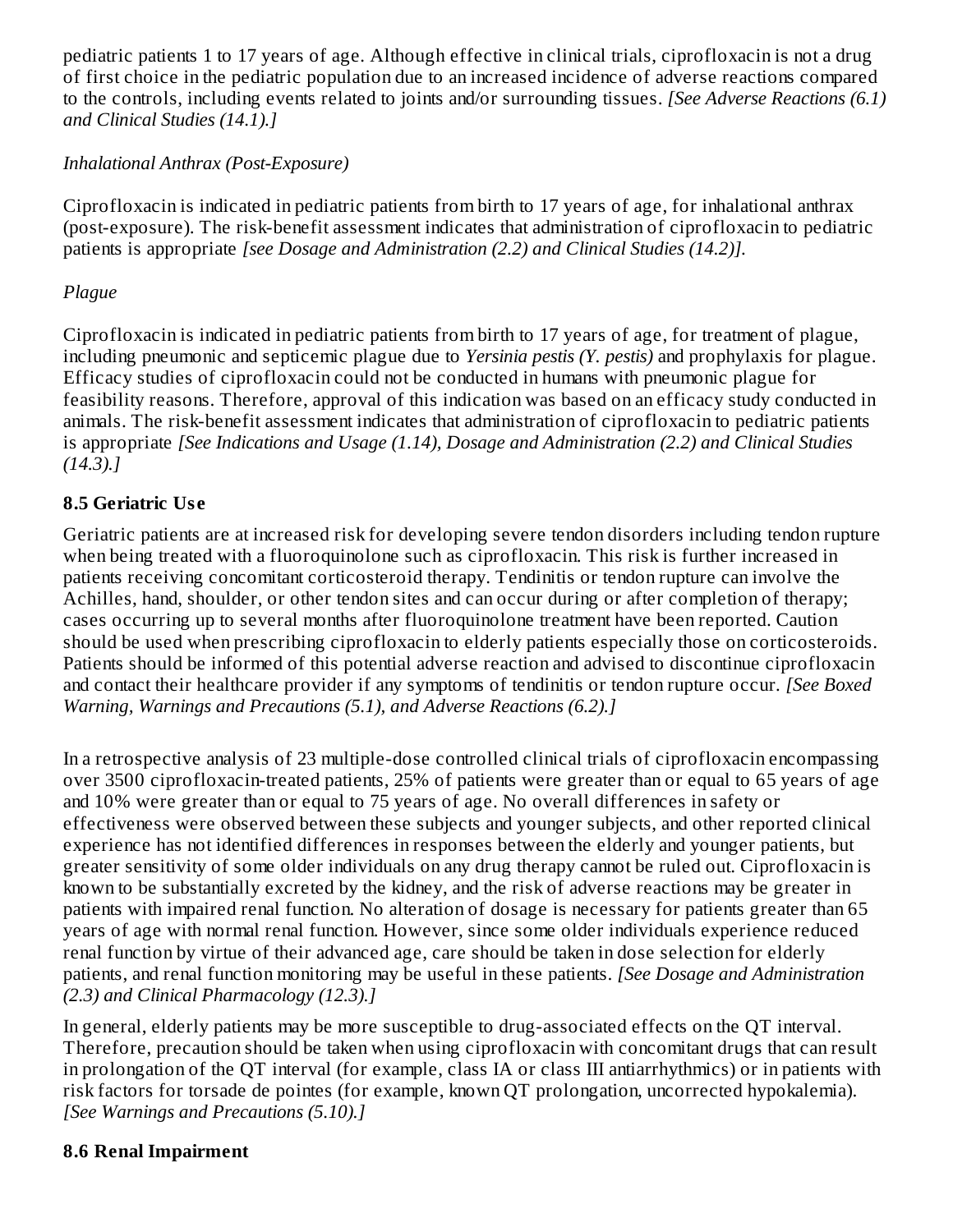pediatric patients 1 to 17 years of age. Although effective in clinical trials, ciprofloxacin is not a drug of first choice in the pediatric population due to an increased incidence of adverse reactions compared to the controls, including events related to joints and/or surrounding tissues. *[See Adverse Reactions (6.1) and Clinical Studies (14.1).]*

*Inhalational Anthrax (Post-Exposure)*

Ciprofloxacin is indicated in pediatric patients from birth to 17 years of age, for inhalational anthrax (post-exposure). The risk-benefit assessment indicates that administration of ciprofloxacin to pediatric patients is appropriate *[see Dosage and Administration (2.2) and Clinical Studies (14.2)].*

*Plague*

Ciprofloxacin is indicated in pediatric patients from birth to 17 years of age, for treatment of plague, including pneumonic and septicemic plague due to *Yersinia pestis (Y. pestis)* and prophylaxis for plague. Efficacy studies of ciprofloxacin could not be conducted in humans with pneumonic plague for feasibility reasons. Therefore, approval of this indication was based on an efficacy study conducted in animals. The risk-benefit assessment indicates that administration of ciprofloxacin to pediatric patients is appropriate *[See Indications and Usage (1.14), Dosage and Administration (2.2) and Clinical Studies (14.3).]*

### 8.5 Geriatric Use

Geriatric patients are at increased risk for developing severe tendon disorders including tendon rupture when being treated with a fluoroquinolone such as ciprofloxacin. This risk is further increased in patients receiving concomitant corticosteroid therapy. Tendinitis or tendon rupture can involve the Achilles, hand, shoulder, or other tendon sites and can occur during or after completion of therapy; cases occurring up to several months after fluoroquinolone treatment have been reported. Caution should be used when prescribing ciprofloxacin to elderly patients especially those on corticosteroids. Patients should be informed of this potential adverse reaction and advised to discontinue ciprofloxacin and contact their healthcare provider if any symptoms of tendinitis or tendon rupture occur. *[See Boxed Warning, Warnings and Precautions (5.1), and Adverse Reactions (6.2).]*

In a retrospective analysis of 23 multiple-dose controlled clinical trials of ciprofloxacin encompassing over 3500 ciprofloxacin-treated patients, 25% of patients were greater than or equal to 65 years of age and 10% were greater than or equal to 75 years of age. No overall differences in safety or effectiveness were observed between these subjects and younger subjects, and other reported clinical experience has not identified differences in responses between the elderly and younger patients, but greater sensitivity of some older individuals on any drug therapy cannot be ruled out. Ciprofloxacin is known to be substantially excreted by the kidney, and the risk of adverse reactions may be greater in patients with impaired renal function. No alteration of dosage is necessary for patients greater than 65 years of age with normal renal function. However, since some older individuals experience reduced renal function by virtue of their advanced age, care should be taken in dose selection for elderly patients, and renal function monitoring may be useful in these patients. *[See Dosage and Administration (2.3) and Clinical Pharmacology (12.3).]*

In general, elderly patients may be more susceptible to drug-associated effects on the QT interval. Therefore, precaution should be taken when using ciprofloxacin with concomitant drugs that can result in prolongation of the QT interval (for example, class IA or class III antiarrhythmics) or in patients with risk factors for torsade de pointes (for example, known QT prolongation, uncorrected hypokalemia). *[See Warnings and Precautions (5.10).]*

### 8.6 Renal Impairment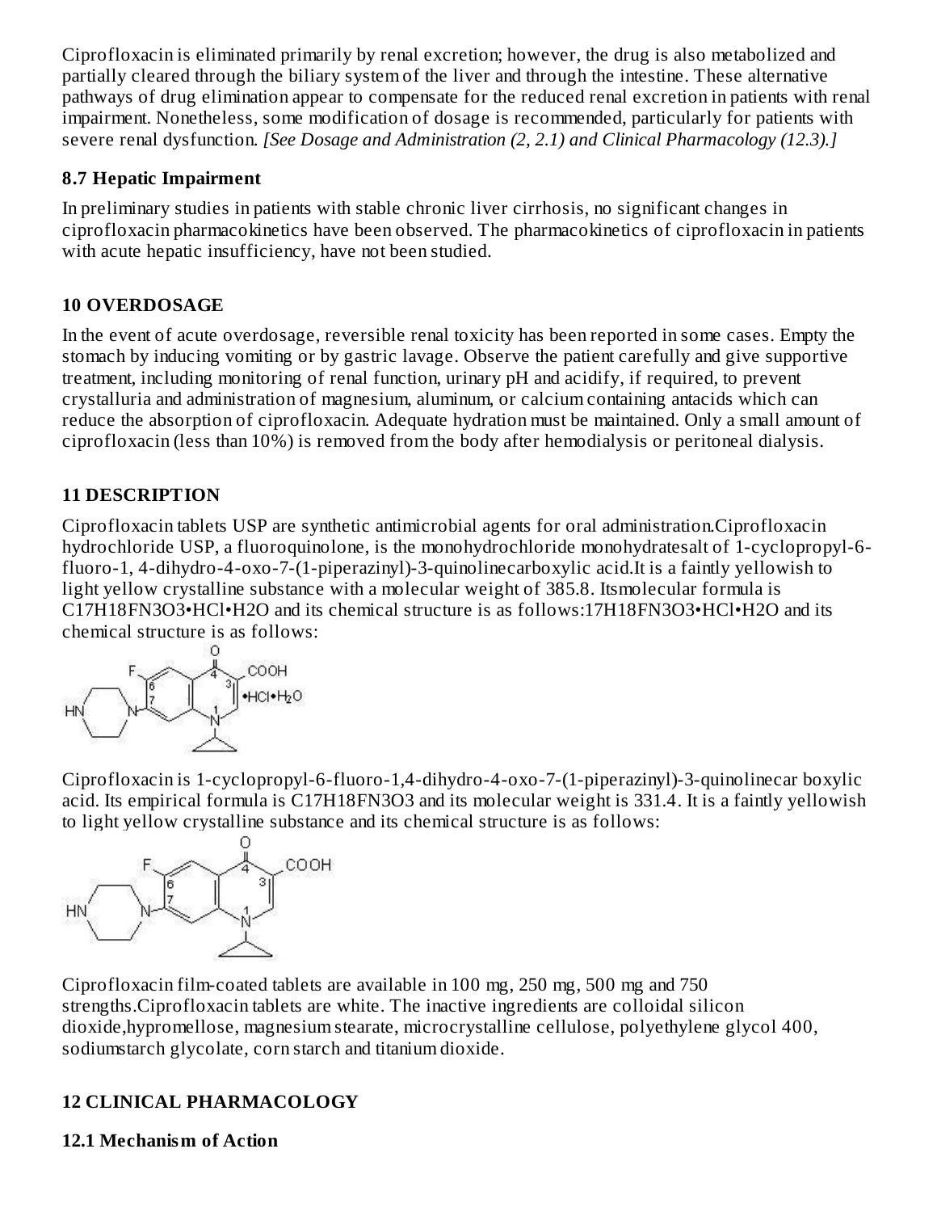Ciprofloxacin is eliminated primarily by renal excretion; however, the drug is also metabolized and partially cleared through the biliary system of the liver and through the intestine. These alternative pathways of drug elimination appear to compensate for the reduced renal excretion in patients with renal impairment. Nonetheless, some modification of dosage is recommended, particularly for patients with severe renal dysfunction. *[See Dosage and Administration (2, 2.1) and Clinical Pharmacology (12.3).]*

### 8.7 Hepatic Impairment

In preliminary studies in patients with stable chronic liver cirrhosis, no significant changes in ciprofloxacin pharmacokinetics have been observed. The pharmacokinetics of ciprofloxacin in patients with acute hepatic insufficiency, have not been studied.

## 10 OVERDOSAGE

In the event of acute overdosage, reversible renal toxicity has been reported in some cases. Empty the stomach by inducing vomiting or by gastric lavage. Observe the patient carefully and give supportive treatment, including monitoring of renal function, urinary pH and acidify, if required, to prevent crystalluria and administration of magnesium, aluminum, or calcium containing antacids which can reduce the absorption of ciprofloxacin. Adequate hydration must be maintained. Only a small amount of ciprofloxacin (less than 10%) is removed from the body after hemodialysis or peritoneal dialysis.

## 11 DESCRIPTION

Ciprofloxacin tablets USP are synthetic antimicrobial agents for oral administration.Ciprofloxacin hydrochloride USP, a fluoroquinolone, is the monohydrochloride monohydratesalt of 1-cyclopropyl-6-fluoro-1, 4-dihydro-4-oxo-7-(1-piperazinyl)-3-quinolinecarboxylic acid.It is a faintly yellowish to light yellow crystalline substance with a molecular weight of 385.8. Itsmolecular formula is $C_{17}H_{18}FN_3O_3$•HCl•$H_2O$ and its chemical structure is as follows:17H18FN3O3•HCl•H2O and its chemical structure is as follows:

Ciprofloxacin is 1-cyclopropyl-6-fluoro-1,4-dihydro-4-oxo-7-(1-piperazinyl)-3-quinolinecar boxylic acid. Its empirical formula is $C_{17}H_{18}FN_3O_3$ and its molecular weight is 331.4. It is a faintly yellowish to light yellow crystalline substance and its chemical structure is as follows:

Ciprofloxacin film-coated tablets are available in 100 mg, 250 mg, 500 mg and 750 strengths.Ciprofloxacin tablets are white. The inactive ingredients are colloidal silicon dioxide,hypromellose, magnesium stearate, microcrystalline cellulose, polyethylene glycol 400, sodiumstarch glycolate, corn starch and titanium dioxide.

## 12 CLINICAL PHARMACOLOGY

### 12.1 Mechanism of Action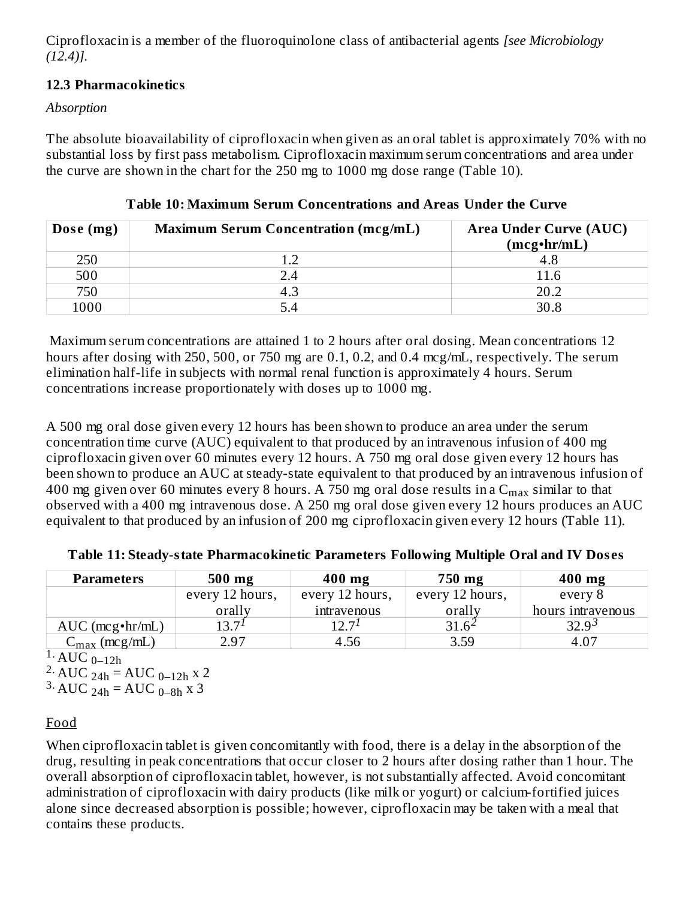Ciprofloxacin is a member of the fluoroquinolone class of antibacterial agents *[see Microbiology (12.4)]*.

### 12.3 Pharmacokinetics

*Absorption*

The absolute bioavailability of ciprofloxacin when given as an oral tablet is approximately 70% with no substantial loss by first pass metabolism. Ciprofloxacin maximum serum concentrations and area under the curve are shown in the chart for the 250 mg to 1000 mg dose range (Table 10).

**Table 10: Maximum Serum Concentrations and Areas Under the Curve**

| Dose (mg) | Maximum Serum Concentration (mcg/mL) | Area Under Curve (AUC) (mcg•hr/mL) |
|---|---|---|
| 250 | 1.2 | 4.8 |
| 500 | 2.4 | 11.6 |
| 750 | 4.3 | 20.2 |
| 1000 | 5.4 | 30.8 |

Maximum serum concentrations are attained 1 to 2 hours after oral dosing. Mean concentrations 12 hours after dosing with 250, 500, or 750 mg are 0.1, 0.2, and 0.4 mcg/mL, respectively. The serum elimination half-life in subjects with normal renal function is approximately 4 hours. Serum concentrations increase proportionately with doses up to 1000 mg.

A 500 mg oral dose given every 12 hours has been shown to produce an area under the serum concentration time curve (AUC) equivalent to that produced by an intravenous infusion of 400 mg ciprofloxacin given over 60 minutes every 12 hours. A 750 mg oral dose given every 12 hours has been shown to produce an AUC at steady-state equivalent to that produced by an intravenous infusion of 400 mg given over 60 minutes every 8 hours. A 750 mg oral dose results in a $C_{max}$ similar to that observed with a 400 mg intravenous dose. A 250 mg oral dose given every 12 hours produces an AUC equivalent to that produced by an infusion of 200 mg ciprofloxacin given every 12 hours (Table 11).

**Table 11: Steady-state Pharmacokinetic Parameters Following Multiple Oral and IV Doses**

| Parameters | 500 mg every 12 hours, orally | 400 mg every 12 hours, intravenous | 750 mg every 12 hours, orally | 400 mg every 8 hours intravenous |
|---|---|---|---|---|
| AUC (mcg•hr/mL) | 13.7[1] | 12.7[1] | 31.6[2] | 32.9[3] |
| $C_{max}$ (mcg/mL) | 2.97 | 4.56 | 3.59 | 4.07 |

1. $AUC_{0–12h}$
2. $AUC_{24h} = AUC_{0–12h} \times 2$
3. $AUC_{24h} = AUC_{0–8h} \times 3$

Food

When ciprofloxacin tablet is given concomitantly with food, there is a delay in the absorption of the drug, resulting in peak concentrations that occur closer to 2 hours after dosing rather than 1 hour. The overall absorption of ciprofloxacin tablet, however, is not substantially affected. Avoid concomitant administration of ciprofloxacin with dairy products (like milk or yogurt) or calcium-fortified juices alone since decreased absorption is possible; however, ciprofloxacin may be taken with a meal that contains these products.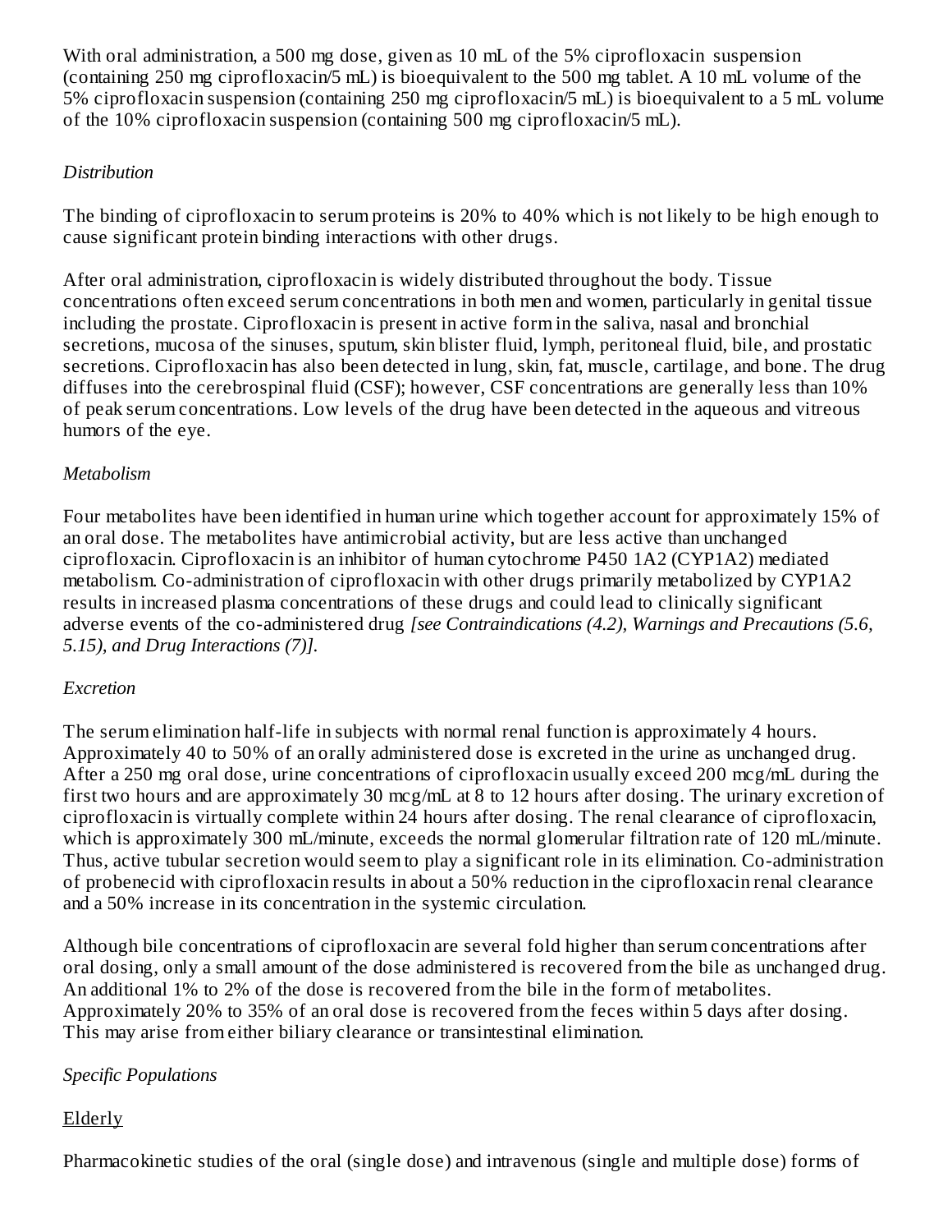With oral administration, a 500 mg dose, given as 10 mL of the 5% ciprofloxacin suspension (containing 250 mg ciprofloxacin/5 mL) is bioequivalent to the 500 mg tablet. A 10 mL volume of the 5% ciprofloxacin suspension (containing 250 mg ciprofloxacin/5 mL) is bioequivalent to a 5 mL volume of the 10% ciprofloxacin suspension (containing 500 mg ciprofloxacin/5 mL).

*Distribution*

The binding of ciprofloxacin to serum proteins is 20% to 40% which is not likely to be high enough to cause significant protein binding interactions with other drugs.

After oral administration, ciprofloxacin is widely distributed throughout the body. Tissue concentrations often exceed serum concentrations in both men and women, particularly in genital tissue including the prostate. Ciprofloxacin is present in active form in the saliva, nasal and bronchial secretions, mucosa of the sinuses, sputum, skin blister fluid, lymph, peritoneal fluid, bile, and prostatic secretions. Ciprofloxacin has also been detected in lung, skin, fat, muscle, cartilage, and bone. The drug diffuses into the cerebrospinal fluid (CSF); however, CSF concentrations are generally less than 10% of peak serum concentrations. Low levels of the drug have been detected in the aqueous and vitreous humors of the eye.

*Metabolism*

Four metabolites have been identified in human urine which together account for approximately 15% of an oral dose. The metabolites have antimicrobial activity, but are less active than unchanged ciprofloxacin. Ciprofloxacin is an inhibitor of human cytochrome P450 1A2 (CYP1A2) mediated metabolism. Co-administration of ciprofloxacin with other drugs primarily metabolized by CYP1A2 results in increased plasma concentrations of these drugs and could lead to clinically significant adverse events of the co-administered drug *[see Contraindications (4.2), Warnings and Precautions (5.6, 5.15), and Drug Interactions (7)].*

*Excretion*

The serum elimination half-life in subjects with normal renal function is approximately 4 hours. Approximately 40 to 50% of an orally administered dose is excreted in the urine as unchanged drug. After a 250 mg oral dose, urine concentrations of ciprofloxacin usually exceed 200 mcg/mL during the first two hours and are approximately 30 mcg/mL at 8 to 12 hours after dosing. The urinary excretion of ciprofloxacin is virtually complete within 24 hours after dosing. The renal clearance of ciprofloxacin, which is approximately 300 mL/minute, exceeds the normal glomerular filtration rate of 120 mL/minute. Thus, active tubular secretion would seem to play a significant role in its elimination. Co-administration of probenecid with ciprofloxacin results in about a 50% reduction in the ciprofloxacin renal clearance and a 50% increase in its concentration in the systemic circulation.

Although bile concentrations of ciprofloxacin are several fold higher than serum concentrations after oral dosing, only a small amount of the dose administered is recovered from the bile as unchanged drug. An additional 1% to 2% of the dose is recovered from the bile in the form of metabolites. Approximately 20% to 35% of an oral dose is recovered from the feces within 5 days after dosing. This may arise from either biliary clearance or transintestinal elimination.

*Specific Populations*

Elderly

Pharmacokinetic studies of the oral (single dose) and intravenous (single and multiple dose) forms of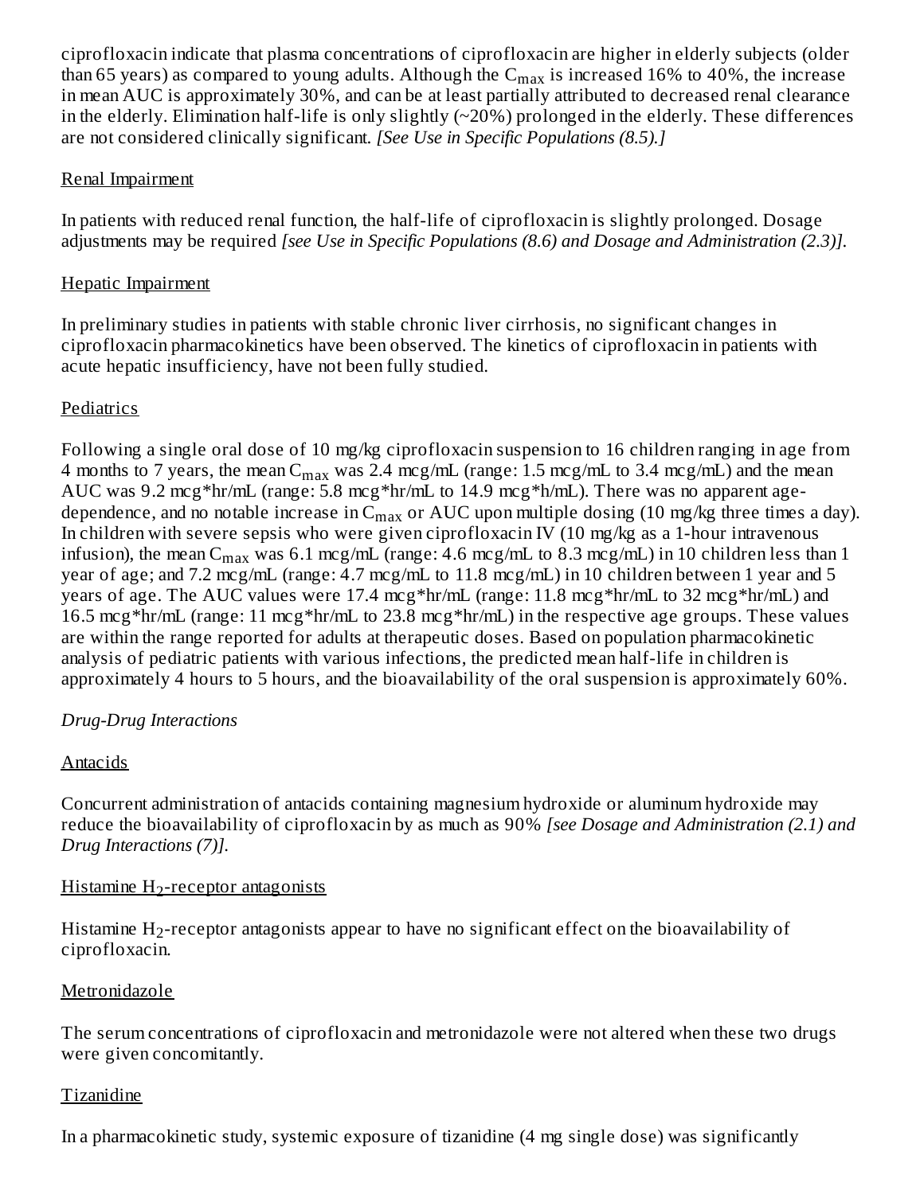ciprofloxacin indicate that plasma concentrations of ciprofloxacin are higher in elderly subjects (older than 65 years) as compared to young adults. Although the $C_{max}$ is increased 16% to 40%, the increase in mean AUC is approximately 30%, and can be at least partially attributed to decreased renal clearance in the elderly. Elimination half-life is only slightly (~20%) prolonged in the elderly. These differences are not considered clinically significant. *[See Use in Specific Populations (8.5).]*

Renal Impairment

In patients with reduced renal function, the half-life of ciprofloxacin is slightly prolonged. Dosage adjustments may be required *[see Use in Specific Populations (8.6) and Dosage and Administration (2.3)].*

Hepatic Impairment

In preliminary studies in patients with stable chronic liver cirrhosis, no significant changes in ciprofloxacin pharmacokinetics have been observed. The kinetics of ciprofloxacin in patients with acute hepatic insufficiency, have not been fully studied.

Pediatrics

Following a single oral dose of 10 mg/kg ciprofloxacin suspension to 16 children ranging in age from 4 months to 7 years, the mean $C_{max}$ was 2.4 mcg/mL (range: 1.5 mcg/mL to 3.4 mcg/mL) and the mean AUC was 9.2 mcg*hr/mL (range: 5.8 mcg*hr/mL to 14.9 mcg*h/mL). There was no apparent age-dependence, and no notable increase in $C_{max}$ or AUC upon multiple dosing (10 mg/kg three times a day). In children with severe sepsis who were given ciprofloxacin IV (10 mg/kg as a 1-hour intravenous infusion), the mean $C_{max}$ was 6.1 mcg/mL (range: 4.6 mcg/mL to 8.3 mcg/mL) in 10 children less than 1 year of age; and 7.2 mcg/mL (range: 4.7 mcg/mL to 11.8 mcg/mL) in 10 children between 1 year and 5 years of age. The AUC values were 17.4 mcg*hr/mL (range: 11.8 mcg*hr/mL to 32 mcg*hr/mL) and 16.5 mcg*hr/mL (range: 11 mcg*hr/mL to 23.8 mcg*hr/mL) in the respective age groups. These values are within the range reported for adults at therapeutic doses. Based on population pharmacokinetic analysis of pediatric patients with various infections, the predicted mean half-life in children is approximately 4 hours to 5 hours, and the bioavailability of the oral suspension is approximately 60%.

*Drug-Drug Interactions*

Antacids

Concurrent administration of antacids containing magnesium hydroxide or aluminum hydroxide may reduce the bioavailability of ciprofloxacin by as much as 90% *[see Dosage and Administration (2.1) and Drug Interactions (7)].*

Histamine $H_2$-receptor antagonists

Histamine $H_2$-receptor antagonists appear to have no significant effect on the bioavailability of ciprofloxacin.

Metronidazole

The serum concentrations of ciprofloxacin and metronidazole were not altered when these two drugs were given concomitantly.

Tizanidine

In a pharmacokinetic study, systemic exposure of tizanidine (4 mg single dose) was significantly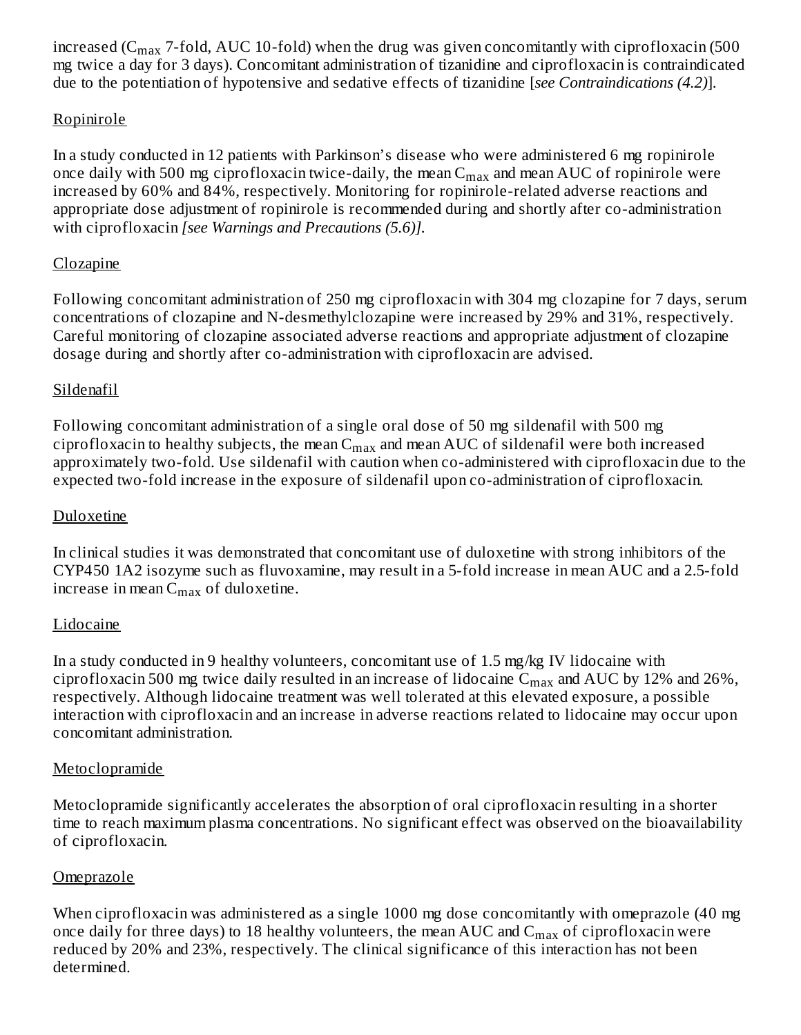increased ($C_{max}$ 7-fold, AUC 10-fold) when the drug was given concomitantly with ciprofloxacin (500 mg twice a day for 3 days). Concomitant administration of tizanidine and ciprofloxacin is contraindicated due to the potentiation of hypotensive and sedative effects of tizanidine [*see Contraindications (4.2)*].

Ropinirole

In a study conducted in 12 patients with Parkinson's disease who were administered 6 mg ropinirole once daily with 500 mg ciprofloxacin twice-daily, the mean $C_{max}$ and mean AUC of ropinirole were increased by 60% and 84%, respectively. Monitoring for ropinirole-related adverse reactions and appropriate dose adjustment of ropinirole is recommended during and shortly after co-administration with ciprofloxacin *[see Warnings and Precautions (5.6)].*

Clozapine

Following concomitant administration of 250 mg ciprofloxacin with 304 mg clozapine for 7 days, serum concentrations of clozapine and N-desmethylclozapine were increased by 29% and 31%, respectively. Careful monitoring of clozapine associated adverse reactions and appropriate adjustment of clozapine dosage during and shortly after co-administration with ciprofloxacin are advised.

Sildenafil

Following concomitant administration of a single oral dose of 50 mg sildenafil with 500 mg ciprofloxacin to healthy subjects, the mean $C_{max}$ and mean AUC of sildenafil were both increased approximately two-fold. Use sildenafil with caution when co-administered with ciprofloxacin due to the expected two-fold increase in the exposure of sildenafil upon co-administration of ciprofloxacin.

Duloxetine

In clinical studies it was demonstrated that concomitant use of duloxetine with strong inhibitors of the CYP450 1A2 isozyme such as fluvoxamine, may result in a 5-fold increase in mean AUC and a 2.5-fold increase in mean $C_{max}$ of duloxetine.

Lidocaine

In a study conducted in 9 healthy volunteers, concomitant use of 1.5 mg/kg IV lidocaine with ciprofloxacin 500 mg twice daily resulted in an increase of lidocaine $C_{max}$ and AUC by 12% and 26%, respectively. Although lidocaine treatment was well tolerated at this elevated exposure, a possible interaction with ciprofloxacin and an increase in adverse reactions related to lidocaine may occur upon concomitant administration.

Metoclopramide

Metoclopramide significantly accelerates the absorption of oral ciprofloxacin resulting in a shorter time to reach maximum plasma concentrations. No significant effect was observed on the bioavailability of ciprofloxacin.

Omeprazole

When ciprofloxacin was administered as a single 1000 mg dose concomitantly with omeprazole (40 mg once daily for three days) to 18 healthy volunteers, the mean AUC and $C_{max}$ of ciprofloxacin were reduced by 20% and 23%, respectively. The clinical significance of this interaction has not been determined.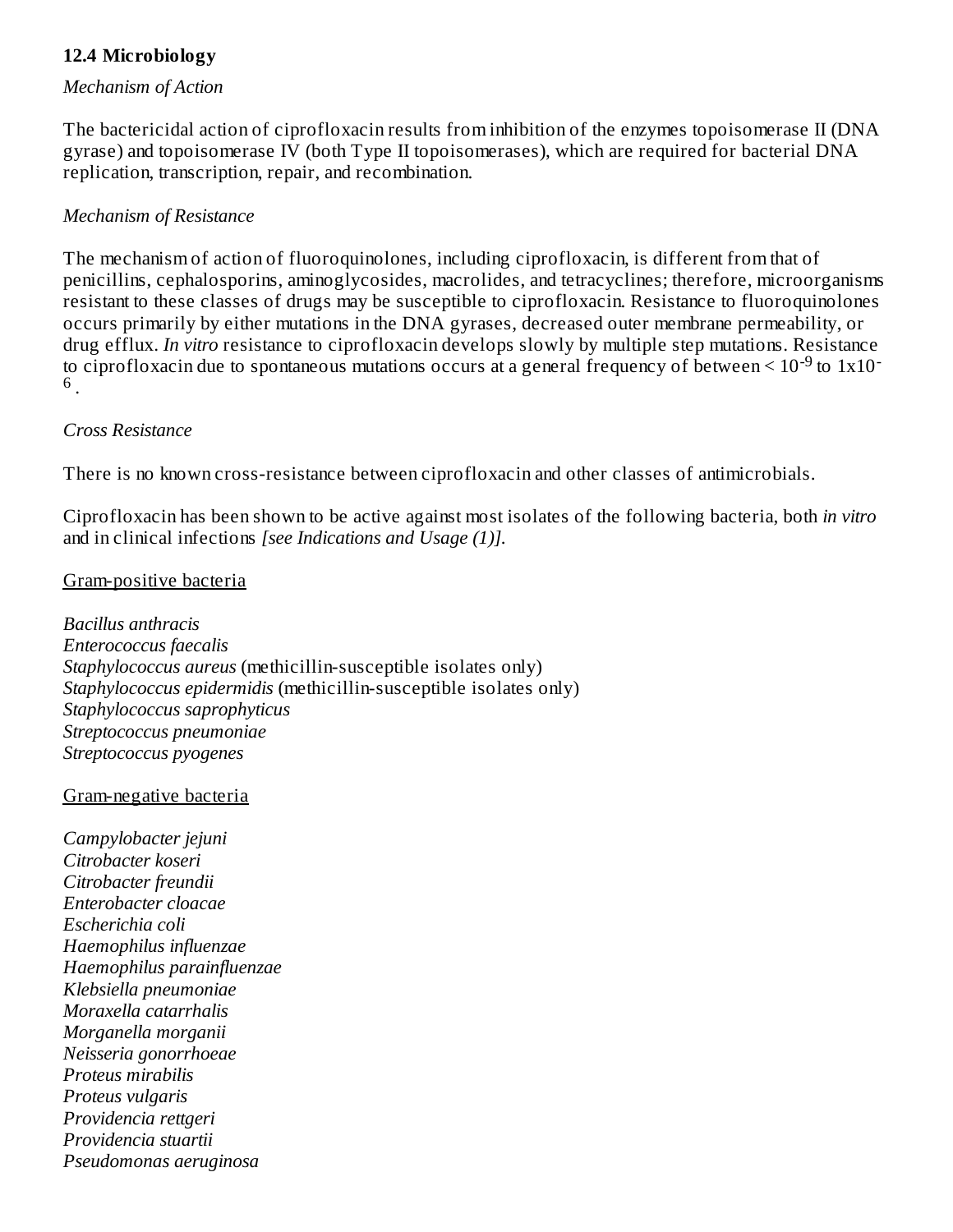### 12.4 Microbiology

*Mechanism of Action*

The bactericidal action of ciprofloxacin results from inhibition of the enzymes topoisomerase II (DNA gyrase) and topoisomerase IV (both Type II topoisomerases), which are required for bacterial DNA replication, transcription, repair, and recombination.

*Mechanism of Resistance*

The mechanism of action of fluoroquinolones, including ciprofloxacin, is different from that of penicillins, cephalosporins, aminoglycosides, macrolides, and tetracyclines; therefore, microorganisms resistant to these classes of drugs may be susceptible to ciprofloxacin. Resistance to fluoroquinolones occurs primarily by either mutations in the DNA gyrases, decreased outer membrane permeability, or drug efflux. *In vitro* resistance to ciprofloxacin develops slowly by multiple step mutations. Resistance to ciprofloxacin due to spontaneous mutations occurs at a general frequency of between $< 10^{-9}$ to $1x10^{-6}$.

*Cross Resistance*

There is no known cross-resistance between ciprofloxacin and other classes of antimicrobials.

Ciprofloxacin has been shown to be active against most isolates of the following bacteria, both *in vitro* and in clinical infections *[see Indications and Usage (1)].*

<u>Gram-positive bacteria</u>

*Bacillus anthracis*
*Enterococcus faecalis*
*Staphylococcus aureus* (methicillin-susceptible isolates only)
*Staphylococcus epidermidis* (methicillin-susceptible isolates only)
*Staphylococcus saprophyticus*
*Streptococcus pneumoniae*
*Streptococcus pyogenes*

<u>Gram-negative bacteria</u>

*Campylobacter jejuni*
*Citrobacter koseri*
*Citrobacter freundii*
*Enterobacter cloacae*
*Escherichia coli*
*Haemophilus influenzae*
*Haemophilus parainfluenzae*
*Klebsiella pneumoniae*
*Moraxella catarrhalis*
*Morganella morganii*
*Neisseria gonorrhoeae*
*Proteus mirabilis*
*Proteus vulgaris*
*Providencia rettgeri*
*Providencia stuartii*
*Pseudomonas aeruginosa*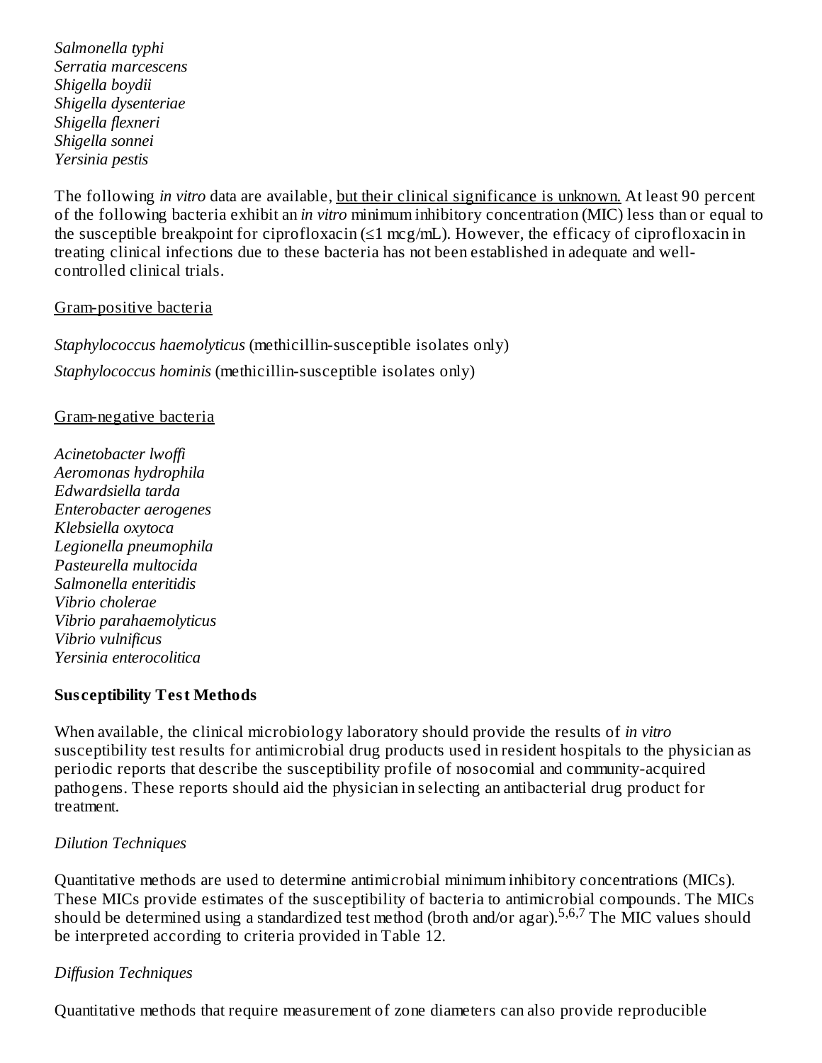*Salmonella typhi*
*Serratia marcescens*
*Shigella boydii*
*Shigella dysenteriae*
*Shigella flexneri*
*Shigella sonnei*
*Yersinia pestis*

The following *in vitro* data are available, but their clinical significance is unknown. At least 90 percent of the following bacteria exhibit an *in vitro* minimum inhibitory concentration (MIC) less than or equal to the susceptible breakpoint for ciprofloxacin (≤1 mcg/mL). However, the efficacy of ciprofloxacin in treating clinical infections due to these bacteria has not been established in adequate and well-controlled clinical trials.

Gram-positive bacteria

*Staphylococcus haemolyticus* (methicillin-susceptible isolates only)

*Staphylococcus hominis* (methicillin-susceptible isolates only)

Gram-negative bacteria

*Acinetobacter lwoffi*
*Aeromonas hydrophila*
*Edwardsiella tarda*
*Enterobacter aerogenes*
*Klebsiella oxytoca*
*Legionella pneumophila*
*Pasteurella multocida*
*Salmonella enteritidis*
*Vibrio cholerae*
*Vibrio parahaemolyticus*
*Vibrio vulnificus*
*Yersinia enterocolitica*

**Susceptibility Test Methods**

When available, the clinical microbiology laboratory should provide the results of *in vitro* susceptibility test results for antimicrobial drug products used in resident hospitals to the physician as periodic reports that describe the susceptibility profile of nosocomial and community-acquired pathogens. These reports should aid the physician in selecting an antibacterial drug product for treatment.

*Dilution Techniques*

Quantitative methods are used to determine antimicrobial minimum inhibitory concentrations (MICs). These MICs provide estimates of the susceptibility of bacteria to antimicrobial compounds. The MICs should be determined using a standardized test method (broth and/or agar).[5,6,7] The MIC values should be interpreted according to criteria provided in Table 12.

*Diffusion Techniques*

Quantitative methods that require measurement of zone diameters can also provide reproducible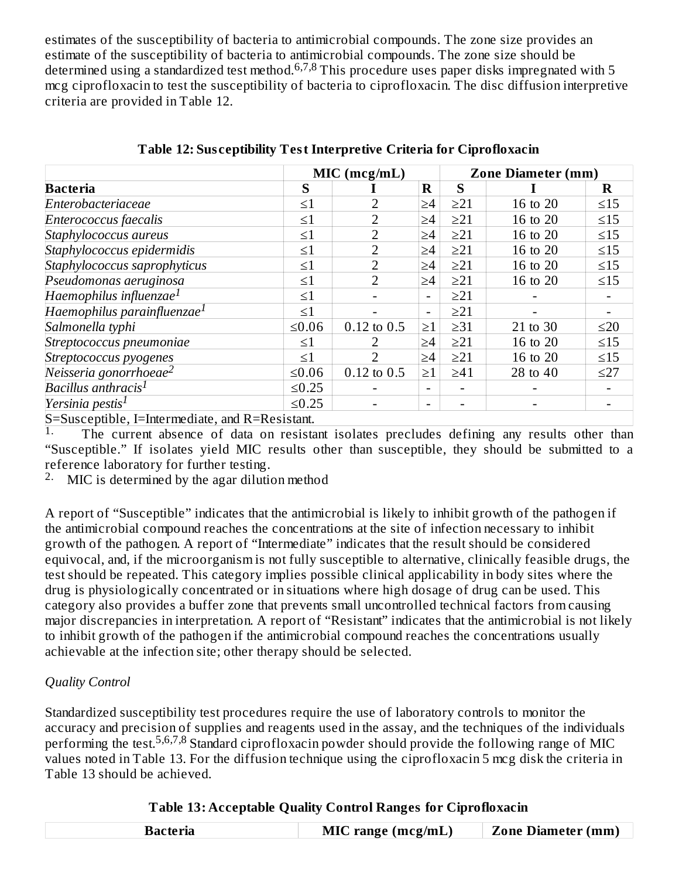estimates of the susceptibility of bacteria to antimicrobial compounds. The zone size provides an estimate of the susceptibility of bacteria to antimicrobial compounds. The zone size should be determined using a standardized test method.[6,7,8] This procedure uses paper disks impregnated with 5 mcg ciprofloxacin to test the susceptibility of bacteria to ciprofloxacin. The disc diffusion interpretive criteria are provided in Table 12.

**Table 12: Susceptibility Test Interpretive Criteria for Ciprofloxacin**

| | MIC (mcg/mL) | | | Zone Diameter (mm) | | |
|---|---|---|---|---|---|---|
| **Bacteria** | **S** | **I** | **R** | **S** | **I** | **R** |
| *Enterobacteriaceae* | ≤1 | 2 | ≥4 | ≥21 | 16 to 20 | ≤15 |
| *Enterococcus faecalis* | ≤1 | 2 | ≥4 | ≥21 | 16 to 20 | ≤15 |
| *Staphylococcus aureus* | ≤1 | 2 | ≥4 | ≥21 | 16 to 20 | ≤15 |
| *Staphylococcus epidermidis* | ≤1 | 2 | ≥4 | ≥21 | 16 to 20 | ≤15 |
| *Staphylococcus saprophyticus* | ≤1 | 2 | ≥4 | ≥21 | 16 to 20 | ≤15 |
| *Pseudomonas aeruginosa* | ≤1 | 2 | ≥4 | ≥21 | 16 to 20 | ≤15 |
| *Haemophilus influenzae*[1] | ≤1 | - | - | ≥21 | - | - |
| *Haemophilus parainfluenzae*[1] | ≤1 | - | - | ≥21 | - | - |
| *Salmonella typhi* | ≤0.06 | 0.12 to 0.5 | ≥1 | ≥31 | 21 to 30 | ≤20 |
| *Streptococcus pneumoniae* | ≤1 | 2 | ≥4 | ≥21 | 16 to 20 | ≤15 |
| *Streptococcus pyogenes* | ≤1 | 2 | ≥4 | ≥21 | 16 to 20 | ≤15 |
| *Neisseria gonorrhoeae*[2] | ≤0.06 | 0.12 to 0.5 | ≥1 | ≥41 | 28 to 40 | ≤27 |
| *Bacillus anthracis*[1] | ≤0.25 | - | - | - | - | - |
| *Yersinia pestis*[1] | ≤0.25 | - | - | - | - | - |

S=Susceptible, I=Intermediate, and R=Resistant.

1. The current absence of data on resistant isolates precludes defining any results other than "Susceptible." If isolates yield MIC results other than susceptible, they should be submitted to a reference laboratory for further testing.
2. MIC is determined by the agar dilution method

A report of "Susceptible" indicates that the antimicrobial is likely to inhibit growth of the pathogen if the antimicrobial compound reaches the concentrations at the site of infection necessary to inhibit growth of the pathogen. A report of "Intermediate" indicates that the result should be considered equivocal, and, if the microorganism is not fully susceptible to alternative, clinically feasible drugs, the test should be repeated. This category implies possible clinical applicability in body sites where the drug is physiologically concentrated or in situations where high dosage of drug can be used. This category also provides a buffer zone that prevents small uncontrolled technical factors from causing major discrepancies in interpretation. A report of "Resistant" indicates that the antimicrobial is not likely to inhibit growth of the pathogen if the antimicrobial compound reaches the concentrations usually achievable at the infection site; other therapy should be selected.

*Quality Control*

Standardized susceptibility test procedures require the use of laboratory controls to monitor the accuracy and precision of supplies and reagents used in the assay, and the techniques of the individuals performing the test.[5,6,7,8] Standard ciprofloxacin powder should provide the following range of MIC values noted in Table 13. For the diffusion technique using the ciprofloxacin 5 mcg disk the criteria in Table 13 should be achieved.

**Table 13: Acceptable Quality Control Ranges for Ciprofloxacin**

| Bacteria | MIC range (mcg/mL) | Zone Diameter (mm) |
|---|---|---|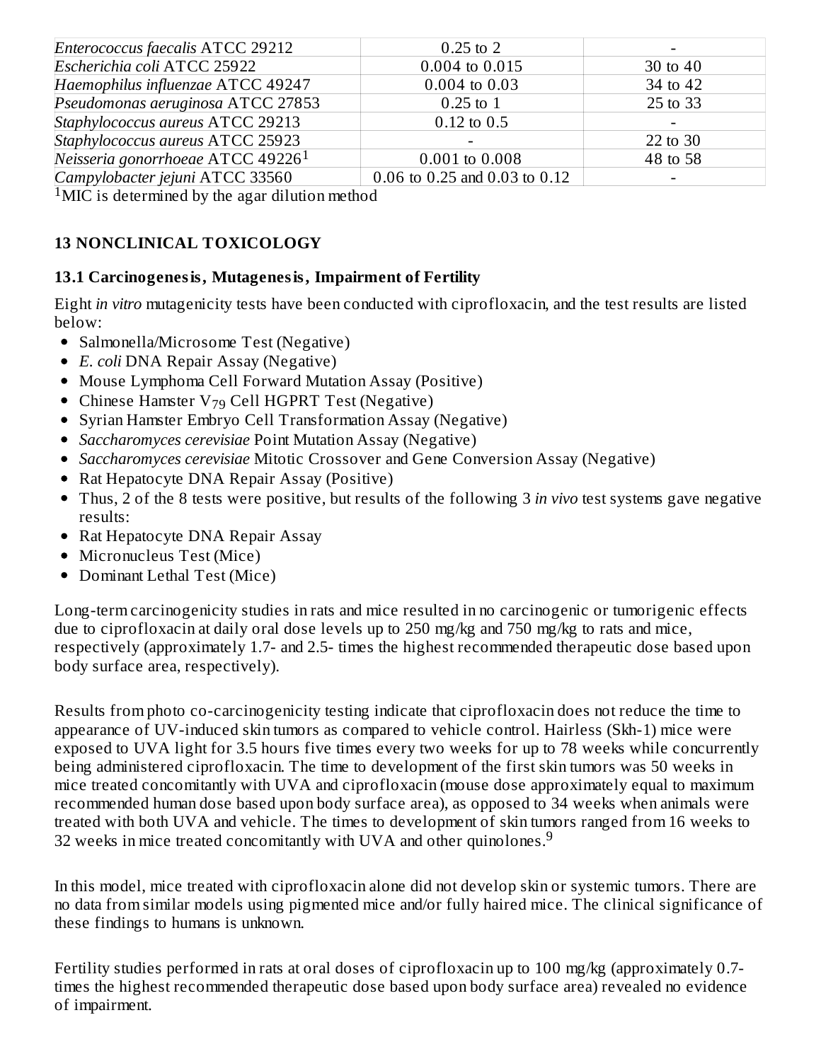| | | |
|---|---|---|
| *Enterococcus faecalis* ATCC 29212 | 0.25 to 2 | - |
| *Escherichia coli* ATCC 25922 | 0.004 to 0.015 | 30 to 40 |
| *Haemophilus influenzae* ATCC 49247 | 0.004 to 0.03 | 34 to 42 |
| *Pseudomonas aeruginosa* ATCC 27853 | 0.25 to 1 | 25 to 33 |
| *Staphylococcus aureus* ATCC 29213 | 0.12 to 0.5 | - |
| *Staphylococcus aureus* ATCC 25923 | - | 22 to 30 |
| *Neisseria gonorrhoeae* ATCC 49226[1] | 0.001 to 0.008 | 48 to 58 |
| *Campylobacter jejuni* ATCC 33560 | 0.06 to 0.25 and 0.03 to 0.12 | - |

[1]MIC is determined by the agar dilution method

## 13 NONCLINICAL TOXICOLOGY

### 13.1 Carcinogenesis, Mutagenesis, Impairment of Fertility

Eight *in vitro* mutagenicity tests have been conducted with ciprofloxacin, and the test results are listed below:

- Salmonella/Microsome Test (Negative)
- *E. coli* DNA Repair Assay (Negative)
- Mouse Lymphoma Cell Forward Mutation Assay (Positive)
- Chinese Hamster $V_{79}$ Cell HGPRT Test (Negative)
- Syrian Hamster Embryo Cell Transformation Assay (Negative)
- *Saccharomyces cerevisiae* Point Mutation Assay (Negative)
- *Saccharomyces cerevisiae* Mitotic Crossover and Gene Conversion Assay (Negative)
- Rat Hepatocyte DNA Repair Assay (Positive)
- Thus, 2 of the 8 tests were positive, but results of the following 3 *in vivo* test systems gave negative results:
- Rat Hepatocyte DNA Repair Assay
- Micronucleus Test (Mice)
- Dominant Lethal Test (Mice)

Long-term carcinogenicity studies in rats and mice resulted in no carcinogenic or tumorigenic effects due to ciprofloxacin at daily oral dose levels up to 250 mg/kg and 750 mg/kg to rats and mice, respectively (approximately 1.7- and 2.5- times the highest recommended therapeutic dose based upon body surface area, respectively).

Results from photo co-carcinogenicity testing indicate that ciprofloxacin does not reduce the time to appearance of UV-induced skin tumors as compared to vehicle control. Hairless (Skh-1) mice were exposed to UVA light for 3.5 hours five times every two weeks for up to 78 weeks while concurrently being administered ciprofloxacin. The time to development of the first skin tumors was 50 weeks in mice treated concomitantly with UVA and ciprofloxacin (mouse dose approximately equal to maximum recommended human dose based upon body surface area), as opposed to 34 weeks when animals were treated with both UVA and vehicle. The times to development of skin tumors ranged from 16 weeks to 32 weeks in mice treated concomitantly with UVA and other quinolones.[9]

In this model, mice treated with ciprofloxacin alone did not develop skin or systemic tumors. There are no data from similar models using pigmented mice and/or fully haired mice. The clinical significance of these findings to humans is unknown.

Fertility studies performed in rats at oral doses of ciprofloxacin up to 100 mg/kg (approximately 0.7-times the highest recommended therapeutic dose based upon body surface area) revealed no evidence of impairment.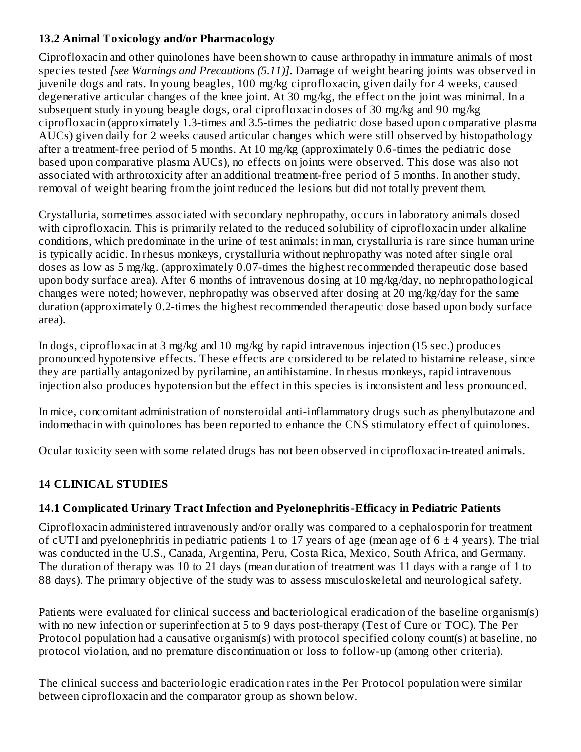### 13.2 Animal Toxicology and/or Pharmacology

Ciprofloxacin and other quinolones have been shown to cause arthropathy in immature animals of most species tested *[see Warnings and Precautions (5.11)]*. Damage of weight bearing joints was observed in juvenile dogs and rats. In young beagles, 100 mg/kg ciprofloxacin, given daily for 4 weeks, caused degenerative articular changes of the knee joint. At 30 mg/kg, the effect on the joint was minimal. In a subsequent study in young beagle dogs, oral ciprofloxacin doses of 30 mg/kg and 90 mg/kg ciprofloxacin (approximately 1.3-times and 3.5-times the pediatric dose based upon comparative plasma AUCs) given daily for 2 weeks caused articular changes which were still observed by histopathology after a treatment-free period of 5 months. At 10 mg/kg (approximately 0.6-times the pediatric dose based upon comparative plasma AUCs), no effects on joints were observed. This dose was also not associated with arthrotoxicity after an additional treatment-free period of 5 months. In another study, removal of weight bearing from the joint reduced the lesions but did not totally prevent them.

Crystalluria, sometimes associated with secondary nephropathy, occurs in laboratory animals dosed with ciprofloxacin. This is primarily related to the reduced solubility of ciprofloxacin under alkaline conditions, which predominate in the urine of test animals; in man, crystalluria is rare since human urine is typically acidic. In rhesus monkeys, crystalluria without nephropathy was noted after single oral doses as low as 5 mg/kg. (approximately 0.07-times the highest recommended therapeutic dose based upon body surface area). After 6 months of intravenous dosing at 10 mg/kg/day, no nephropathological changes were noted; however, nephropathy was observed after dosing at 20 mg/kg/day for the same duration (approximately 0.2-times the highest recommended therapeutic dose based upon body surface area).

In dogs, ciprofloxacin at 3 mg/kg and 10 mg/kg by rapid intravenous injection (15 sec.) produces pronounced hypotensive effects. These effects are considered to be related to histamine release, since they are partially antagonized by pyrilamine, an antihistamine. In rhesus monkeys, rapid intravenous injection also produces hypotension but the effect in this species is inconsistent and less pronounced.

In mice, concomitant administration of nonsteroidal anti-inflammatory drugs such as phenylbutazone and indomethacin with quinolones has been reported to enhance the CNS stimulatory effect of quinolones.

Ocular toxicity seen with some related drugs has not been observed in ciprofloxacin-treated animals.

## 14 CLINICAL STUDIES

### 14.1 Complicated Urinary Tract Infection and Pyelonephritis-Efficacy in Pediatric Patients

Ciprofloxacin administered intravenously and/or orally was compared to a cephalosporin for treatment of cUTI and pyelonephritis in pediatric patients 1 to 17 years of age (mean age of $6 \pm 4$ years). The trial was conducted in the U.S., Canada, Argentina, Peru, Costa Rica, Mexico, South Africa, and Germany. The duration of therapy was 10 to 21 days (mean duration of treatment was 11 days with a range of 1 to 88 days). The primary objective of the study was to assess musculoskeletal and neurological safety.

Patients were evaluated for clinical success and bacteriological eradication of the baseline organism(s) with no new infection or superinfection at 5 to 9 days post-therapy (Test of Cure or TOC). The Per Protocol population had a causative organism(s) with protocol specified colony count(s) at baseline, no protocol violation, and no premature discontinuation or loss to follow-up (among other criteria).

The clinical success and bacteriologic eradication rates in the Per Protocol population were similar between ciprofloxacin and the comparator group as shown below.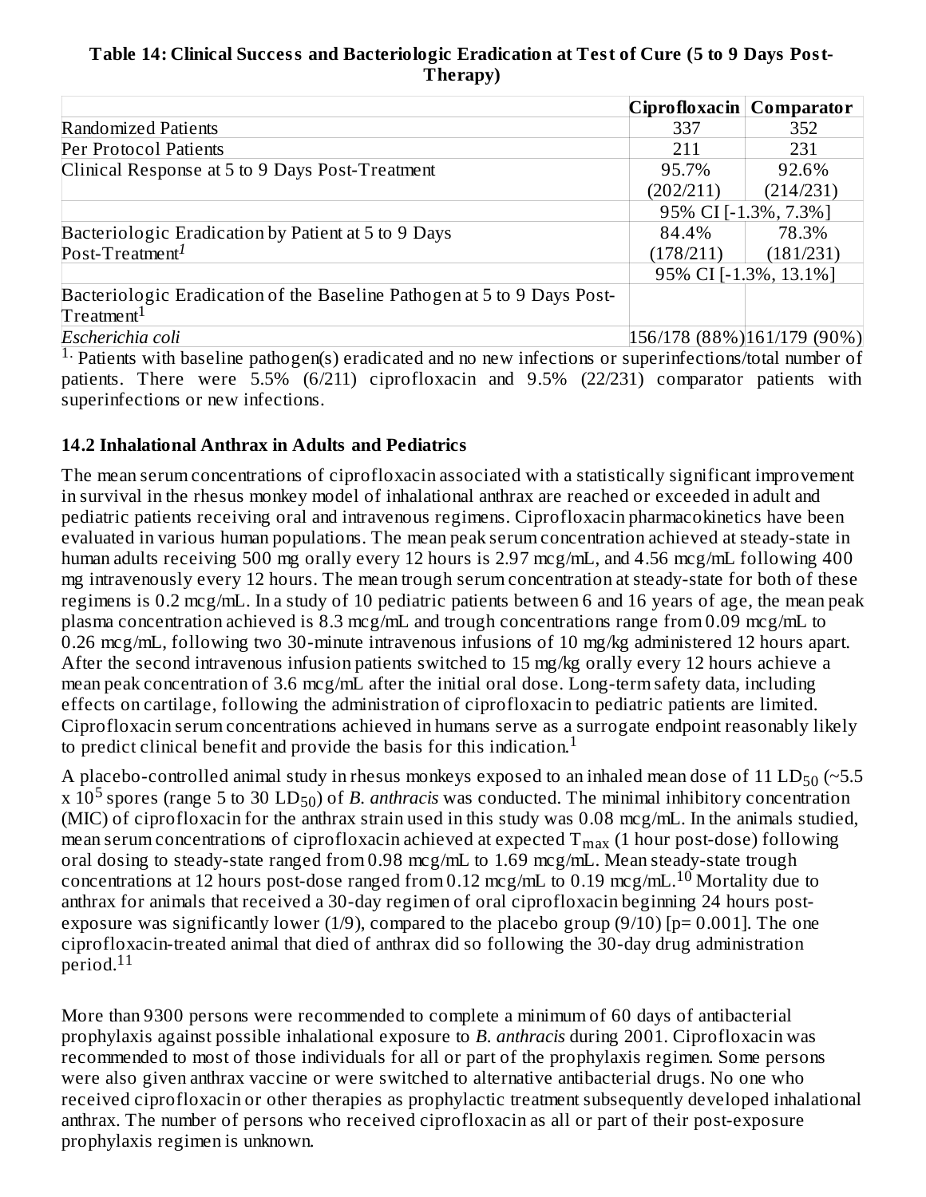**Table 14: Clinical Success and Bacteriologic Eradication at Test of Cure (5 to 9 Days Post-Therapy)**

| | Ciprofloxacin | Comparator |
|---|---|---|
| Randomized Patients | 337 | 352 |
| Per Protocol Patients | 211 | 231 |
| Clinical Response at 5 to 9 Days Post-Treatment | 95.7% (202/211) | 92.6% (214/231) |
| | 95% CI [-1.3%, 7.3%] | |
| Bacteriologic Eradication by Patient at 5 to 9 Days Post-Treatment[1] | 84.4% (178/211) | 78.3% (181/231) |
| | 95% CI [-1.3%, 13.1%] | |
| Bacteriologic Eradication of the Baseline Pathogen at 5 to 9 Days Post-Treatment[1] | | |
| *Escherichia coli* | 156/178 (88%) | 161/179 (90%) |

[1.] Patients with baseline pathogen(s) eradicated and no new infections or superinfections/total number of patients. There were 5.5% (6/211) ciprofloxacin and 9.5% (22/231) comparator patients with superinfections or new infections.

## 14.2 Inhalational Anthrax in Adults and Pediatrics

The mean serum concentrations of ciprofloxacin associated with a statistically significant improvement in survival in the rhesus monkey model of inhalational anthrax are reached or exceeded in adult and pediatric patients receiving oral and intravenous regimens. Ciprofloxacin pharmacokinetics have been evaluated in various human populations. The mean peak serum concentration achieved at steady-state in human adults receiving 500 mg orally every 12 hours is 2.97 mcg/mL, and 4.56 mcg/mL following 400 mg intravenously every 12 hours. The mean trough serum concentration at steady-state for both of these regimens is 0.2 mcg/mL. In a study of 10 pediatric patients between 6 and 16 years of age, the mean peak plasma concentration achieved is 8.3 mcg/mL and trough concentrations range from 0.09 mcg/mL to 0.26 mcg/mL, following two 30-minute intravenous infusions of 10 mg/kg administered 12 hours apart. After the second intravenous infusion patients switched to 15 mg/kg orally every 12 hours achieve a mean peak concentration of 3.6 mcg/mL after the initial oral dose. Long-term safety data, including effects on cartilage, following the administration of ciprofloxacin to pediatric patients are limited. Ciprofloxacin serum concentrations achieved in humans serve as a surrogate endpoint reasonably likely to predict clinical benefit and provide the basis for this indication.[1]

A placebo-controlled animal study in rhesus monkeys exposed to an inhaled mean dose of 11 $LD_{50}$ (~5.5 x $10^5$ spores (range 5 to 30 $LD_{50}$) of *B. anthracis* was conducted. The minimal inhibitory concentration (MIC) of ciprofloxacin for the anthrax strain used in this study was 0.08 mcg/mL. In the animals studied, mean serum concentrations of ciprofloxacin achieved at expected $T_{max}$ (1 hour post-dose) following oral dosing to steady-state ranged from 0.98 mcg/mL to 1.69 mcg/mL. Mean steady-state trough concentrations at 12 hours post-dose ranged from 0.12 mcg/mL to 0.19 mcg/mL.[10] Mortality due to anthrax for animals that received a 30-day regimen of oral ciprofloxacin beginning 24 hours post-exposure was significantly lower (1/9), compared to the placebo group (9/10) [p= 0.001]. The one ciprofloxacin-treated animal that died of anthrax did so following the 30-day drug administration period.[11]

More than 9300 persons were recommended to complete a minimum of 60 days of antibacterial prophylaxis against possible inhalational exposure to *B. anthracis* during 2001. Ciprofloxacin was recommended to most of those individuals for all or part of the prophylaxis regimen. Some persons were also given anthrax vaccine or were switched to alternative antibacterial drugs. No one who received ciprofloxacin or other therapies as prophylactic treatment subsequently developed inhalational anthrax. The number of persons who received ciprofloxacin as all or part of their post-exposure prophylaxis regimen is unknown.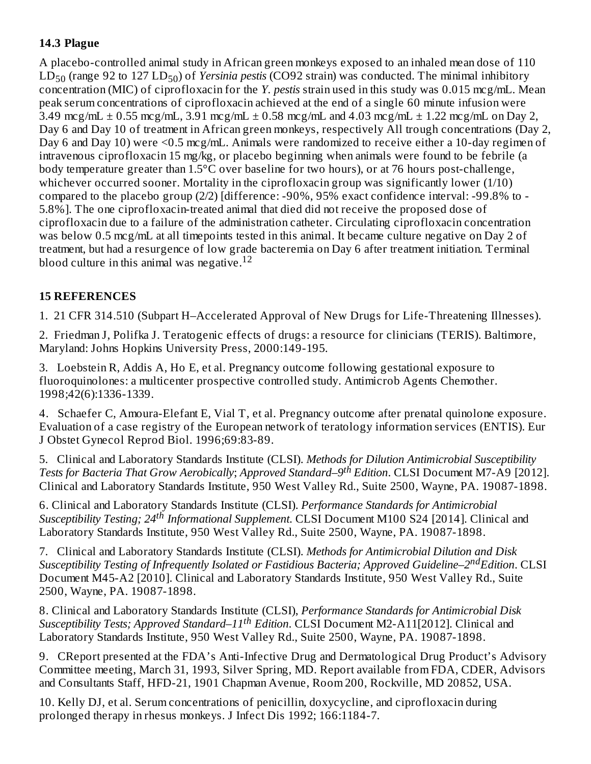### 14.3 Plague

A placebo-controlled animal study in African green monkeys exposed to an inhaled mean dose of 110 $LD_{50}$ (range 92 to 127 $LD_{50}$) of *Yersinia pestis* (CO92 strain) was conducted. The minimal inhibitory concentration (MIC) of ciprofloxacin for the *Y. pestis* strain used in this study was 0.015 mcg/mL. Mean peak serum concentrations of ciprofloxacin achieved at the end of a single 60 minute infusion were 3.49 mcg/mL ± 0.55 mcg/mL, 3.91 mcg/mL ± 0.58 mcg/mL and 4.03 mcg/mL ± 1.22 mcg/mL on Day 2, Day 6 and Day 10 of treatment in African green monkeys, respectively All trough concentrations (Day 2, Day 6 and Day 10) were <0.5 mcg/mL. Animals were randomized to receive either a 10-day regimen of intravenous ciprofloxacin 15 mg/kg, or placebo beginning when animals were found to be febrile (a body temperature greater than 1.5°C over baseline for two hours), or at 76 hours post-challenge, whichever occurred sooner. Mortality in the ciprofloxacin group was significantly lower (1/10) compared to the placebo group (2/2) [difference: -90%, 95% exact confidence interval: -99.8% to -5.8%]. The one ciprofloxacin-treated animal that died did not receive the proposed dose of ciprofloxacin due to a failure of the administration catheter. Circulating ciprofloxacin concentration was below 0.5 mcg/mL at all timepoints tested in this animal. It became culture negative on Day 2 of treatment, but had a resurgence of low grade bacteremia on Day 6 after treatment initiation. Terminal blood culture in this animal was negative.[12]

## 15 REFERENCES

1. 21 CFR 314.510 (Subpart H–Accelerated Approval of New Drugs for Life-Threatening Illnesses).

2. Friedman J, Polifka J. Teratogenic effects of drugs: a resource for clinicians (TERIS). Baltimore, Maryland: Johns Hopkins University Press, 2000:149-195.

3. Loebstein R, Addis A, Ho E, et al. Pregnancy outcome following gestational exposure to fluoroquinolones: a multicenter prospective controlled study. Antimicrob Agents Chemother. 1998;42(6):1336-1339.

4. Schaefer C, Amoura-Elefant E, Vial T, et al. Pregnancy outcome after prenatal quinolone exposure. Evaluation of a case registry of the European network of teratology information services (ENTIS). Eur J Obstet Gynecol Reprod Biol. 1996;69:83-89.

5. Clinical and Laboratory Standards Institute (CLSI). *Methods for Dilution Antimicrobial Susceptibility Tests for Bacteria That Grow Aerobically*; *Approved Standard–9th Edition*. CLSI Document M7-A9 [2012]. Clinical and Laboratory Standards Institute, 950 West Valley Rd., Suite 2500, Wayne, PA. 19087-1898.

6. Clinical and Laboratory Standards Institute (CLSI). *Performance Standards for Antimicrobial Susceptibility Testing; 24th Informational Supplement*. CLSI Document M100 S24 [2014]. Clinical and Laboratory Standards Institute, 950 West Valley Rd., Suite 2500, Wayne, PA. 19087-1898.

7. Clinical and Laboratory Standards Institute (CLSI). *Methods for Antimicrobial Dilution and Disk Susceptibility Testing of Infrequently Isolated or Fastidious Bacteria; Approved Guideline–2nd Edition*. CLSI Document M45-A2 [2010]. Clinical and Laboratory Standards Institute, 950 West Valley Rd., Suite 2500, Wayne, PA. 19087-1898.

8. Clinical and Laboratory Standards Institute (CLSI), *Performance Standards for Antimicrobial Disk Susceptibility Tests; Approved Standard–11th Edition*. CLSI Document M2-A11[2012]. Clinical and Laboratory Standards Institute, 950 West Valley Rd., Suite 2500, Wayne, PA. 19087-1898.

9. CReport presented at the FDA's Anti-Infective Drug and Dermatological Drug Product's Advisory Committee meeting, March 31, 1993, Silver Spring, MD. Report available from FDA, CDER, Advisors and Consultants Staff, HFD-21, 1901 Chapman Avenue, Room 200, Rockville, MD 20852, USA.

10. Kelly DJ, et al. Serum concentrations of penicillin, doxycycline, and ciprofloxacin during prolonged therapy in rhesus monkeys. J Infect Dis 1992; 166:1184-7.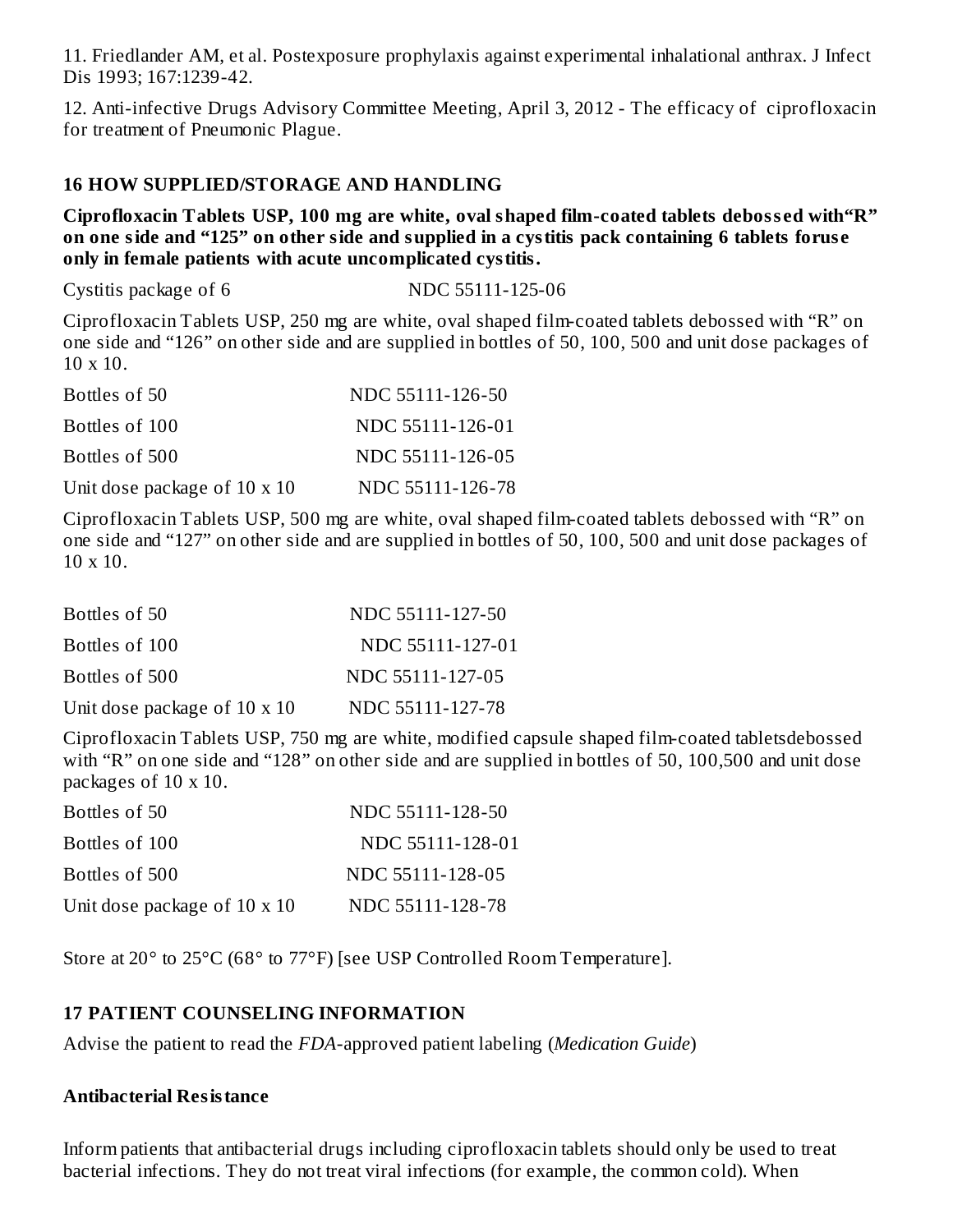11. Friedlander AM, et al. Postexposure prophylaxis against experimental inhalational anthrax. J Infect Dis 1993; 167:1239-42.

12. Anti-infective Drugs Advisory Committee Meeting, April 3, 2012 - The efficacy of ciprofloxacin for treatment of Pneumonic Plague.

## 16 HOW SUPPLIED/STORAGE AND HANDLING

**Ciprofloxacin Tablets USP, 100 mg are white, oval shaped film-coated tablets debossed with"R" on one side and "125" on other side and supplied in a cystitis pack containing 6 tablets foruse only in female patients with acute uncomplicated cystitis.**

| | |
|---|---|
| Cystitis package of 6 | NDC 55111-125-06 |

Ciprofloxacin Tablets USP, 250 mg are white, oval shaped film-coated tablets debossed with "R" on one side and "126" on other side and are supplied in bottles of 50, 100, 500 and unit dose packages of 10 x 10.

| | |
|---|---|
| Bottles of 50 | NDC 55111-126-50 |
| Bottles of 100 | NDC 55111-126-01 |
| Bottles of 500 | NDC 55111-126-05 |
| Unit dose package of 10 x 10 | NDC 55111-126-78 |

Ciprofloxacin Tablets USP, 500 mg are white, oval shaped film-coated tablets debossed with "R" on one side and "127" on other side and are supplied in bottles of 50, 100, 500 and unit dose packages of 10 x 10.

| | |
|---|---|
| Bottles of 50 | NDC 55111-127-50 |
| Bottles of 100 | NDC 55111-127-01 |
| Bottles of 500 | NDC 55111-127-05 |
| Unit dose package of 10 x 10 | NDC 55111-127-78 |

Ciprofloxacin Tablets USP, 750 mg are white, modified capsule shaped film-coated tabletsdebossed with "R" on one side and "128" on other side and are supplied in bottles of 50, 100,500 and unit dose packages of 10 x 10.

| | |
|---|---|
| Bottles of 50 | NDC 55111-128-50 |
| Bottles of 100 | NDC 55111-128-01 |
| Bottles of 500 | NDC 55111-128-05 |
| Unit dose package of 10 x 10 | NDC 55111-128-78 |

Store at 20° to 25°C (68° to 77°F) [see USP Controlled Room Temperature].

## 17 PATIENT COUNSELING INFORMATION

Advise the patient to read the *FDA*-approved patient labeling (*Medication Guide*)

**Antibacterial Resistance**

Inform patients that antibacterial drugs including ciprofloxacin tablets should only be used to treat bacterial infections. They do not treat viral infections (for example, the common cold). When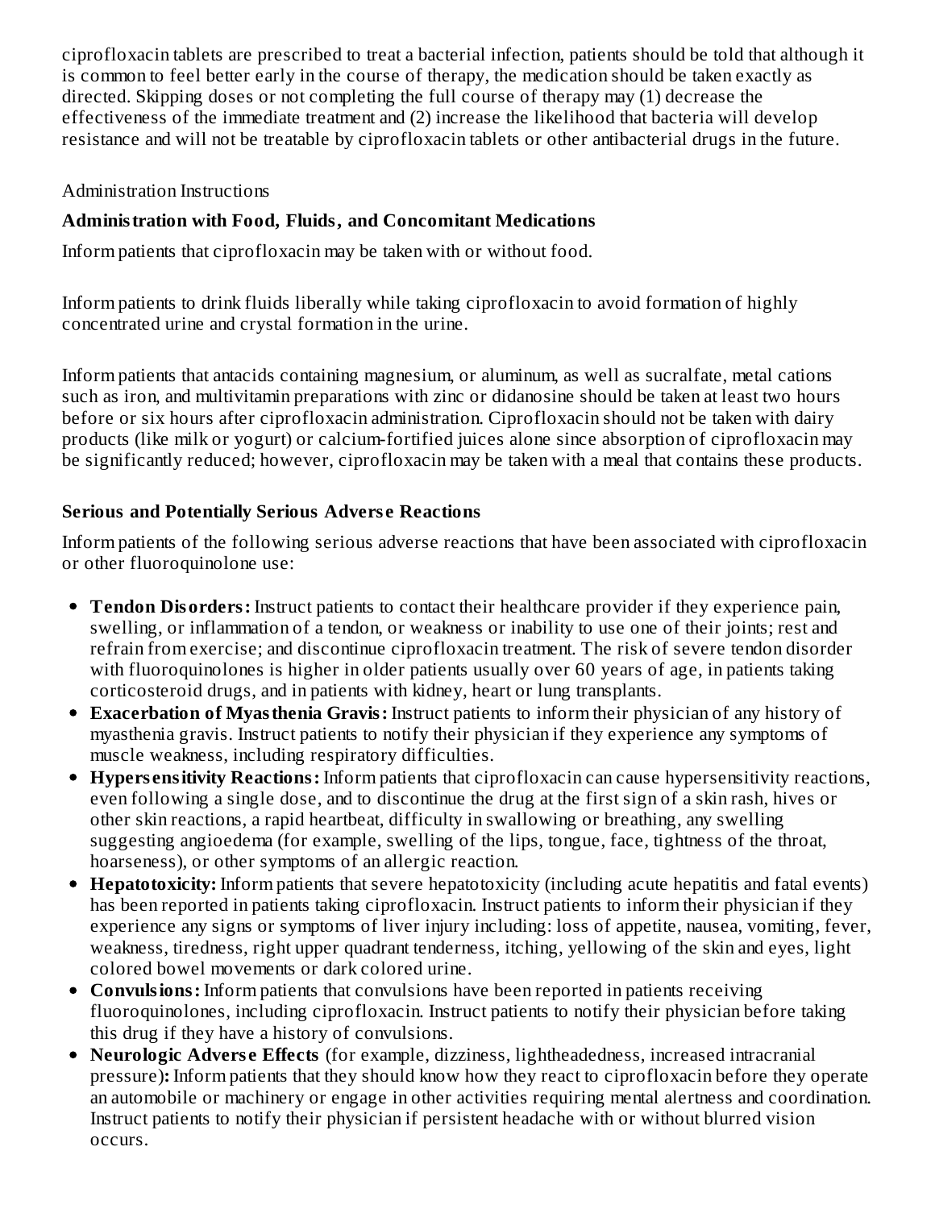ciprofloxacin tablets are prescribed to treat a bacterial infection, patients should be told that although it is common to feel better early in the course of therapy, the medication should be taken exactly as directed. Skipping doses or not completing the full course of therapy may (1) decrease the effectiveness of the immediate treatment and (2) increase the likelihood that bacteria will develop resistance and will not be treatable by ciprofloxacin tablets or other antibacterial drugs in the future.

Administration Instructions

**Administration with Food, Fluids, and Concomitant Medications**

Inform patients that ciprofloxacin may be taken with or without food.

Inform patients to drink fluids liberally while taking ciprofloxacin to avoid formation of highly concentrated urine and crystal formation in the urine.

Inform patients that antacids containing magnesium, or aluminum, as well as sucralfate, metal cations such as iron, and multivitamin preparations with zinc or didanosine should be taken at least two hours before or six hours after ciprofloxacin administration. Ciprofloxacin should not be taken with dairy products (like milk or yogurt) or calcium-fortified juices alone since absorption of ciprofloxacin may be significantly reduced; however, ciprofloxacin may be taken with a meal that contains these products.

**Serious and Potentially Serious Adverse Reactions**

Inform patients of the following serious adverse reactions that have been associated with ciprofloxacin or other fluoroquinolone use:

- **Tendon Disorders:** Instruct patients to contact their healthcare provider if they experience pain, swelling, or inflammation of a tendon, or weakness or inability to use one of their joints; rest and refrain from exercise; and discontinue ciprofloxacin treatment. The risk of severe tendon disorder with fluoroquinolones is higher in older patients usually over 60 years of age, in patients taking corticosteroid drugs, and in patients with kidney, heart or lung transplants.
- **Exacerbation of Myasthenia Gravis:** Instruct patients to inform their physician of any history of myasthenia gravis. Instruct patients to notify their physician if they experience any symptoms of muscle weakness, including respiratory difficulties.
- **Hypersensitivity Reactions:** Inform patients that ciprofloxacin can cause hypersensitivity reactions, even following a single dose, and to discontinue the drug at the first sign of a skin rash, hives or other skin reactions, a rapid heartbeat, difficulty in swallowing or breathing, any swelling suggesting angioedema (for example, swelling of the lips, tongue, face, tightness of the throat, hoarseness), or other symptoms of an allergic reaction.
- **Hepatotoxicity:** Inform patients that severe hepatotoxicity (including acute hepatitis and fatal events) has been reported in patients taking ciprofloxacin. Instruct patients to inform their physician if they experience any signs or symptoms of liver injury including: loss of appetite, nausea, vomiting, fever, weakness, tiredness, right upper quadrant tenderness, itching, yellowing of the skin and eyes, light colored bowel movements or dark colored urine.
- **Convulsions:** Inform patients that convulsions have been reported in patients receiving fluoroquinolones, including ciprofloxacin. Instruct patients to notify their physician before taking this drug if they have a history of convulsions.
- **Neurologic Adverse Effects** (for example, dizziness, lightheadedness, increased intracranial pressure)**:** Inform patients that they should know how they react to ciprofloxacin before they operate an automobile or machinery or engage in other activities requiring mental alertness and coordination. Instruct patients to notify their physician if persistent headache with or without blurred vision occurs.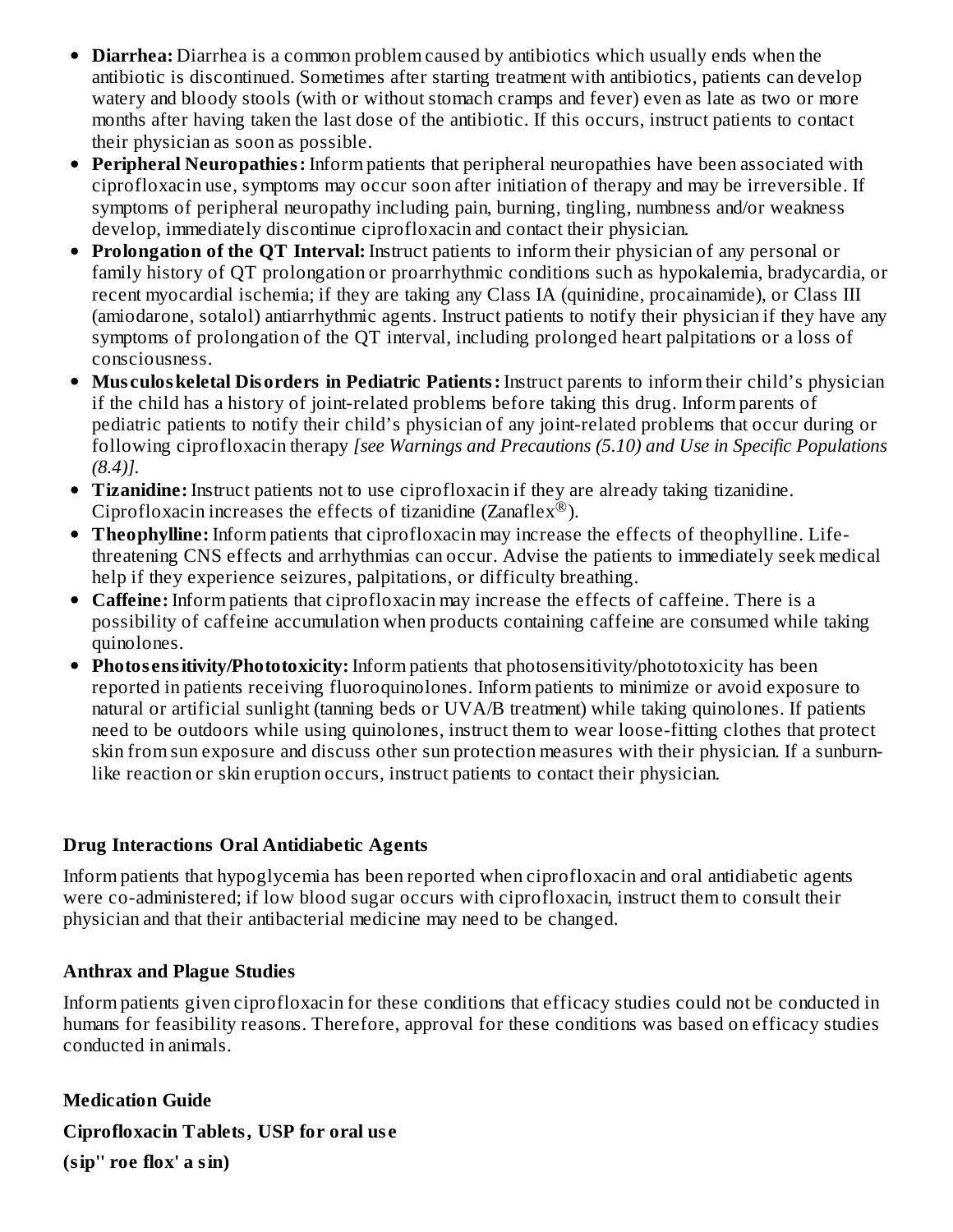- **Diarrhea:** Diarrhea is a common problem caused by antibiotics which usually ends when the antibiotic is discontinued. Sometimes after starting treatment with antibiotics, patients can develop watery and bloody stools (with or without stomach cramps and fever) even as late as two or more months after having taken the last dose of the antibiotic. If this occurs, instruct patients to contact their physician as soon as possible.
- **Peripheral Neuropathies:** Inform patients that peripheral neuropathies have been associated with ciprofloxacin use, symptoms may occur soon after initiation of therapy and may be irreversible. If symptoms of peripheral neuropathy including pain, burning, tingling, numbness and/or weakness develop, immediately discontinue ciprofloxacin and contact their physician.
- **Prolongation of the QT Interval:** Instruct patients to inform their physician of any personal or family history of QT prolongation or proarrhythmic conditions such as hypokalemia, bradycardia, or recent myocardial ischemia; if they are taking any Class IA (quinidine, procainamide), or Class III (amiodarone, sotalol) antiarrhythmic agents. Instruct patients to notify their physician if they have any symptoms of prolongation of the QT interval, including prolonged heart palpitations or a loss of consciousness.
- **Musculoskeletal Disorders in Pediatric Patients:** Instruct parents to inform their child's physician if the child has a history of joint-related problems before taking this drug. Inform parents of pediatric patients to notify their child's physician of any joint-related problems that occur during or following ciprofloxacin therapy *[see Warnings and Precautions (5.10) and Use in Specific Populations (8.4)]*.
- **Tizanidine:** Instruct patients not to use ciprofloxacin if they are already taking tizanidine. Ciprofloxacin increases the effects of tizanidine (Zanaflex®).
- **Theophylline:** Inform patients that ciprofloxacin may increase the effects of theophylline. Life-threatening CNS effects and arrhythmias can occur. Advise the patients to immediately seek medical help if they experience seizures, palpitations, or difficulty breathing.
- **Caffeine:** Inform patients that ciprofloxacin may increase the effects of caffeine. There is a possibility of caffeine accumulation when products containing caffeine are consumed while taking quinolones.
- **Photosensitivity/Phototoxicity:** Inform patients that photosensitivity/phototoxicity has been reported in patients receiving fluoroquinolones. Inform patients to minimize or avoid exposure to natural or artificial sunlight (tanning beds or UVA/B treatment) while taking quinolones. If patients need to be outdoors while using quinolones, instruct them to wear loose-fitting clothes that protect skin from sun exposure and discuss other sun protection measures with their physician. If a sunburn-like reaction or skin eruption occurs, instruct patients to contact their physician.

**Drug Interactions Oral Antidiabetic Agents**

Inform patients that hypoglycemia has been reported when ciprofloxacin and oral antidiabetic agents were co-administered; if low blood sugar occurs with ciprofloxacin, instruct them to consult their physician and that their antibacterial medicine may need to be changed.

**Anthrax and Plague Studies**

Inform patients given ciprofloxacin for these conditions that efficacy studies could not be conducted in humans for feasibility reasons. Therefore, approval for these conditions was based on efficacy studies conducted in animals.

**Medication Guide**

**Ciprofloxacin Tablets, USP for oral use**

**(sip" roe flox' a sin)**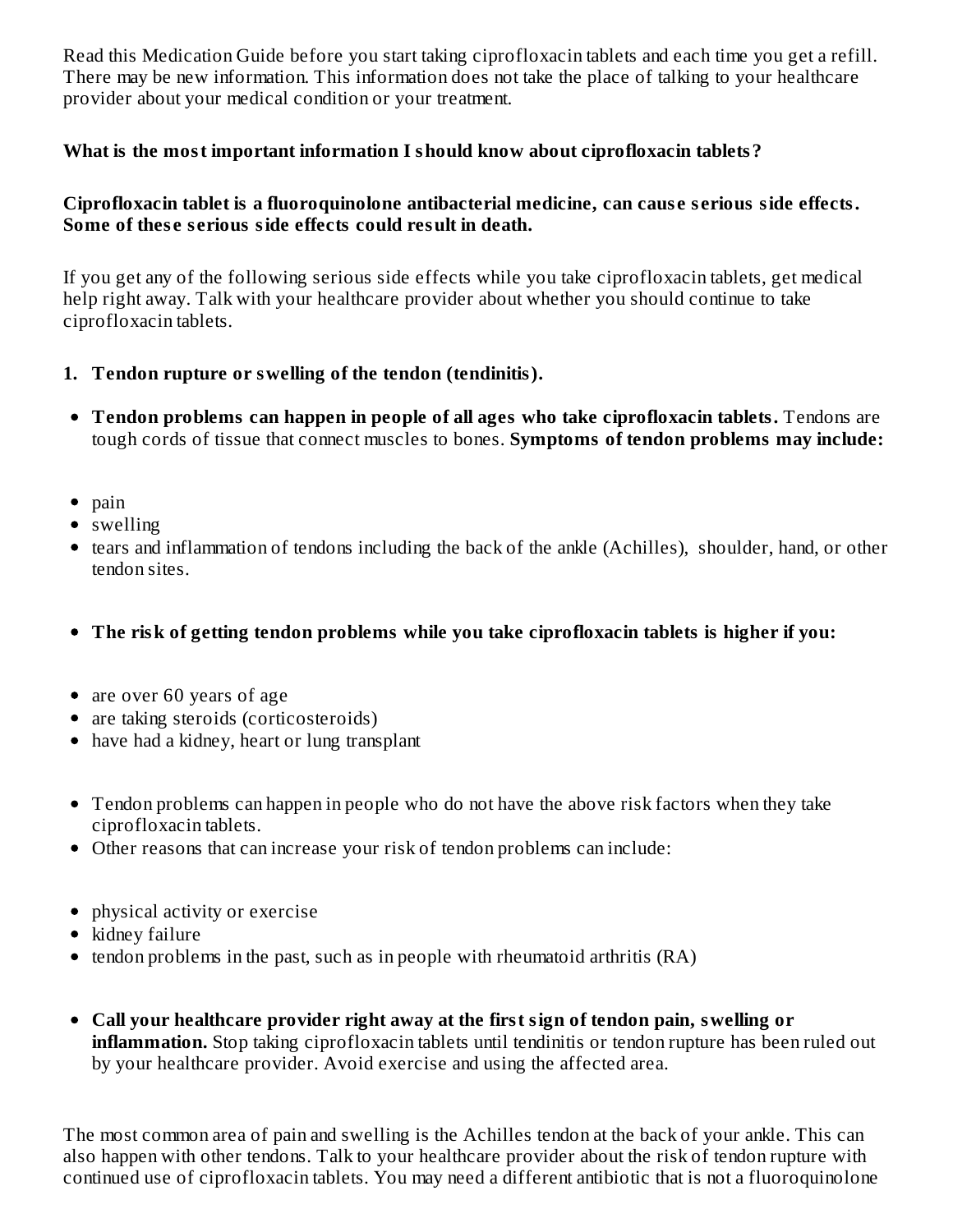Read this Medication Guide before you start taking ciprofloxacin tablets and each time you get a refill. There may be new information. This information does not take the place of talking to your healthcare provider about your medical condition or your treatment.

**What is the most important information I should know about ciprofloxacin tablets?**

**Ciprofloxacin tablet is a fluoroquinolone antibacterial medicine, can cause serious side effects. Some of these serious side effects could result in death.**

If you get any of the following serious side effects while you take ciprofloxacin tablets, get medical help right away. Talk with your healthcare provider about whether you should continue to take ciprofloxacin tablets.

1. **Tendon rupture or swelling of the tendon (tendinitis).**

- **Tendon problems can happen in people of all ages who take ciprofloxacin tablets.** Tendons are tough cords of tissue that connect muscles to bones. **Symptoms of tendon problems may include:**

- pain
- swelling
- tears and inflammation of tendons including the back of the ankle (Achilles), shoulder, hand, or other tendon sites.

- **The risk of getting tendon problems while you take ciprofloxacin tablets is higher if you:**

- are over 60 years of age
- are taking steroids (corticosteroids)
- have had a kidney, heart or lung transplant

- Tendon problems can happen in people who do not have the above risk factors when they take ciprofloxacin tablets.
- Other reasons that can increase your risk of tendon problems can include:

- physical activity or exercise
- kidney failure
- tendon problems in the past, such as in people with rheumatoid arthritis (RA)

- **Call your healthcare provider right away at the first sign of tendon pain, swelling or inflammation.** Stop taking ciprofloxacin tablets until tendinitis or tendon rupture has been ruled out by your healthcare provider. Avoid exercise and using the affected area.

The most common area of pain and swelling is the Achilles tendon at the back of your ankle. This can also happen with other tendons. Talk to your healthcare provider about the risk of tendon rupture with continued use of ciprofloxacin tablets. You may need a different antibiotic that is not a fluoroquinolone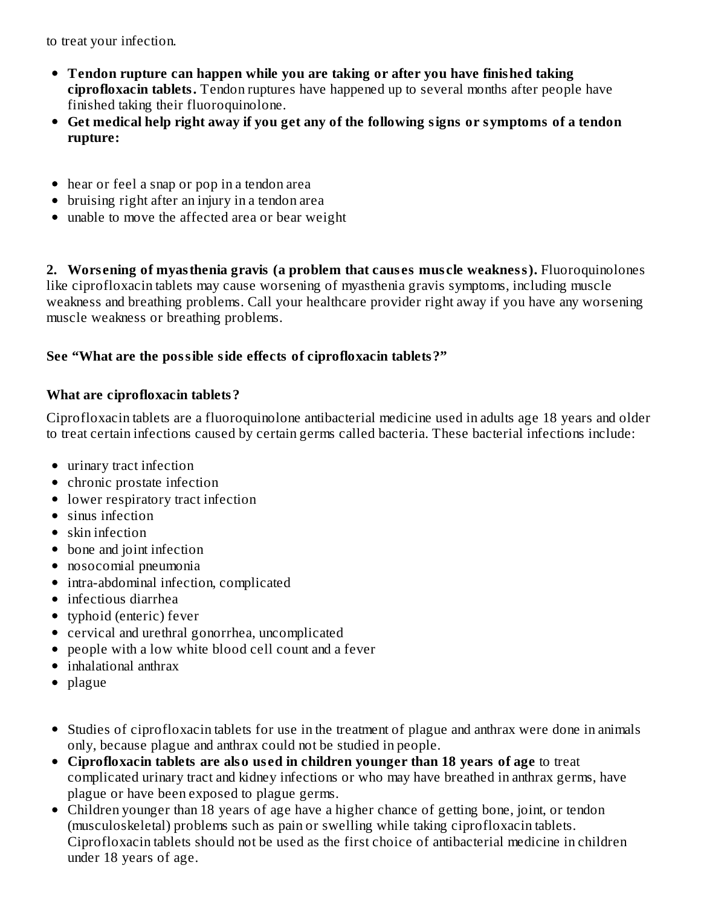to treat your infection.

- **Tendon rupture can happen while you are taking or after you have finished taking ciprofloxacin tablets.** Tendon ruptures have happened up to several months after people have finished taking their fluoroquinolone.
- **Get medical help right away if you get any of the following signs or symptoms of a tendon rupture:**

- hear or feel a snap or pop in a tendon area
- bruising right after an injury in a tendon area
- unable to move the affected area or bear weight

**2. Worsening of myasthenia gravis (a problem that causes muscle weakness).** Fluoroquinolones like ciprofloxacin tablets may cause worsening of myasthenia gravis symptoms, including muscle weakness and breathing problems. Call your healthcare provider right away if you have any worsening muscle weakness or breathing problems.

**See "What are the possible side effects of ciprofloxacin tablets?"**

**What are ciprofloxacin tablets?**

Ciprofloxacin tablets are a fluoroquinolone antibacterial medicine used in adults age 18 years and older to treat certain infections caused by certain germs called bacteria. These bacterial infections include:

- urinary tract infection
- chronic prostate infection
- lower respiratory tract infection
- sinus infection
- skin infection
- bone and joint infection
- nosocomial pneumonia
- intra-abdominal infection, complicated
- infectious diarrhea
- typhoid (enteric) fever
- cervical and urethral gonorrhea, uncomplicated
- people with a low white blood cell count and a fever
- inhalational anthrax
- plague

- Studies of ciprofloxacin tablets for use in the treatment of plague and anthrax were done in animals only, because plague and anthrax could not be studied in people.
- **Ciprofloxacin tablets are also used in children younger than 18 years of age** to treat complicated urinary tract and kidney infections or who may have breathed in anthrax germs, have plague or have been exposed to plague germs.
- Children younger than 18 years of age have a higher chance of getting bone, joint, or tendon (musculoskeletal) problems such as pain or swelling while taking ciprofloxacin tablets. Ciprofloxacin tablets should not be used as the first choice of antibacterial medicine in children under 18 years of age.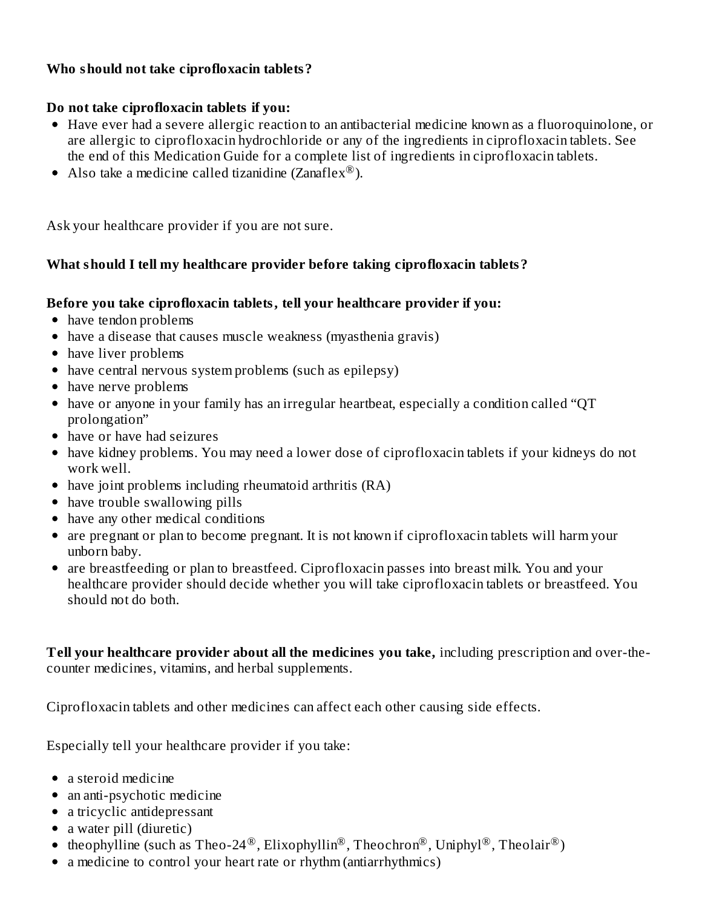**Who should not take ciprofloxacin tablets?**

**Do not take ciprofloxacin tablets if you:**

- Have ever had a severe allergic reaction to an antibacterial medicine known as a fluoroquinolone, or are allergic to ciprofloxacin hydrochloride or any of the ingredients in ciprofloxacin tablets. See the end of this Medication Guide for a complete list of ingredients in ciprofloxacin tablets.
- Also take a medicine called tizanidine (Zanaflex®).

Ask your healthcare provider if you are not sure.

**What should I tell my healthcare provider before taking ciprofloxacin tablets?**

**Before you take ciprofloxacin tablets, tell your healthcare provider if you:**

- have tendon problems
- have a disease that causes muscle weakness (myasthenia gravis)
- have liver problems
- have central nervous system problems (such as epilepsy)
- have nerve problems
- have or anyone in your family has an irregular heartbeat, especially a condition called "QT prolongation"
- have or have had seizures
- have kidney problems. You may need a lower dose of ciprofloxacin tablets if your kidneys do not work well.
- have joint problems including rheumatoid arthritis (RA)
- have trouble swallowing pills
- have any other medical conditions
- are pregnant or plan to become pregnant. It is not known if ciprofloxacin tablets will harm your unborn baby.
- are breastfeeding or plan to breastfeed. Ciprofloxacin passes into breast milk. You and your healthcare provider should decide whether you will take ciprofloxacin tablets or breastfeed. You should not do both.

**Tell your healthcare provider about all the medicines you take,** including prescription and over-the-counter medicines, vitamins, and herbal supplements.

Ciprofloxacin tablets and other medicines can affect each other causing side effects.

Especially tell your healthcare provider if you take:

- a steroid medicine
- an anti-psychotic medicine
- a tricyclic antidepressant
- a water pill (diuretic)
- theophylline (such as Theo-24®, Elixophyllin®, Theochron®, Uniphyl®, Theolair®)
- a medicine to control your heart rate or rhythm (antiarrhythmics)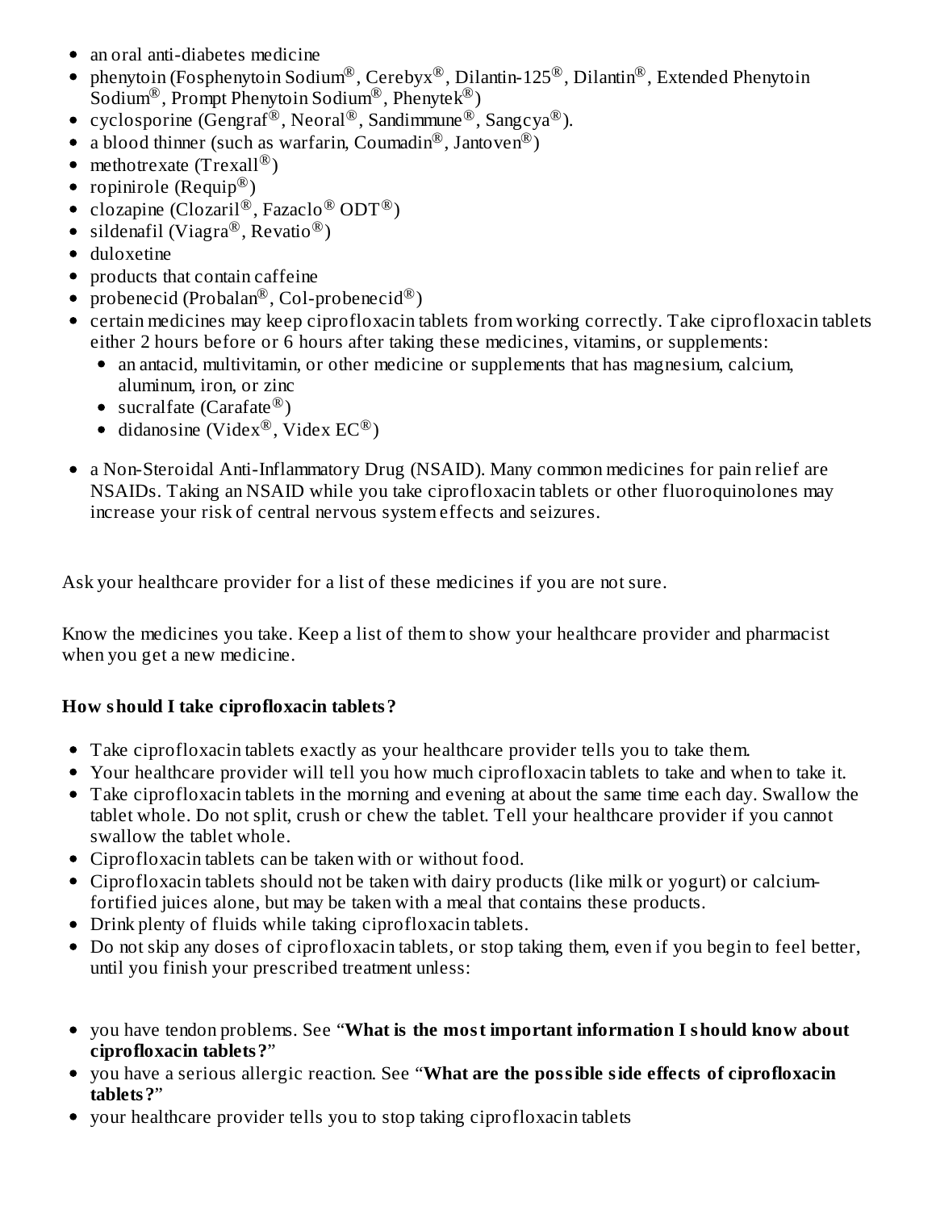- an oral anti-diabetes medicine
- phenytoin (Fosphenytoin Sodium®, Cerebyx®, Dilantin-125®, Dilantin®, Extended Phenytoin Sodium®, Prompt Phenytoin Sodium®, Phenytek®)
- cyclosporine (Gengraf®, Neoral®, Sandimmune®, Sangcya®).
- a blood thinner (such as warfarin, Coumadin®, Jantoven®)
- methotrexate (Trexall®)
- ropinirole (Requip®)
- clozapine (Clozaril®, Fazaclo® ODT®)
- sildenafil (Viagra®, Revatio®)
- duloxetine
- products that contain caffeine
- probenecid (Probalan®, Col-probenecid®)
- certain medicines may keep ciprofloxacin tablets from working correctly. Take ciprofloxacin tablets either 2 hours before or 6 hours after taking these medicines, vitamins, or supplements:
  - an antacid, multivitamin, or other medicine or supplements that has magnesium, calcium, aluminum, iron, or zinc
  - sucralfate (Carafate®)
  - didanosine (Videx®, Videx EC®)
- a Non-Steroidal Anti-Inflammatory Drug (NSAID). Many common medicines for pain relief are NSAIDs. Taking an NSAID while you take ciprofloxacin tablets or other fluoroquinolones may increase your risk of central nervous system effects and seizures.

Ask your healthcare provider for a list of these medicines if you are not sure.

Know the medicines you take. Keep a list of them to show your healthcare provider and pharmacist when you get a new medicine.

**How should I take ciprofloxacin tablets?**

- Take ciprofloxacin tablets exactly as your healthcare provider tells you to take them.
- Your healthcare provider will tell you how much ciprofloxacin tablets to take and when to take it.
- Take ciprofloxacin tablets in the morning and evening at about the same time each day. Swallow the tablet whole. Do not split, crush or chew the tablet. Tell your healthcare provider if you cannot swallow the tablet whole.
- Ciprofloxacin tablets can be taken with or without food.
- Ciprofloxacin tablets should not be taken with dairy products (like milk or yogurt) or calcium-fortified juices alone, but may be taken with a meal that contains these products.
- Drink plenty of fluids while taking ciprofloxacin tablets.
- Do not skip any doses of ciprofloxacin tablets, or stop taking them, even if you begin to feel better, until you finish your prescribed treatment unless:

- you have tendon problems. See "**What is the most important information I should know about ciprofloxacin tablets?**"
- you have a serious allergic reaction. See "**What are the possible side effects of ciprofloxacin tablets?**"
- your healthcare provider tells you to stop taking ciprofloxacin tablets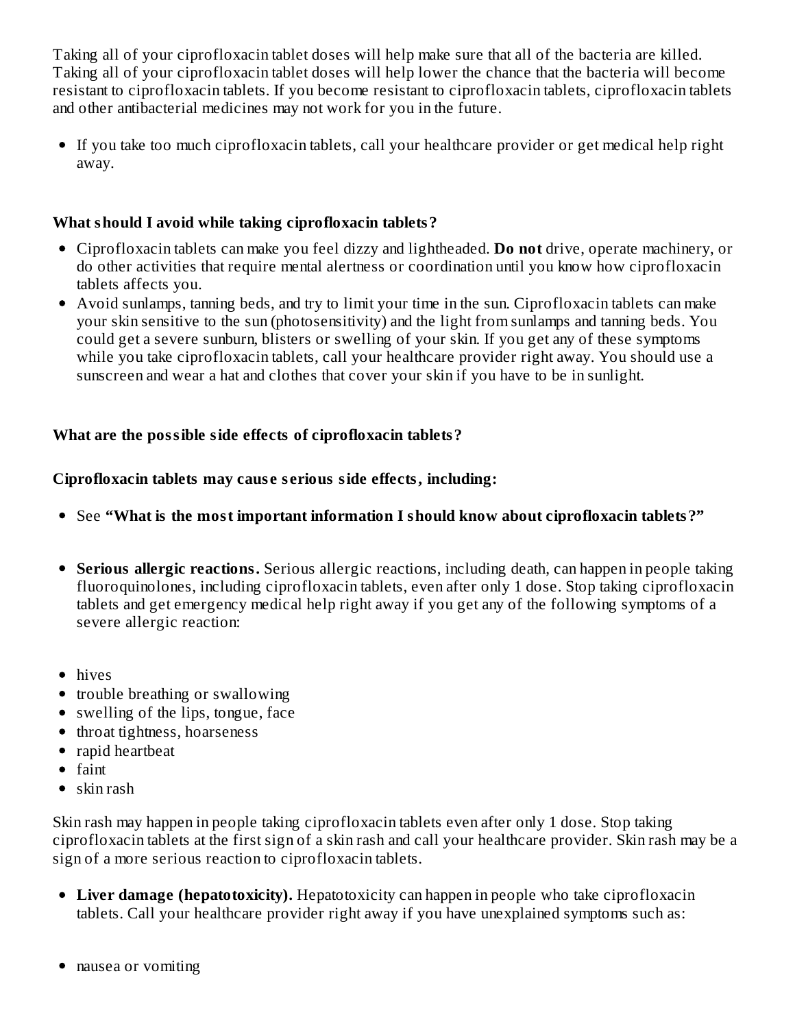Taking all of your ciprofloxacin tablet doses will help make sure that all of the bacteria are killed. Taking all of your ciprofloxacin tablet doses will help lower the chance that the bacteria will become resistant to ciprofloxacin tablets. If you become resistant to ciprofloxacin tablets, ciprofloxacin tablets and other antibacterial medicines may not work for you in the future.

- If you take too much ciprofloxacin tablets, call your healthcare provider or get medical help right away.

**What should I avoid while taking ciprofloxacin tablets?**

- Ciprofloxacin tablets can make you feel dizzy and lightheaded. **Do not** drive, operate machinery, or do other activities that require mental alertness or coordination until you know how ciprofloxacin tablets affects you.
- Avoid sunlamps, tanning beds, and try to limit your time in the sun. Ciprofloxacin tablets can make your skin sensitive to the sun (photosensitivity) and the light from sunlamps and tanning beds. You could get a severe sunburn, blisters or swelling of your skin. If you get any of these symptoms while you take ciprofloxacin tablets, call your healthcare provider right away. You should use a sunscreen and wear a hat and clothes that cover your skin if you have to be in sunlight.

**What are the possible side effects of ciprofloxacin tablets?**

**Ciprofloxacin tablets may cause serious side effects, including:**

- See **"What is the most important information I should know about ciprofloxacin tablets?"**

- **Serious allergic reactions.** Serious allergic reactions, including death, can happen in people taking fluoroquinolones, including ciprofloxacin tablets, even after only 1 dose. Stop taking ciprofloxacin tablets and get emergency medical help right away if you get any of the following symptoms of a severe allergic reaction:

- hives
- trouble breathing or swallowing
- swelling of the lips, tongue, face
- throat tightness, hoarseness
- rapid heartbeat
- faint
- skin rash

Skin rash may happen in people taking ciprofloxacin tablets even after only 1 dose. Stop taking ciprofloxacin tablets at the first sign of a skin rash and call your healthcare provider. Skin rash may be a sign of a more serious reaction to ciprofloxacin tablets.

- **Liver damage (hepatotoxicity).** Hepatotoxicity can happen in people who take ciprofloxacin tablets. Call your healthcare provider right away if you have unexplained symptoms such as:

- nausea or vomiting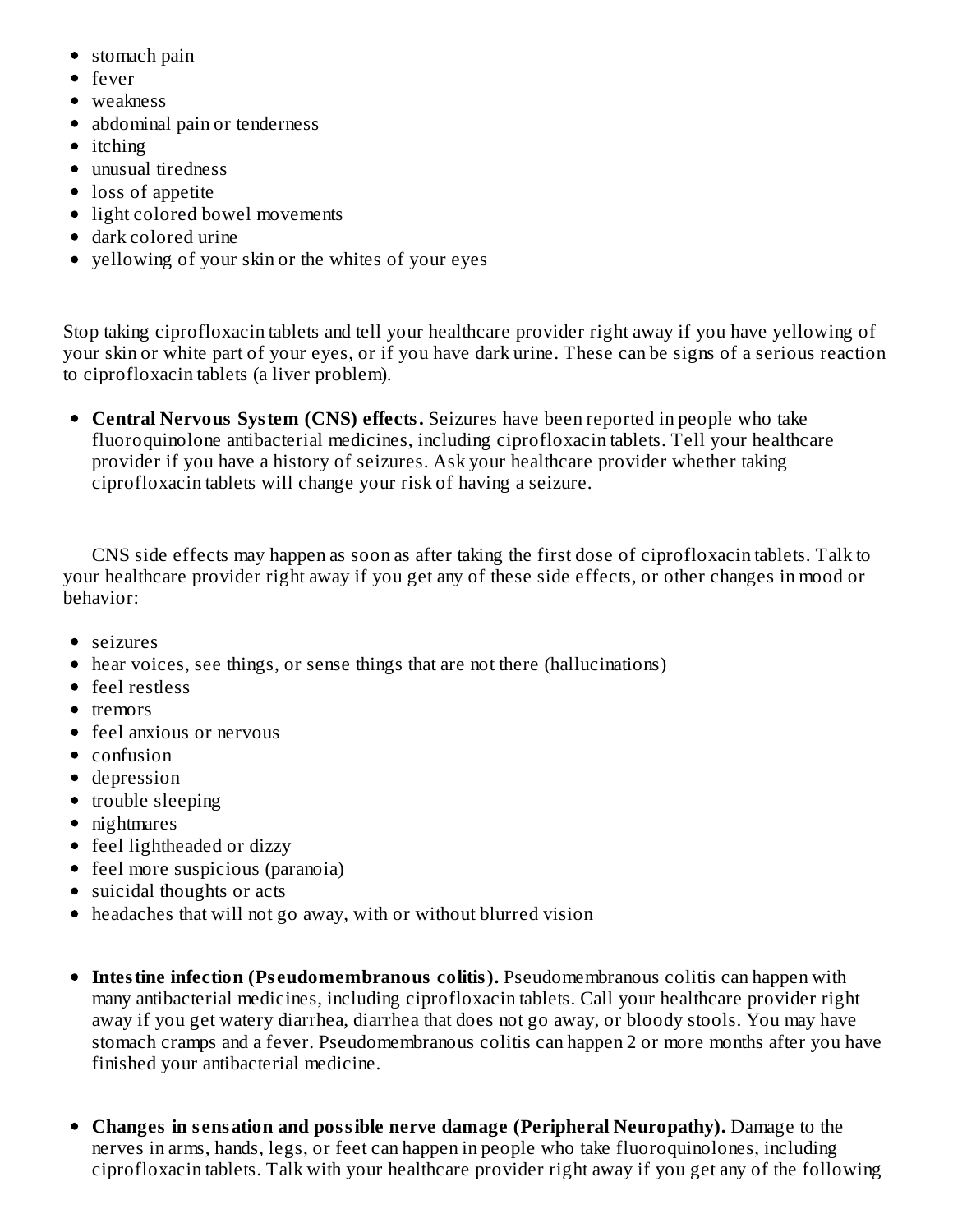- stomach pain
- fever
- weakness
- abdominal pain or tenderness
- itching
- unusual tiredness
- loss of appetite
- light colored bowel movements
- dark colored urine
- yellowing of your skin or the whites of your eyes

Stop taking ciprofloxacin tablets and tell your healthcare provider right away if you have yellowing of your skin or white part of your eyes, or if you have dark urine. These can be signs of a serious reaction to ciprofloxacin tablets (a liver problem).

- **Central Nervous System (CNS) effects.** Seizures have been reported in people who take fluoroquinolone antibacterial medicines, including ciprofloxacin tablets. Tell your healthcare provider if you have a history of seizures. Ask your healthcare provider whether taking ciprofloxacin tablets will change your risk of having a seizure.

CNS side effects may happen as soon as after taking the first dose of ciprofloxacin tablets. Talk to your healthcare provider right away if you get any of these side effects, or other changes in mood or behavior:

- seizures
- hear voices, see things, or sense things that are not there (hallucinations)
- feel restless
- tremors
- feel anxious or nervous
- confusion
- depression
- trouble sleeping
- nightmares
- feel lightheaded or dizzy
- feel more suspicious (paranoia)
- suicidal thoughts or acts
- headaches that will not go away, with or without blurred vision

- **Intestine infection (Pseudomembranous colitis).** Pseudomembranous colitis can happen with many antibacterial medicines, including ciprofloxacin tablets. Call your healthcare provider right away if you get watery diarrhea, diarrhea that does not go away, or bloody stools. You may have stomach cramps and a fever. Pseudomembranous colitis can happen 2 or more months after you have finished your antibacterial medicine.

- **Changes in sensation and possible nerve damage (Peripheral Neuropathy).** Damage to the nerves in arms, hands, legs, or feet can happen in people who take fluoroquinolones, including ciprofloxacin tablets. Talk with your healthcare provider right away if you get any of the following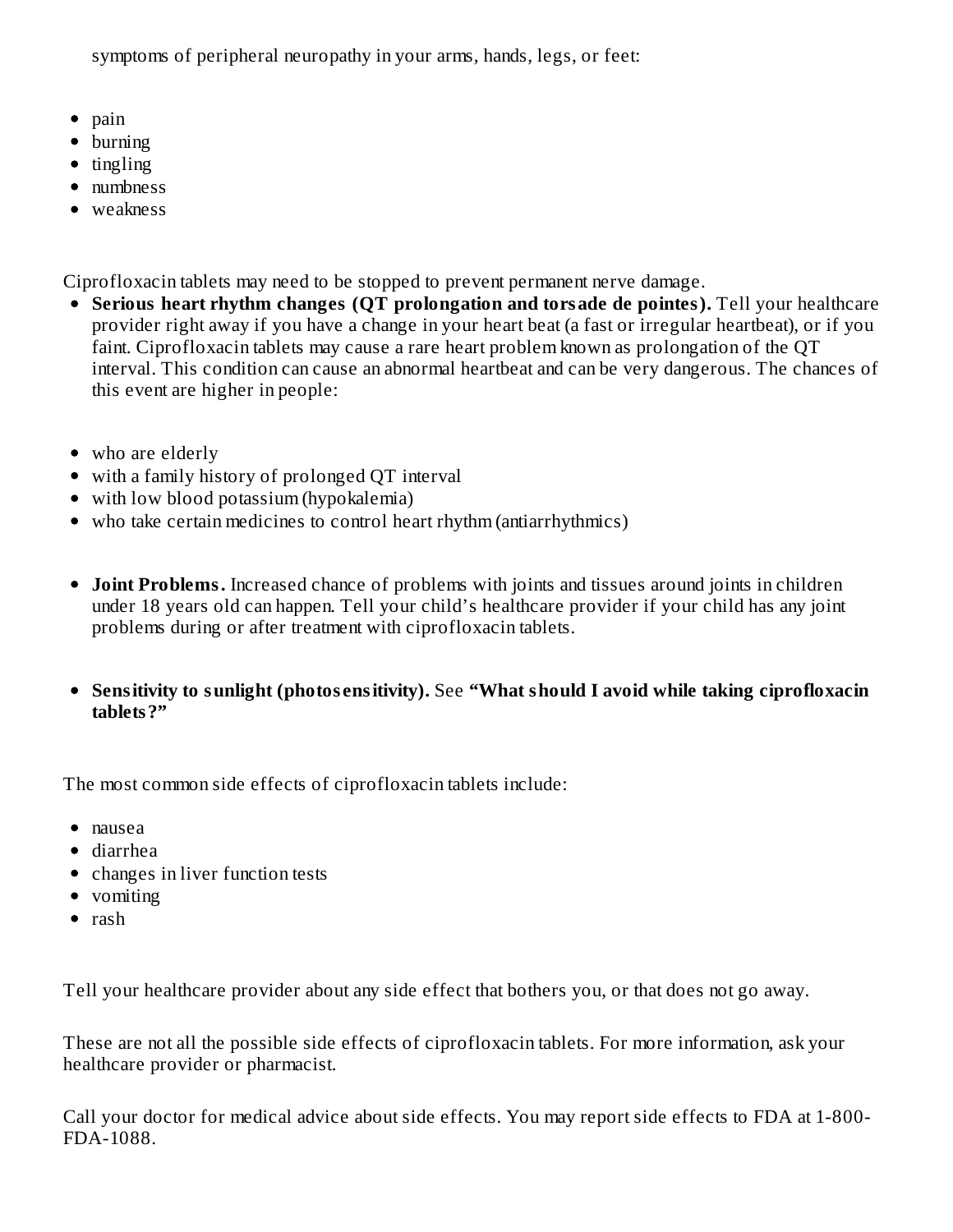symptoms of peripheral neuropathy in your arms, hands, legs, or feet:

- pain
- burning
- tingling
- numbness
- weakness

Ciprofloxacin tablets may need to be stopped to prevent permanent nerve damage.

- **Serious heart rhythm changes (QT prolongation and torsade de pointes).** Tell your healthcare provider right away if you have a change in your heart beat (a fast or irregular heartbeat), or if you faint. Ciprofloxacin tablets may cause a rare heart problem known as prolongation of the QT interval. This condition can cause an abnormal heartbeat and can be very dangerous. The chances of this event are higher in people:

- who are elderly
- with a family history of prolonged QT interval
- with low blood potassium (hypokalemia)
- who take certain medicines to control heart rhythm (antiarrhythmics)

- **Joint Problems.** Increased chance of problems with joints and tissues around joints in children under 18 years old can happen. Tell your child's healthcare provider if your child has any joint problems during or after treatment with ciprofloxacin tablets.

- **Sensitivity to sunlight (photosensitivity).** See **"What should I avoid while taking ciprofloxacin tablets?"**

The most common side effects of ciprofloxacin tablets include:

- nausea
- diarrhea
- changes in liver function tests
- vomiting
- rash

Tell your healthcare provider about any side effect that bothers you, or that does not go away.

These are not all the possible side effects of ciprofloxacin tablets. For more information, ask your healthcare provider or pharmacist.

Call your doctor for medical advice about side effects. You may report side effects to FDA at 1-800-FDA-1088.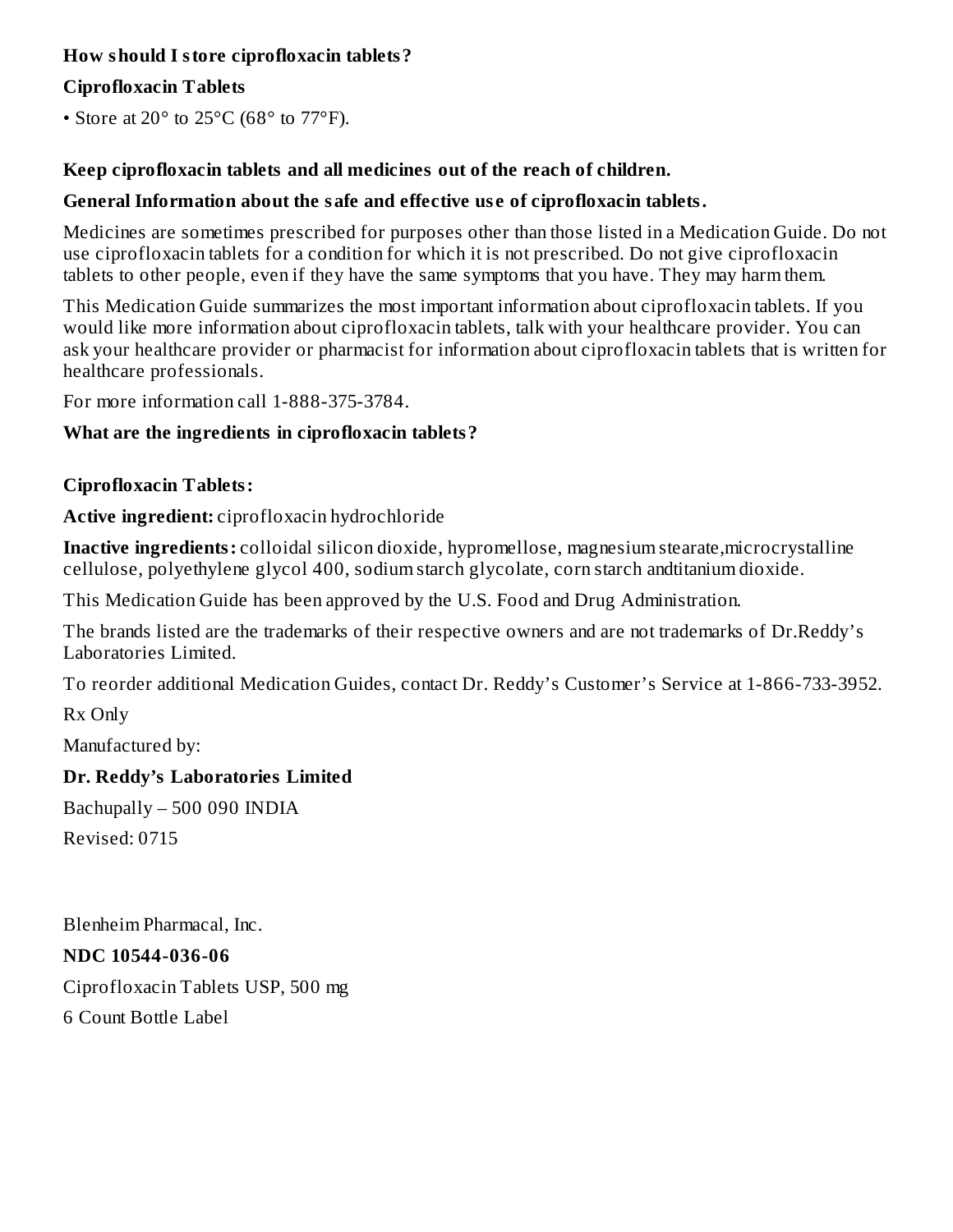**How should I store ciprofloxacin tablets?**

**Ciprofloxacin Tablets**

- Store at 20° to 25°C (68° to 77°F).

**Keep ciprofloxacin tablets and all medicines out of the reach of children.**

**General Information about the safe and effective use of ciprofloxacin tablets.**

Medicines are sometimes prescribed for purposes other than those listed in a Medication Guide. Do not use ciprofloxacin tablets for a condition for which it is not prescribed. Do not give ciprofloxacin tablets to other people, even if they have the same symptoms that you have. They may harm them.

This Medication Guide summarizes the most important information about ciprofloxacin tablets. If you would like more information about ciprofloxacin tablets, talk with your healthcare provider. You can ask your healthcare provider or pharmacist for information about ciprofloxacin tablets that is written for healthcare professionals.

For more information call 1-888-375-3784.

**What are the ingredients in ciprofloxacin tablets?**

**Ciprofloxacin Tablets:**

**Active ingredient:** ciprofloxacin hydrochloride

**Inactive ingredients:** colloidal silicon dioxide, hypromellose, magnesium stearate,microcrystalline cellulose, polyethylene glycol 400, sodium starch glycolate, corn starch andtitanium dioxide.

This Medication Guide has been approved by the U.S. Food and Drug Administration.

The brands listed are the trademarks of their respective owners and are not trademarks of Dr.Reddy's Laboratories Limited.

To reorder additional Medication Guides, contact Dr. Reddy's Customer's Service at 1-866-733-3952.

Rx Only

Manufactured by:

**Dr. Reddy's Laboratories Limited**

Bachupally – 500 090 INDIA

Revised: 0715

Blenheim Pharmacal, Inc.

**NDC 10544-036-06**

Ciprofloxacin Tablets USP, 500 mg

6 Count Bottle Label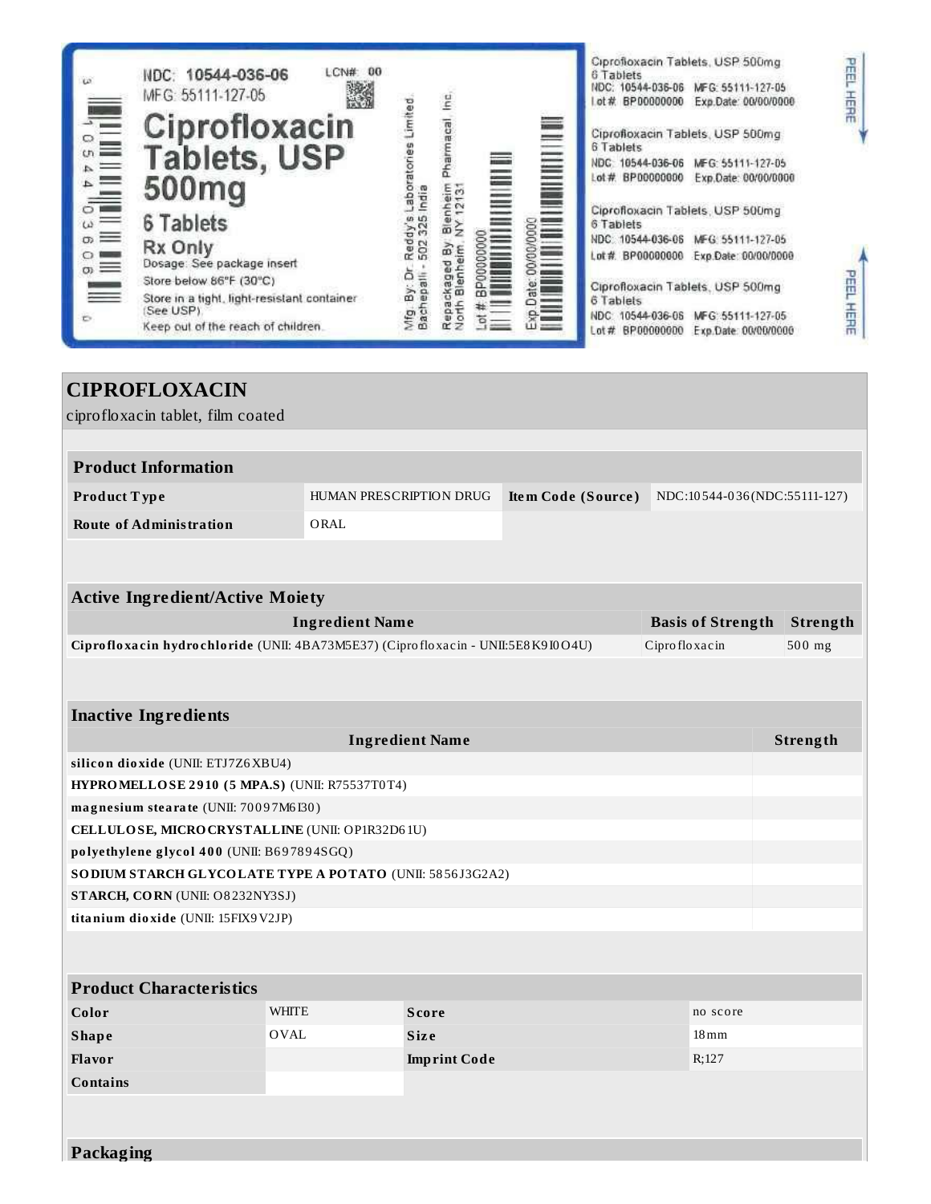NDC: 10544-036-06 LCN#: 00

MFG: 55111-127-05

# Ciprofloxacin Tablets, USP 500mg

6 Tablets

Rx Only

Dosage: See package insert

Store below 86°F (30°C)

Store in a tight, light-resistant container (See USP)

Keep out of the reach of children.

Mfg. By: Dr. Reddy's Laboratories Limited, Bachepalli - 502 325 India

Repackaged By: Blenheim Pharmacal, Inc. North Blenheim, NY 12131

Lot #: BP00000000

Exp Date: 00/00/0000

Ciprofloxacin Tablets, USP 500mg
6 Tablets
NDC: 10544-036-06 MFG: 55111-127-05
Lot #: BP00000000 Exp.Date: 00/00/0000

Ciprofloxacin Tablets, USP 500mg
6 Tablets
NDC: 10544-036-06 MFG: 55111-127-05
Lot #: BP00000000 Exp.Date: 00/00/0000

Ciprofloxacin Tablets, USP 500mg
6 Tablets
NDC: 10544-036-06 MFG: 55111-127-05
Lot #: BP00000000 Exp.Date: 00/00/0000

Ciprofloxacin Tablets, USP 500mg
6 Tablets
NDC: 10544-036-06 MFG: 55111-127-05
Lot #: BP00000000 Exp.Date: 00/00/0000

PEEL HERE

PEEL HERE

## CIPROFLOXACIN

ciprofloxacin tablet, film coated

| Product Information | | | |
|---|---|---|---|
| **Product Type** | HUMAN PRESCRIPTION DRUG | **Item Code (Source)** | NDC:10544-036(NDC:55111-127) |
| **Route of Administration** | ORAL | | |

| Active Ingredient/Active Moiety | | |
|---|---|---|
| **Ingredient Name** | **Basis of Strength** | **Strength** |
| **Ciprofloxacin hydrochloride** (UNII: 4BA73M5E37) (Ciprofloxacin - UNII:5E8K9I0O4U) | Ciprofloxacin | 500 mg |

| Inactive Ingredients | |
|---|---|
| **Ingredient Name** | **Strength** |
| **silicon dioxide** (UNII: ETJ7Z6XBU4) | |
| **HYPROMELLOSE 2910 (5 MPA.S)** (UNII: R75537T0T4) | |
| **magnesium stearate** (UNII: 70097M6I30) | |
| **CELLULOSE, MICROCRYSTALLINE** (UNII: OP1R32D61U) | |
| **polyethylene glycol 400** (UNII: B697894SGQ) | |
| **SODIUM STARCH GLYCOLATE TYPE A POTATO** (UNII: 5856J3G2A2) | |
| **STARCH, CORN** (UNII: O8232NY3SJ) | |
| **titanium dioxide** (UNII: 15FIX9V2JP) | |

| Product Characteristics | | | |
|---|---|---|---|
| **Color** | WHITE | **Score** | no score |
| **Shape** | OVAL | **Size** | 18mm |
| **Flavor** | | **Imprint Code** | R;127 |
| **Contains** | | | |

## Packaging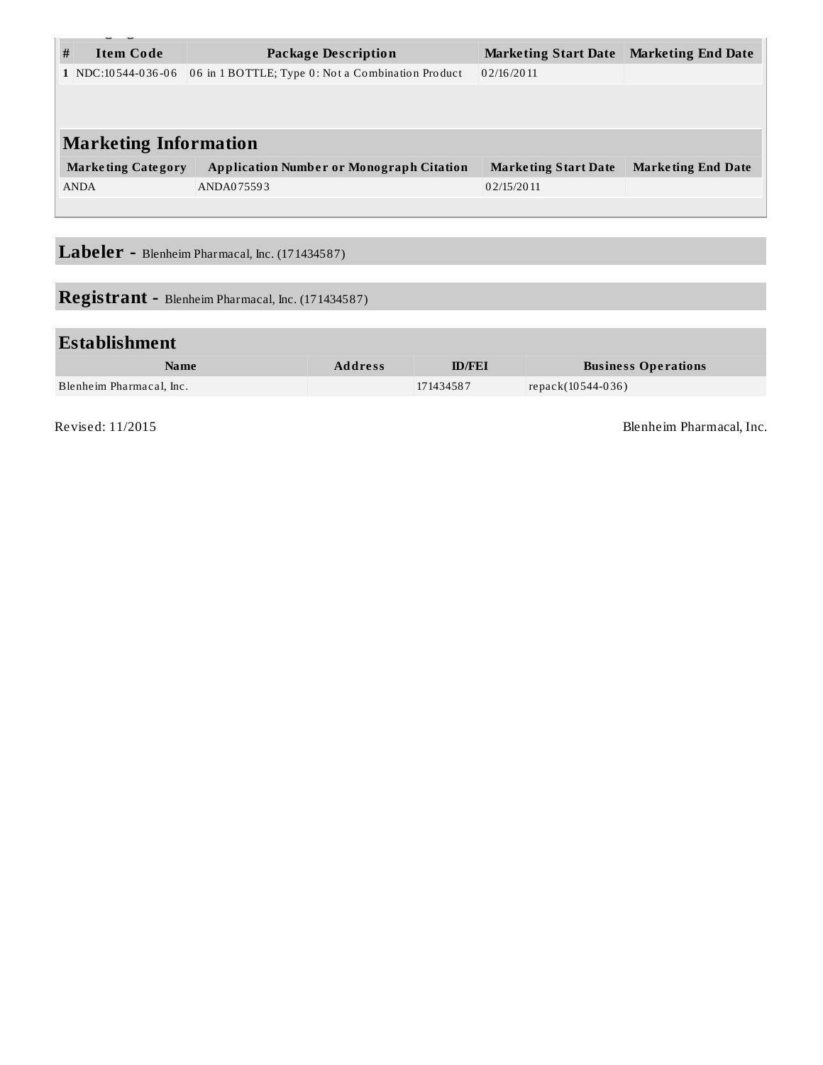| # | Item Code | Package Description | Marketing Start Date | Marketing End Date |
|---|---|---|---|---|
| 1 | NDC:10544-036-06 | 06 in 1 BOTTLE; Type 0: Not a Combination Product | 02/16/2011 | |

## Marketing Information

| Marketing Category | Application Number or Monograph Citation | Marketing Start Date | Marketing End Date |
|---|---|---|---|
| ANDA | ANDA075593 | 02/15/2011 | |

## Labeler - Blenheim Pharmacal, Inc. (171434587)

## Registrant - Blenheim Pharmacal, Inc. (171434587)

## Establishment

| Name | Address | ID/FEI | Business Operations |
|---|---|---|---|
| Blenheim Pharmacal, Inc. | | 171434587 | repack(10544-036) |

Revised: 11/2015

Blenheim Pharmacal, Inc.